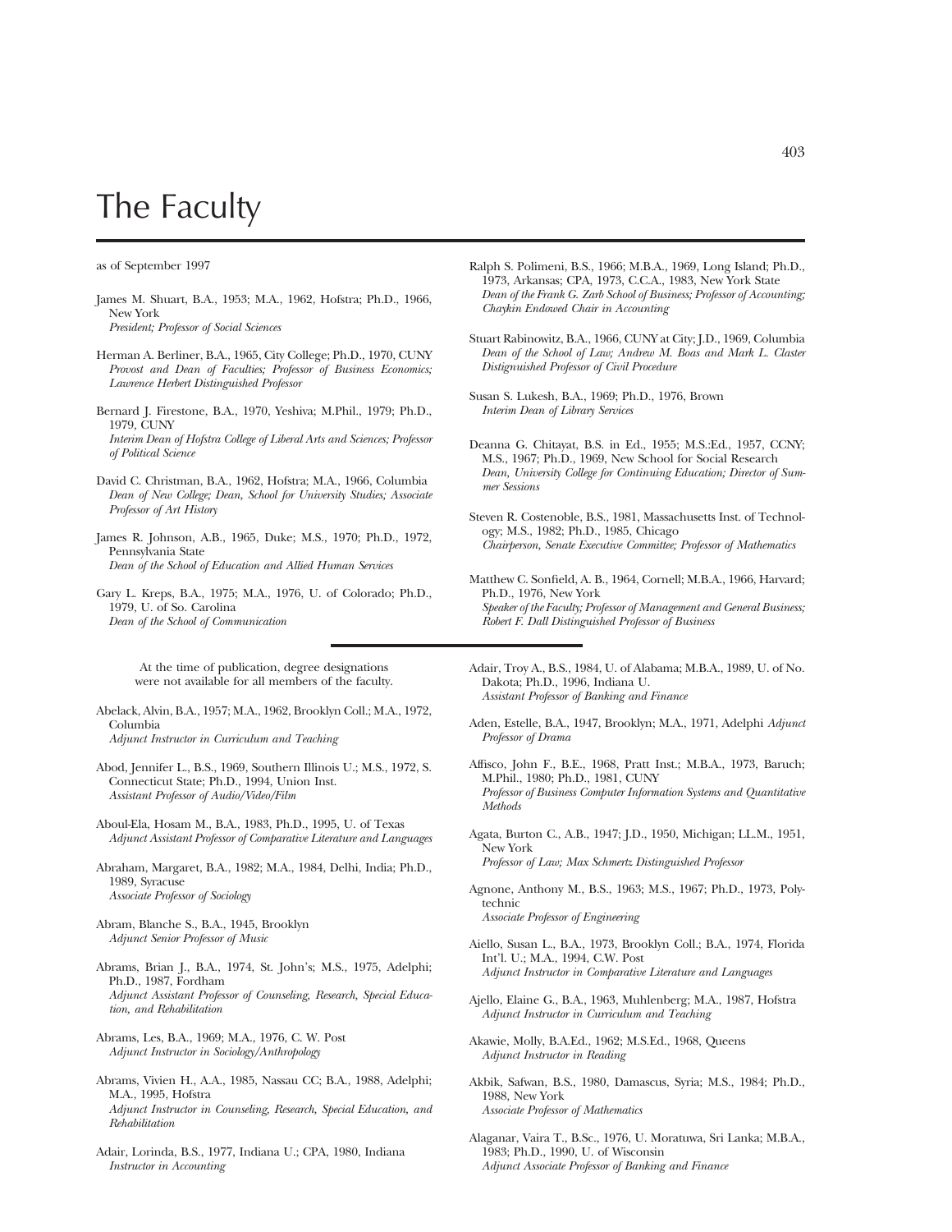# The Faculty

as of September 1997

James M. Shuart, B.A., 1953; M.A., 1962, Hofstra; Ph.D., 1966, New York
*President; Professor of Social Sciences*

Herman A. Berliner, B.A., 1965, City College; Ph.D., 1970, CUNY
*Provost and Dean of Faculties; Professor of Business Economics; Lawrence Herbert Distinguished Professor*

Bernard J. Firestone, B.A., 1970, Yeshiva; M.Phil., 1979; Ph.D., 1979, CUNY
*Interim Dean of Hofstra College of Liberal Arts and Sciences; Professor of Political Science*

David C. Christman, B.A., 1962, Hofstra; M.A., 1966, Columbia
*Dean of New College; Dean, School for University Studies; Associate Professor of Art History*

James R. Johnson, A.B., 1965, Duke; M.S., 1970; Ph.D., 1972, Pennsylvania State
*Dean of the School of Education and Allied Human Services*

Gary L. Kreps, B.A., 1975; M.A., 1976, U. of Colorado; Ph.D., 1979, U. of So. Carolina
*Dean of the School of Communication*

Ralph S. Polimeni, B.S., 1966; M.B.A., 1969, Long Island; Ph.D., 1973, Arkansas; CPA, 1973, C.C.A., 1983, New York State
*Dean of the Frank G. Zarb School of Business; Professor of Accounting; Chaykin Endowed Chair in Accounting*

Stuart Rabinowitz, B.A., 1966, CUNY at City; J.D., 1969, Columbia
*Dean of the School of Law; Andrew M. Boas and Mark L. Claster Distignuished Professor of Civil Procedure*

Susan S. Lukesh, B.A., 1969; Ph.D., 1976, Brown
*Interim Dean of Library Services*

Deanna G. Chitayat, B.S. in Ed., 1955; M.S.:Ed., 1957, CCNY; M.S., 1967; Ph.D., 1969, New School for Social Research
*Dean, University College for Continuing Education; Director of Summer Sessions*

Steven R. Costenoble, B.S., 1981, Massachusetts Inst. of Technology; M.S., 1982; Ph.D., 1985, Chicago
*Chairperson, Senate Executive Committee; Professor of Mathematics*

Matthew C. Sonfield, A. B., 1964, Cornell; M.B.A., 1966, Harvard; Ph.D., 1976, New York
*Speaker of the Faculty; Professor of Management and General Business; Robert F. Dall Distinguished Professor of Business*

---

At the time of publication, degree designations were not available for all members of the faculty.

Abelack, Alvin, B.A., 1957; M.A., 1962, Brooklyn Coll.; M.A., 1972, Columbia
*Adjunct Instructor in Curriculum and Teaching*

Abod, Jennifer L., B.S., 1969, Southern Illinois U.; M.S., 1972, S. Connecticut State; Ph.D., 1994, Union Inst.
*Assistant Professor of Audio/Video/Film*

Aboul-Ela, Hosam M., B.A., 1983, Ph.D., 1995, U. of Texas
*Adjunct Assistant Professor of Comparative Literature and Languages*

Abraham, Margaret, B.A., 1982; M.A., 1984, Delhi, India; Ph.D., 1989, Syracuse
*Associate Professor of Sociology*

Abram, Blanche S., B.A., 1945, Brooklyn
*Adjunct Senior Professor of Music*

Abrams, Brian J., B.A., 1974, St. John's; M.S., 1975, Adelphi; Ph.D., 1987, Fordham
*Adjunct Assistant Professor of Counseling, Research, Special Education, and Rehabilitation*

Abrams, Les, B.A., 1969; M.A., 1976, C. W. Post
*Adjunct Instructor in Sociology/Anthropology*

Abrams, Vivien H., A.A., 1985, Nassau CC; B.A., 1988, Adelphi; M.A., 1995, Hofstra
*Adjunct Instructor in Counseling, Research, Special Education, and Rehabilitation*

Adair, Lorinda, B.S., 1977, Indiana U.; CPA, 1980, Indiana
*Instructor in Accounting*

Adair, Troy A., B.S., 1984, U. of Alabama; M.B.A., 1989, U. of No. Dakota; Ph.D., 1996, Indiana U.
*Assistant Professor of Banking and Finance*

Aden, Estelle, B.A., 1947, Brooklyn; M.A., 1971, Adelphi *Adjunct Professor of Drama*

Affisco, John F., B.E., 1968, Pratt Inst.; M.B.A., 1973, Baruch; M.Phil., 1980; Ph.D., 1981, CUNY
*Professor of Business Computer Information Systems and Quantitative Methods*

Agata, Burton C., A.B., 1947; J.D., 1950, Michigan; LL.M., 1951, New York
*Professor of Law; Max Schmertz Distinguished Professor*

Agnone, Anthony M., B.S., 1963; M.S., 1967; Ph.D., 1973, Polytechnic
*Associate Professor of Engineering*

Aiello, Susan L., B.A., 1973, Brooklyn Coll.; B.A., 1974, Florida Int'l. U.; M.A., 1994, C.W. Post
*Adjunct Instructor in Comparative Literature and Languages*

Ajello, Elaine G., B.A., 1963, Muhlenberg; M.A., 1987, Hofstra
*Adjunct Instructor in Curriculum and Teaching*

Akawie, Molly, B.A.Ed., 1962; M.S.Ed., 1968, Queens
*Adjunct Instructor in Reading*

Akbik, Safwan, B.S., 1980, Damascus, Syria; M.S., 1984; Ph.D., 1988, New York
*Associate Professor of Mathematics*

Alaganar, Vaira T., B.Sc., 1976, U. Moratuwa, Sri Lanka; M.B.A., 1983; Ph.D., 1990, U. of Wisconsin
*Adjunct Associate Professor of Banking and Finance*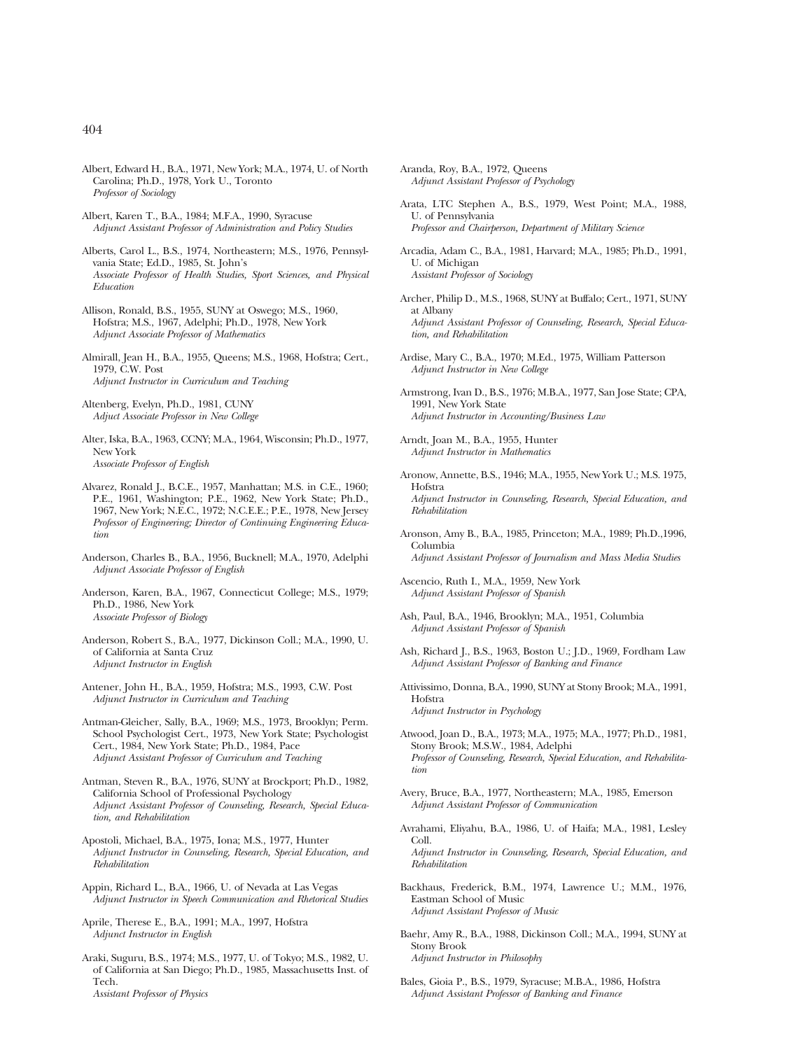Albert, Edward H., B.A., 1971, New York; M.A., 1974, U. of North Carolina; Ph.D., 1978, York U., Toronto
*Professor of Sociology*

Albert, Karen T., B.A., 1984; M.F.A., 1990, Syracuse
*Adjunct Assistant Professor of Administration and Policy Studies*

Alberts, Carol L., B.S., 1974, Northeastern; M.S., 1976, Pennsylvania State; Ed.D., 1985, St. John's
*Associate Professor of Health Studies, Sport Sciences, and Physical Education*

Allison, Ronald, B.S., 1955, SUNY at Oswego; M.S., 1960, Hofstra; M.S., 1967, Adelphi; Ph.D., 1978, New York
*Adjunct Associate Professor of Mathematics*

Almirall, Jean H., B.A., 1955, Queens; M.S., 1968, Hofstra; Cert., 1979, C.W. Post
*Adjunct Instructor in Curriculum and Teaching*

Altenberg, Evelyn, Ph.D., 1981, CUNY
*Adjuct Associate Professor in New College*

Alter, Iska, B.A., 1963, CCNY; M.A., 1964, Wisconsin; Ph.D., 1977, New York
*Associate Professor of English*

Alvarez, Ronald J., B.C.E., 1957, Manhattan; M.S. in C.E., 1960; P.E., 1961, Washington; P.E., 1962, New York State; Ph.D., 1967, New York; N.E.C., 1972; N.C.E.E.; P.E., 1978, New Jersey
*Professor of Engineering; Director of Continuing Engineering Education*

Anderson, Charles B., B.A., 1956, Bucknell; M.A., 1970, Adelphi
*Adjunct Associate Professor of English*

Anderson, Karen, B.A., 1967, Connecticut College; M.S., 1979; Ph.D., 1986, New York
*Associate Professor of Biology*

Anderson, Robert S., B.A., 1977, Dickinson Coll.; M.A., 1990, U. of California at Santa Cruz
*Adjunct Instructor in English*

Antener, John H., B.A., 1959, Hofstra; M.S., 1993, C.W. Post
*Adjunct Instructor in Curriculum and Teaching*

Antman-Gleicher, Sally, B.A., 1969; M.S., 1973, Brooklyn; Perm. School Psychologist Cert., 1973, New York State; Psychologist Cert., 1984, New York State; Ph.D., 1984, Pace
*Adjunct Assistant Professor of Curriculum and Teaching*

Antman, Steven R., B.A., 1976, SUNY at Brockport; Ph.D., 1982, California School of Professional Psychology
*Adjunct Assistant Professor of Counseling, Research, Special Education, and Rehabilitation*

Apostoli, Michael, B.A., 1975, Iona; M.S., 1977, Hunter
*Adjunct Instructor in Counseling, Research, Special Education, and Rehabilitation*

Appin, Richard L., B.A., 1966, U. of Nevada at Las Vegas
*Adjunct Instructor in Speech Communication and Rhetorical Studies*

Aprile, Therese E., B.A., 1991; M.A., 1997, Hofstra
*Adjunct Instructor in English*

Araki, Suguru, B.S., 1974; M.S., 1977, U. of Tokyo; M.S., 1982, U. of California at San Diego; Ph.D., 1985, Massachusetts Inst. of Tech.
*Assistant Professor of Physics*

Aranda, Roy, B.A., 1972, Queens
*Adjunct Assistant Professor of Psychology*

Arata, LTC Stephen A., B.S., 1979, West Point; M.A., 1988, U. of Pennsylvania
*Professor and Chairperson, Department of Military Science*

Arcadia, Adam C., B.A., 1981, Harvard; M.A., 1985; Ph.D., 1991, U. of Michigan
*Assistant Professor of Sociology*

Archer, Philip D., M.S., 1968, SUNY at Buffalo; Cert., 1971, SUNY at Albany
*Adjunct Assistant Professor of Counseling, Research, Special Education, and Rehabilitation*

Ardise, Mary C., B.A., 1970; M.Ed., 1975, William Patterson
*Adjunct Instructor in New College*

Armstrong, Ivan D., B.S., 1976; M.B.A., 1977, San Jose State; CPA, 1991, New York State
*Adjunct Instructor in Accounting/Business Law*

Arndt, Joan M., B.A., 1955, Hunter
*Adjunct Instructor in Mathematics*

Aronow, Annette, B.S., 1946; M.A., 1955, New York U.; M.S. 1975, Hofstra
*Adjunct Instructor in Counseling, Research, Special Education, and Rehabilitation*

Aronson, Amy B., B.A., 1985, Princeton; M.A., 1989; Ph.D.,1996, Columbia
*Adjunct Assistant Professor of Journalism and Mass Media Studies*

Ascencio, Ruth I., M.A., 1959, New York
*Adjunct Assistant Professor of Spanish*

Ash, Paul, B.A., 1946, Brooklyn; M.A., 1951, Columbia
*Adjunct Assistant Professor of Spanish*

Ash, Richard J., B.S., 1963, Boston U.; J.D., 1969, Fordham Law
*Adjunct Assistant Professor of Banking and Finance*

Attivissimo, Donna, B.A., 1990, SUNY at Stony Brook; M.A., 1991, Hofstra
*Adjunct Instructor in Psychology*

Atwood, Joan D., B.A., 1973; M.A., 1975; M.A., 1977; Ph.D., 1981, Stony Brook; M.S.W., 1984, Adelphi
*Professor of Counseling, Research, Special Education, and Rehabilitation*

Avery, Bruce, B.A., 1977, Northeastern; M.A., 1985, Emerson
*Adjunct Assistant Professor of Communication*

Avrahami, Eliyahu, B.A., 1986, U. of Haifa; M.A., 1981, Lesley Coll.
*Adjunct Instructor in Counseling, Research, Special Education, and Rehabilitation*

Backhaus, Frederick, B.M., 1974, Lawrence U.; M.M., 1976, Eastman School of Music
*Adjunct Assistant Professor of Music*

Baehr, Amy R., B.A., 1988, Dickinson Coll.; M.A., 1994, SUNY at Stony Brook
*Adjunct Instructor in Philosophy*

Bales, Gioia P., B.S., 1979, Syracuse; M.B.A., 1986, Hofstra
*Adjunct Assistant Professor of Banking and Finance*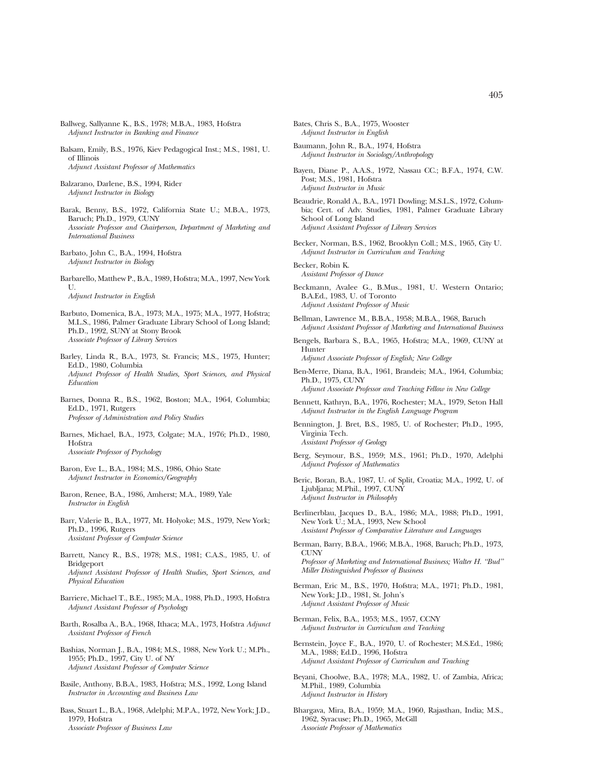Ballweg, Sallyanne K., B.S., 1978; M.B.A., 1983, Hofstra
*Adjunct Instructor in Banking and Finance*

Balsam, Emily, B.S., 1976, Kiev Pedagogical Inst.; M.S., 1981, U. of Illinois
*Adjunct Assistant Professor of Mathematics*

Balzarano, Darlene, B.S., 1994, Rider
*Adjunct Instructor in Biology*

Barak, Benny, B.S., 1972, California State U.; M.B.A., 1973, Baruch; Ph.D., 1979, CUNY
*Associate Professor and Chairperson, Department of Marketing and International Business*

Barbato, John C., B.A., 1994, Hofstra
*Adjunct Instructor in Biology*

Barbarello, Matthew P., B.A., 1989, Hofstra; M.A., 1997, New York U.
*Adjunct Instructor in English*

Barbuto, Domenica, B.A., 1973; M.A., 1975; M.A., 1977, Hofstra; M.L.S., 1986, Palmer Graduate Library School of Long Island; Ph.D., 1992, SUNY at Stony Brook
*Associate Professor of Library Services*

Barley, Linda R., B.A., 1973, St. Francis; M.S., 1975, Hunter; Ed.D., 1980, Columbia
*Adjunct Professor of Health Studies, Sport Sciences, and Physical Education*

Barnes, Donna R., B.S., 1962, Boston; M.A., 1964, Columbia; Ed.D., 1971, Rutgers
*Professor of Administration and Policy Studies*

Barnes, Michael, B.A., 1973, Colgate; M.A., 1976; Ph.D., 1980, Hofstra
*Associate Professor of Psychology*

Baron, Eve L., B.A., 1984; M.S., 1986, Ohio State
*Adjunct Instructor in Economics/Geography*

Baron, Renee, B.A., 1986, Amherst; M.A., 1989, Yale
*Instructor in English*

Barr, Valerie B., B.A., 1977, Mt. Holyoke; M.S., 1979, New York; Ph.D., 1996, Rutgers
*Assistant Professor of Computer Science*

Barrett, Nancy R., B.S., 1978; M.S., 1981; C.A.S., 1985, U. of Bridgeport
*Adjunct Assistant Professor of Health Studies, Sport Sciences, and Physical Education*

Barriere, Michael T., B.E., 1985; M.A., 1988, Ph.D., 1993, Hofstra
*Adjunct Assistant Professor of Psychology*

Barth, Rosalba A., B.A., 1968, Ithaca; M.A., 1973, Hofstra *Adjunct Assistant Professor of French*

Bashias, Norman J., B.A., 1984; M.S., 1988, New York U.; M.Ph., 1955; Ph.D., 1997, City U. of NY
*Adjunct Assistant Professor of Computer Science*

Basile, Anthony, B.B.A., 1983, Hofstra; M.S., 1992, Long Island
*Instructor in Accounting and Business Law*

Bass, Stuart L., B.A., 1968, Adelphi; M.P.A., 1972, New York; J.D., 1979, Hofstra
*Associate Professor of Business Law*

Bates, Chris S., B.A., 1975, Wooster
*Adjunct Instructor in English*

Baumann, John R., B.A., 1974, Hofstra
*Adjunct Instructor in Sociology/Anthropology*

Bayen, Diane P., A.A.S., 1972, Nassau CC.; B.F.A., 1974, C.W. Post; M.S., 1981, Hofstra
*Adjunct Instructor in Music*

Beaudrie, Ronald A., B.A., 1971 Dowling; M.S.L.S., 1972, Columbia; Cert. of Adv. Studies, 1981, Palmer Graduate Library School of Long Island
*Adjunct Assistant Professor of Library Services*

Becker, Norman, B.S., 1962, Brooklyn Coll.; M.S., 1965, City U.
*Adjunct Instructor in Curriculum and Teaching*

Becker, Robin K.
*Assistant Professor of Dance*

Beckmann, Avalee G., B.Mus., 1981, U. Western Ontario; B.A.Ed., 1983, U. of Toronto
*Adjunct Assistant Professor of Music*

Bellman, Lawrence M., B.B.A., 1958; M.B.A., 1968, Baruch
*Adjunct Assistant Professor of Marketing and International Business*

Bengels, Barbara S., B.A., 1965, Hofstra; M.A., 1969, CUNY at Hunter
*Adjunct Associate Professor of English; New College*

Ben-Merre, Diana, B.A., 1961, Brandeis; M.A., 1964, Columbia; Ph.D., 1975, CUNY
*Adjunct Associate Professor and Teaching Fellow in New College*

Bennett, Kathryn, B.A., 1976, Rochester; M.A., 1979, Seton Hall
*Adjunct Instructor in the English Language Program*

Bennington, J. Bret, B.S., 1985, U. of Rochester; Ph.D., 1995, Virginia Tech.
*Assistant Professor of Geology*

Berg, Seymour, B.S., 1959; M.S., 1961; Ph.D., 1970, Adelphi
*Adjunct Professor of Mathematics*

Beric, Boran, B.A., 1987, U. of Split, Croatia; M.A., 1992, U. of Ljubljana; M.Phil., 1997, CUNY
*Adjunct Instructor in Philosophy*

Berlinerblau, Jacques D., B.A., 1986; M.A., 1988; Ph.D., 1991, New York U.; M.A., 1993, New School
*Assistant Professor of Comparative Literature and Languages*

Berman, Barry, B.B.A., 1966; M.B.A., 1968, Baruch; Ph.D., 1973, CUNY
*Professor of Marketing and International Business; Walter H. "Bud" Miller Distinguished Professor of Business*

Berman, Eric M., B.S., 1970, Hofstra; M.A., 1971; Ph.D., 1981, New York; J.D., 1981, St. John's
*Adjunct Assistant Professor of Music*

Berman, Felix, B.A., 1953; M.S., 1957, CCNY
*Adjunct Instructor in Curriculum and Teaching*

Bernstein, Joyce F., B.A., 1970, U. of Rochester; M.S.Ed., 1986; M.A., 1988; Ed.D., 1996, Hofstra
*Adjunct Assistant Professor of Curriculum and Teaching*

Beyani, Choolwe, B.A., 1978; M.A., 1982, U. of Zambia, Africa; M.Phil., 1989, Columbia
*Adjunct Instructor in History*

Bhargava, Mira, B.A., 1959; M.A., 1960, Rajasthan, India; M.S., 1962, Syracuse; Ph.D., 1965, McGill
*Associate Professor of Mathematics*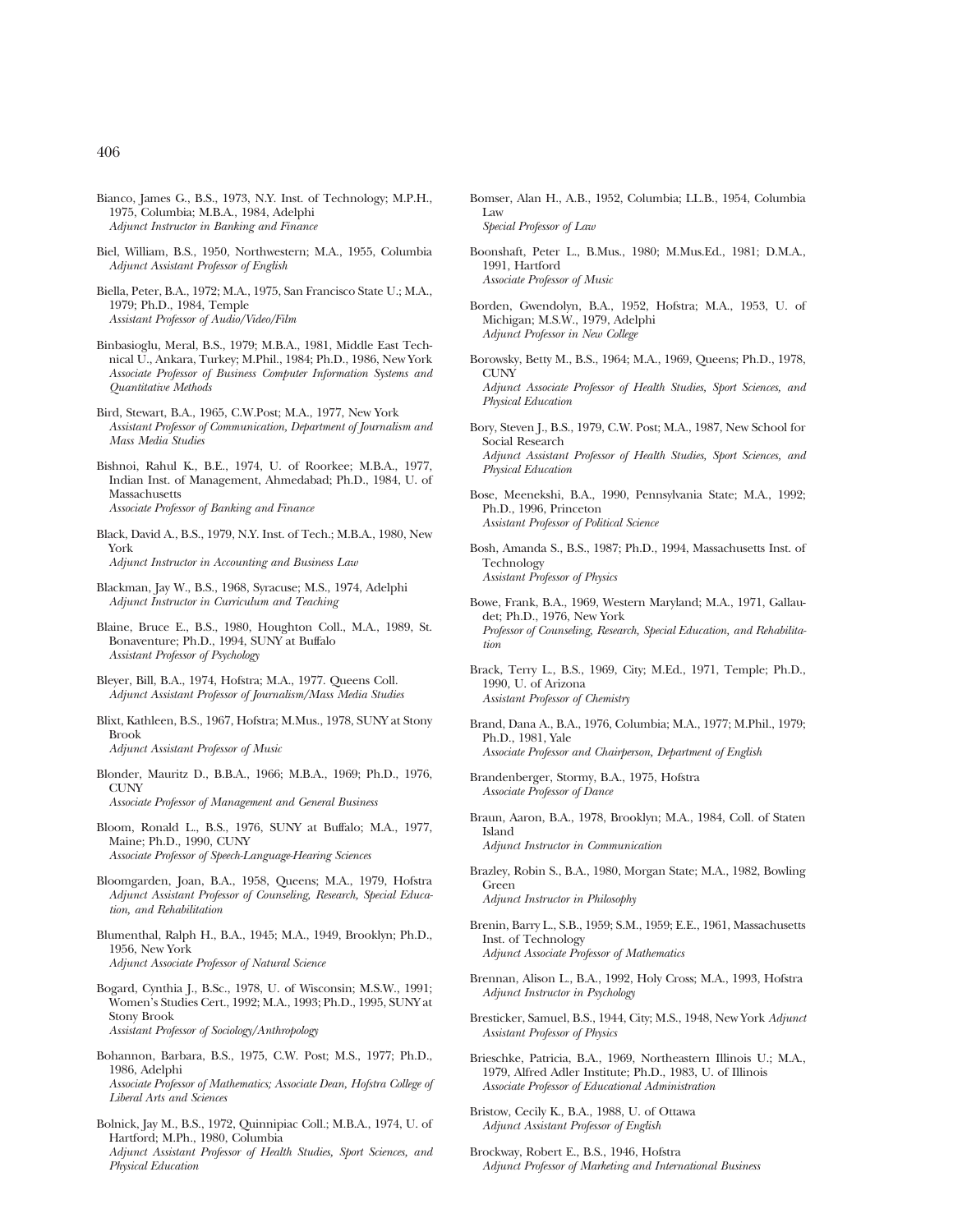Bianco, James G., B.S., 1973, N.Y. Inst. of Technology; M.P.H., 1975, Columbia; M.B.A., 1984, Adelphi
*Adjunct Instructor in Banking and Finance*

Biel, William, B.S., 1950, Northwestern; M.A., 1955, Columbia
*Adjunct Assistant Professor of English*

Biella, Peter, B.A., 1972; M.A., 1975, San Francisco State U.; M.A., 1979; Ph.D., 1984, Temple
*Assistant Professor of Audio/Video/Film*

Binbasioglu, Meral, B.S., 1979; M.B.A., 1981, Middle East Technical U., Ankara, Turkey; M.Phil., 1984; Ph.D., 1986, New York
*Associate Professor of Business Computer Information Systems and Quantitative Methods*

Bird, Stewart, B.A., 1965, C.W.Post; M.A., 1977, New York
*Assistant Professor of Communication, Department of Journalism and Mass Media Studies*

Bishnoi, Rahul K., B.E., 1974, U. of Roorkee; M.B.A., 1977, Indian Inst. of Management, Ahmedabad; Ph.D., 1984, U. of Massachusetts
*Associate Professor of Banking and Finance*

Black, David A., B.S., 1979, N.Y. Inst. of Tech.; M.B.A., 1980, New York
*Adjunct Instructor in Accounting and Business Law*

Blackman, Jay W., B.S., 1968, Syracuse; M.S., 1974, Adelphi
*Adjunct Instructor in Curriculum and Teaching*

Blaine, Bruce E., B.S., 1980, Houghton Coll., M.A., 1989, St. Bonaventure; Ph.D., 1994, SUNY at Buffalo
*Assistant Professor of Psychology*

Bleyer, Bill, B.A., 1974, Hofstra; M.A., 1977. Queens Coll.
*Adjunct Assistant Professor of Journalism/Mass Media Studies*

Blixt, Kathleen, B.S., 1967, Hofstra; M.Mus., 1978, SUNY at Stony Brook
*Adjunct Assistant Professor of Music*

Blonder, Mauritz D., B.B.A., 1966; M.B.A., 1969; Ph.D., 1976, CUNY
*Associate Professor of Management and General Business*

Bloom, Ronald L., B.S., 1976, SUNY at Buffalo; M.A., 1977, Maine; Ph.D., 1990, CUNY
*Associate Professor of Speech-Language-Hearing Sciences*

Bloomgarden, Joan, B.A., 1958, Queens; M.A., 1979, Hofstra
*Adjunct Assistant Professor of Counseling, Research, Special Education, and Rehabilitation*

Blumenthal, Ralph H., B.A., 1945; M.A., 1949, Brooklyn; Ph.D., 1956, New York
*Adjunct Associate Professor of Natural Science*

Bogard, Cynthia J., B.Sc., 1978, U. of Wisconsin; M.S.W., 1991; Women's Studies Cert., 1992; M.A., 1993; Ph.D., 1995, SUNY at Stony Brook
*Assistant Professor of Sociology/Anthropology*

Bohannon, Barbara, B.S., 1975, C.W. Post; M.S., 1977; Ph.D., 1986, Adelphi
*Associate Professor of Mathematics; Associate Dean, Hofstra College of Liberal Arts and Sciences*

Bolnick, Jay M., B.S., 1972, Quinnipiac Coll.; M.B.A., 1974, U. of Hartford; M.Ph., 1980, Columbia
*Adjunct Assistant Professor of Health Studies, Sport Sciences, and Physical Education*

Bomser, Alan H., A.B., 1952, Columbia; LL.B., 1954, Columbia Law
*Special Professor of Law*

Boonshaft, Peter L., B.Mus., 1980; M.Mus.Ed., 1981; D.M.A., 1991, Hartford
*Associate Professor of Music*

Borden, Gwendolyn, B.A., 1952, Hofstra; M.A., 1953, U. of Michigan; M.S.W., 1979, Adelphi
*Adjunct Professor in New College*

Borowsky, Betty M., B.S., 1964; M.A., 1969, Queens; Ph.D., 1978, CUNY
*Adjunct Associate Professor of Health Studies, Sport Sciences, and Physical Education*

Bory, Steven J., B.S., 1979, C.W. Post; M.A., 1987, New School for Social Research
*Adjunct Assistant Professor of Health Studies, Sport Sciences, and Physical Education*

Bose, Meenekshi, B.A., 1990, Pennsylvania State; M.A., 1992; Ph.D., 1996, Princeton
*Assistant Professor of Political Science*

Bosh, Amanda S., B.S., 1987; Ph.D., 1994, Massachusetts Inst. of Technology
*Assistant Professor of Physics*

Bowe, Frank, B.A., 1969, Western Maryland; M.A., 1971, Gallaudet; Ph.D., 1976, New York
*Professor of Counseling, Research, Special Education, and Rehabilitation*

Brack, Terry L., B.S., 1969, City; M.Ed., 1971, Temple; Ph.D., 1990, U. of Arizona
*Assistant Professor of Chemistry*

Brand, Dana A., B.A., 1976, Columbia; M.A., 1977; M.Phil., 1979; Ph.D., 1981, Yale
*Associate Professor and Chairperson, Department of English*

Brandenberger, Stormy, B.A., 1975, Hofstra
*Associate Professor of Dance*

Braun, Aaron, B.A., 1978, Brooklyn; M.A., 1984, Coll. of Staten Island
*Adjunct Instructor in Communication*

Brazley, Robin S., B.A., 1980, Morgan State; M.A., 1982, Bowling Green
*Adjunct Instructor in Philosophy*

Brenin, Barry L., S.B., 1959; S.M., 1959; E.E., 1961, Massachusetts Inst. of Technology
*Adjunct Associate Professor of Mathematics*

Brennan, Alison L., B.A., 1992, Holy Cross; M.A., 1993, Hofstra
*Adjunct Instructor in Psychology*

Bresticker, Samuel, B.S., 1944, City; M.S., 1948, New York *Adjunct Assistant Professor of Physics*

Brieschke, Patricia, B.A., 1969, Northeastern Illinois U.; M.A., 1979, Alfred Adler Institute; Ph.D., 1983, U. of Illinois
*Associate Professor of Educational Administration*

Bristow, Cecily K., B.A., 1988, U. of Ottawa
*Adjunct Assistant Professor of English*

Brockway, Robert E., B.S., 1946, Hofstra
*Adjunct Professor of Marketing and International Business*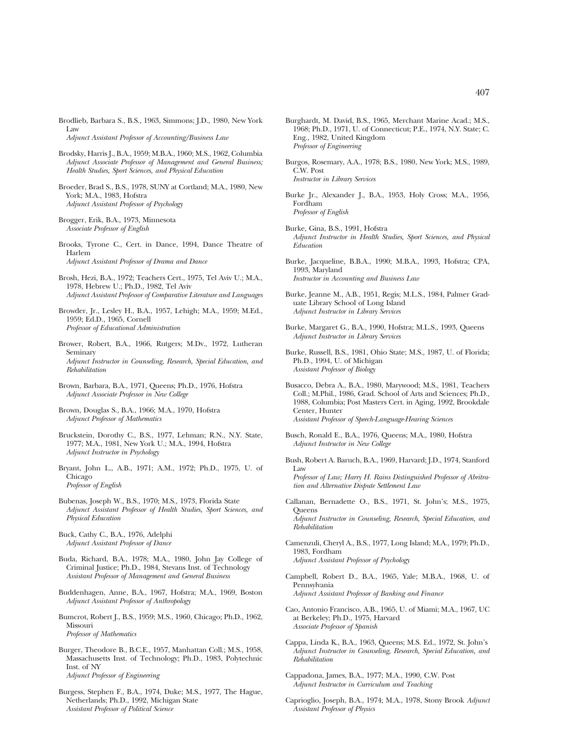Brodlieb, Barbara S., B.S., 1963, Simmons; J.D., 1980, New York Law
*Adjunct Assistant Professor of Accounting/Business Law*

Brodsky, Harris J., B.A., 1959; M.B.A., 1960; M.S., 1962, Columbia
*Adjunct Associate Professor of Management and General Business; Health Studies, Sport Sciences, and Physical Education*

Broeder, Brad S., B.S., 1978, SUNY at Cortland; M.A., 1980, New York; M.A., 1983, Hofstra
*Adjunct Assistant Professor of Psychology*

Brogger, Erik, B.A., 1973, Minnesota
*Associate Professor of English*

Brooks, Tyrone C., Cert. in Dance, 1994, Dance Theatre of Harlem
*Adjunct Assistant Professor of Drama and Dance*

Brosh, Hezi, B.A., 1972; Teachers Cert., 1975, Tel Aviv U.; M.A., 1978, Hebrew U.; Ph.D., 1982, Tel Aviv
*Adjunct Assistant Professor of Comparative Literature and Languages*

Browder, Jr., Lesley H., B.A., 1957, Lehigh; M.A., 1959; M.Ed., 1959; Ed.D., 1965, Cornell
*Professor of Educational Administration*

Brower, Robert, B.A., 1966, Rutgers; M.Dv., 1972, Lutheran Seminary
*Adjunct Instructor in Counseling, Research, Special Education, and Rehabilitation*

Brown, Barbara, B.A., 1971, Queens; Ph.D., 1976, Hofstra
*Adjunct Associate Professor in New College*

Brown, Douglas S., B.A., 1966; M.A., 1970, Hofstra
*Adjunct Professor of Mathematics*

Bruckstein, Dorothy C., B.S., 1977, Lehman; R.N., N.Y. State, 1977; M.A., 1981, New York U.; M.A., 1994, Hofstra
*Adjunct Instructor in Psychology*

Bryant, John L., A.B., 1971; A.M., 1972; Ph.D., 1975, U. of Chicago
*Professor of English*

Bubenas, Joseph W., B.S., 1970; M.S., 1973, Florida State
*Adjunct Assistant Professor of Health Studies, Sport Sciences, and Physical Education*

Buck, Cathy C., B.A., 1976, Adelphi
*Adjunct Assistant Professor of Dance*

Buda, Richard, B.A., 1978; M.A., 1980, John Jay College of Criminal Justice; Ph.D., 1984, Stevans Inst. of Technology
*Assistant Professor of Management and General Business*

Buddenhagen, Anne, B.A., 1967, Hofstra; M.A., 1969, Boston
*Adjunct Assistant Professor of Anthropology*

Bumcrot, Robert J., B.S., 1959; M.S., 1960, Chicago; Ph.D., 1962, Missouri
*Professor of Mathematics*

Burger, Theodore B., B.C.E., 1957, Manhattan Coll.; M.S., 1958, Massachusetts Inst. of Technology; Ph.D., 1983, Polytechnic Inst. of NY
*Adjunct Professor of Engineering*

Burgess, Stephen F., B.A., 1974, Duke; M.S., 1977, The Hague, Netherlands; Ph.D., 1992, Michigan State
*Assistant Professor of Political Science*

Burghardt, M. David, B.S., 1965, Merchant Marine Acad.; M.S., 1968; Ph.D., 1971, U. of Connecticut; P.E., 1974, N.Y. State; C. Eng., 1982, United Kingdom
*Professor of Engineering*

Burgos, Rosemary, A.A., 1978; B.S., 1980, New York; M.S., 1989, C.W. Post
*Instructor in Library Services*

Burke Jr., Alexander J., B.A., 1953, Holy Cross; M.A., 1956, Fordham
*Professor of English*

Burke, Gina, B.S., 1991, Hofstra
*Adjunct Instructor in Health Studies, Sport Sciences, and Physical Education*

Burke, Jacqueline, B.B.A., 1990; M.B.A., 1993, Hofstra; CPA, 1993, Maryland
*Instructor in Accounting and Business Law*

Burke, Jeanne M., A.B., 1951, Regis; M.L.S., 1984, Palmer Graduate Library School of Long Island
*Adjunct Instructor in Library Services*

Burke, Margaret G., B.A., 1990, Hofstra; M.L.S., 1993, Queens
*Adjunct Instructor in Library Services*

Burke, Russell, B.S., 1981, Ohio State; M.S., 1987, U. of Florida; Ph.D., 1994, U. of Michigan
*Assistant Professor of Biology*

Busacco, Debra A., B.A., 1980, Marywood; M.S., 1981, Teachers Coll.; M.Phil., 1986, Grad. School of Arts and Sciences; Ph.D., 1988, Columbia; Post Masters Cert. in Aging, 1992, Brookdale Center, Hunter
*Assistant Professor of Speech-Language-Hearing Sciences*

Busch, Ronald E., B.A., 1976, Queens; M.A., 1980, Hofstra
*Adjunct Instructor in New College*

Bush, Robert A. Baruch, B.A., 1969, Harvard; J.D., 1974, Stanford Law
*Professor of Law; Harry H. Rains Distinguished Professor of Abritration and Alternative Dispute Settlement Law*

Callanan, Bernadette O., B.S., 1971, St. John's; M.S., 1975, Queens
*Adjunct Instructor in Counseling, Research, Special Education, and Rehabilitation*

Camenzuli, Cheryl A., B.S., 1977, Long Island; M.A., 1979; Ph.D., 1983, Fordham
*Adjunct Assistant Professor of Psychology*

Campbell, Robert D., B.A., 1965, Yale; M.B.A., 1968, U. of Pennsylvania
*Adjunct Assistant Professor of Banking and Finance*

Cao, Antonio Francisco, A.B., 1965, U. of Miami; M.A., 1967, UC at Berkeley; Ph.D., 1975, Harvard
*Associate Professor of Spanish*

Cappa, Linda K., B.A., 1963, Queens; M.S. Ed., 1972, St. John's
*Adjunct Instructor in Counseling, Research, Special Education, and Rehabilitation*

Cappadona, James, B.A., 1977; M.A., 1990, C.W. Post
*Adjunct Instructor in Curriculum and Teaching*

Caprioglio, Joseph, B.A., 1974; M.A., 1978, Stony Brook *Adjunct Assistant Professor of Physics*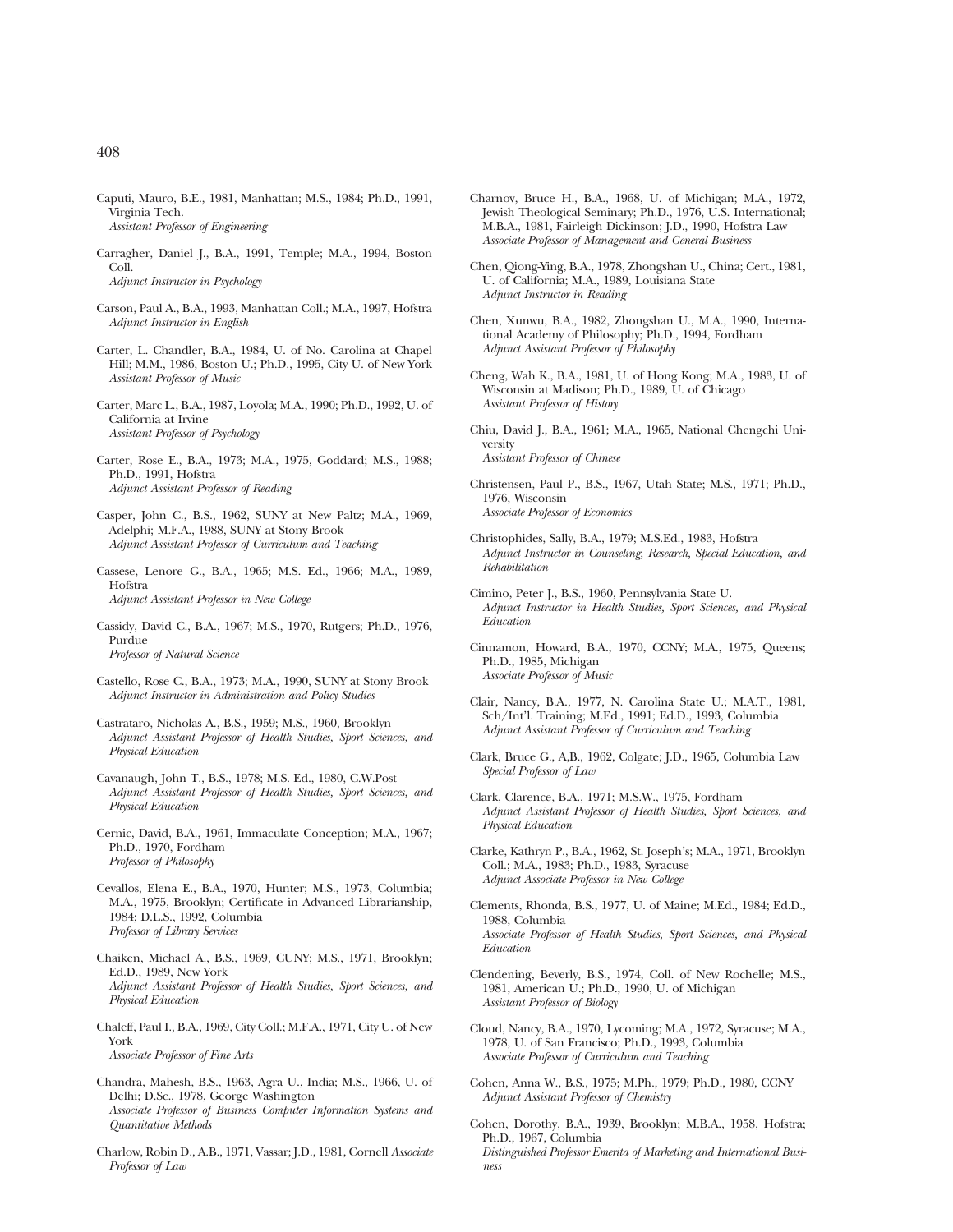Caputi, Mauro, B.E., 1981, Manhattan; M.S., 1984; Ph.D., 1991, Virginia Tech.
*Assistant Professor of Engineering*

Carragher, Daniel J., B.A., 1991, Temple; M.A., 1994, Boston Coll.
*Adjunct Instructor in Psychology*

Carson, Paul A., B.A., 1993, Manhattan Coll.; M.A., 1997, Hofstra
*Adjunct Instructor in English*

Carter, L. Chandler, B.A., 1984, U. of No. Carolina at Chapel Hill; M.M., 1986, Boston U.; Ph.D., 1995, City U. of New York
*Assistant Professor of Music*

Carter, Marc L., B.A., 1987, Loyola; M.A., 1990; Ph.D., 1992, U. of California at Irvine
*Assistant Professor of Psychology*

Carter, Rose E., B.A., 1973; M.A., 1975, Goddard; M.S., 1988; Ph.D., 1991, Hofstra
*Adjunct Assistant Professor of Reading*

Casper, John C., B.S., 1962, SUNY at New Paltz; M.A., 1969, Adelphi; M.F.A., 1988, SUNY at Stony Brook
*Adjunct Assistant Professor of Curriculum and Teaching*

Cassese, Lenore G., B.A., 1965; M.S. Ed., 1966; M.A., 1989, Hofstra
*Adjunct Assistant Professor in New College*

Cassidy, David C., B.A., 1967; M.S., 1970, Rutgers; Ph.D., 1976, Purdue
*Professor of Natural Science*

Castello, Rose C., B.A., 1973; M.A., 1990, SUNY at Stony Brook
*Adjunct Instructor in Administration and Policy Studies*

Castrataro, Nicholas A., B.S., 1959; M.S., 1960, Brooklyn
*Adjunct Assistant Professor of Health Studies, Sport Sciences, and Physical Education*

Cavanaugh, John T., B.S., 1978; M.S. Ed., 1980, C.W.Post
*Adjunct Assistant Professor of Health Studies, Sport Sciences, and Physical Education*

Cernic, David, B.A., 1961, Immaculate Conception; M.A., 1967; Ph.D., 1970, Fordham
*Professor of Philosophy*

Cevallos, Elena E., B.A., 1970, Hunter; M.S., 1973, Columbia; M.A., 1975, Brooklyn; Certificate in Advanced Librarianship, 1984; D.L.S., 1992, Columbia
*Professor of Library Services*

Chaiken, Michael A., B.S., 1969, CUNY; M.S., 1971, Brooklyn; Ed.D., 1989, New York
*Adjunct Assistant Professor of Health Studies, Sport Sciences, and Physical Education*

Chaleff, Paul I., B.A., 1969, City Coll.; M.F.A., 1971, City U. of New York
*Associate Professor of Fine Arts*

Chandra, Mahesh, B.S., 1963, Agra U., India; M.S., 1966, U. of Delhi; D.Sc., 1978, George Washington
*Associate Professor of Business Computer Information Systems and Quantitative Methods*

Charlow, Robin D., A.B., 1971, Vassar; J.D., 1981, Cornell
*Associate Professor of Law*

Charnov, Bruce H., B.A., 1968, U. of Michigan; M.A., 1972, Jewish Theological Seminary; Ph.D., 1976, U.S. International; M.B.A., 1981, Fairleigh Dickinson; J.D., 1990, Hofstra Law
*Associate Professor of Management and General Business*

Chen, Qiong-Ying, B.A., 1978, Zhongshan U., China; Cert., 1981, U. of California; M.A., 1989, Louisiana State
*Adjunct Instructor in Reading*

Chen, Xunwu, B.A., 1982, Zhongshan U., M.A., 1990, International Academy of Philosophy; Ph.D., 1994, Fordham
*Adjunct Assistant Professor of Philosophy*

Cheng, Wah K., B.A., 1981, U. of Hong Kong; M.A., 1983, U. of Wisconsin at Madison; Ph.D., 1989, U. of Chicago
*Assistant Professor of History*

Chiu, David J., B.A., 1961; M.A., 1965, National Chengchi University
*Assistant Professor of Chinese*

Christensen, Paul P., B.S., 1967, Utah State; M.S., 1971; Ph.D., 1976, Wisconsin
*Associate Professor of Economics*

Christophides, Sally, B.A., 1979; M.S.Ed., 1983, Hofstra
*Adjunct Instructor in Counseling, Research, Special Education, and Rehabilitation*

Cimino, Peter J., B.S., 1960, Pennsylvania State U.
*Adjunct Instructor in Health Studies, Sport Sciences, and Physical Education*

Cinnamon, Howard, B.A., 1970, CCNY; M.A., 1975, Queens; Ph.D., 1985, Michigan
*Associate Professor of Music*

Clair, Nancy, B.A., 1977, N. Carolina State U.; M.A.T., 1981, Sch/Int'l. Training; M.Ed., 1991; Ed.D., 1993, Columbia
*Adjunct Assistant Professor of Curriculum and Teaching*

Clark, Bruce G., A.B., 1962, Colgate; J.D., 1965, Columbia Law
*Special Professor of Law*

Clark, Clarence, B.A., 1971; M.S.W., 1975, Fordham
*Adjunct Assistant Professor of Health Studies, Sport Sciences, and Physical Education*

Clarke, Kathryn P., B.A., 1962, St. Joseph's; M.A., 1971, Brooklyn Coll.; M.A., 1983; Ph.D., 1983, Syracuse
*Adjunct Associate Professor in New College*

Clements, Rhonda, B.S., 1977, U. of Maine; M.Ed., 1984; Ed.D., 1988, Columbia
*Associate Professor of Health Studies, Sport Sciences, and Physical Education*

Clendening, Beverly, B.S., 1974, Coll. of New Rochelle; M.S., 1981, American U.; Ph.D., 1990, U. of Michigan
*Assistant Professor of Biology*

Cloud, Nancy, B.A., 1970, Lycoming; M.A., 1972, Syracuse; M.A., 1978, U. of San Francisco; Ph.D., 1993, Columbia
*Associate Professor of Curriculum and Teaching*

Cohen, Anna W., B.S., 1975; M.Ph., 1979; Ph.D., 1980, CCNY
*Adjunct Assistant Professor of Chemistry*

Cohen, Dorothy, B.A., 1939, Brooklyn; M.B.A., 1958, Hofstra; Ph.D., 1967, Columbia
*Distinguished Professor Emerita of Marketing and International Business*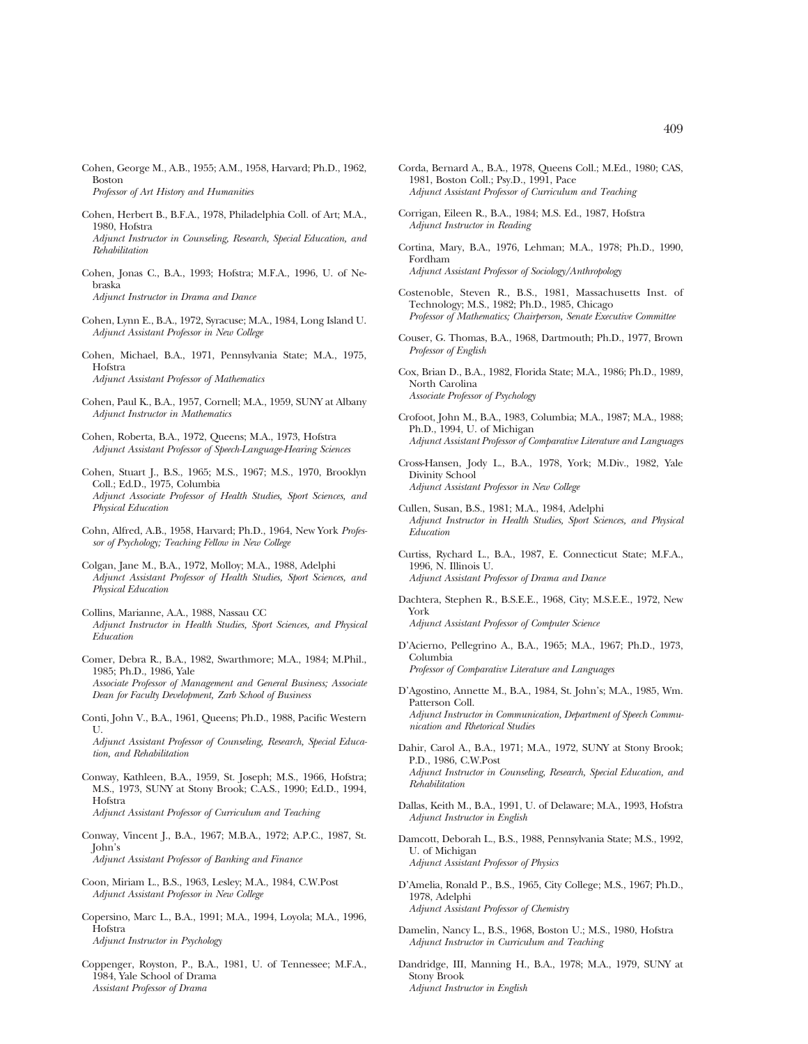Cohen, George M., A.B., 1955; A.M., 1958, Harvard; Ph.D., 1962, Boston
*Professor of Art History and Humanities*

Cohen, Herbert B., B.F.A., 1978, Philadelphia Coll. of Art; M.A., 1980, Hofstra
*Adjunct Instructor in Counseling, Research, Special Education, and Rehabilitation*

Cohen, Jonas C., B.A., 1993; Hofstra; M.F.A., 1996, U. of Nebraska
*Adjunct Instructor in Drama and Dance*

Cohen, Lynn E., B.A., 1972, Syracuse; M.A., 1984, Long Island U.
*Adjunct Assistant Professor in New College*

Cohen, Michael, B.A., 1971, Pennsylvania State; M.A., 1975, Hofstra
*Adjunct Assistant Professor of Mathematics*

Cohen, Paul K., B.A., 1957, Cornell; M.A., 1959, SUNY at Albany
*Adjunct Instructor in Mathematics*

Cohen, Roberta, B.A., 1972, Queens; M.A., 1973, Hofstra
*Adjunct Assistant Professor of Speech-Language-Hearing Sciences*

Cohen, Stuart J., B.S., 1965; M.S., 1967; M.S., 1970, Brooklyn Coll.; Ed.D., 1975, Columbia
*Adjunct Associate Professor of Health Studies, Sport Sciences, and Physical Education*

Cohn, Alfred, A.B., 1958, Harvard; Ph.D., 1964, New York *Professor of Psychology; Teaching Fellow in New College*

Colgan, Jane M., B.A., 1972, Molloy; M.A., 1988, Adelphi
*Adjunct Assistant Professor of Health Studies, Sport Sciences, and Physical Education*

Collins, Marianne, A.A., 1988, Nassau CC
*Adjunct Instructor in Health Studies, Sport Sciences, and Physical Education*

Comer, Debra R., B.A., 1982, Swarthmore; M.A., 1984; M.Phil., 1985; Ph.D., 1986, Yale
*Associate Professor of Management and General Business; Associate Dean for Faculty Development, Zarb School of Business*

Conti, John V., B.A., 1961, Queens; Ph.D., 1988, Pacific Western U.
*Adjunct Assistant Professor of Counseling, Research, Special Education, and Rehabilitation*

Conway, Kathleen, B.A., 1959, St. Joseph; M.S., 1966, Hofstra; M.S., 1973, SUNY at Stony Brook; C.A.S., 1990; Ed.D., 1994, Hofstra
*Adjunct Assistant Professor of Curriculum and Teaching*

Conway, Vincent J., B.A., 1967; M.B.A., 1972; A.P.C., 1987, St. John's
*Adjunct Assistant Professor of Banking and Finance*

Coon, Miriam L., B.S., 1963, Lesley; M.A., 1984, C.W.Post
*Adjunct Assistant Professor in New College*

Copersino, Marc L., B.A., 1991; M.A., 1994, Loyola; M.A., 1996, Hofstra
*Adjunct Instructor in Psychology*

Coppenger, Royston, P., B.A., 1981, U. of Tennessee; M.F.A., 1984, Yale School of Drama
*Assistant Professor of Drama*

Corda, Bernard A., B.A., 1978, Queens Coll.; M.Ed., 1980; CAS, 1981, Boston Coll.; Psy.D., 1991, Pace
*Adjunct Assistant Professor of Curriculum and Teaching*

Corrigan, Eileen R., B.A., 1984; M.S. Ed., 1987, Hofstra
*Adjunct Instructor in Reading*

Cortina, Mary, B.A., 1976, Lehman; M.A., 1978; Ph.D., 1990, Fordham
*Adjunct Assistant Professor of Sociology/Anthropology*

Costenoble, Steven R., B.S., 1981, Massachusetts Inst. of Technology; M.S., 1982; Ph.D., 1985, Chicago
*Professor of Mathematics; Chairperson, Senate Executive Committee*

Couser, G. Thomas, B.A., 1968, Dartmouth; Ph.D., 1977, Brown
*Professor of English*

Cox, Brian D., B.A., 1982, Florida State; M.A., 1986; Ph.D., 1989, North Carolina
*Associate Professor of Psychology*

Crofoot, John M., B.A., 1983, Columbia; M.A., 1987; M.A., 1988; Ph.D., 1994, U. of Michigan
*Adjunct Assistant Professor of Comparative Literature and Languages*

Cross-Hansen, Jody L., B.A., 1978, York; M.Div., 1982, Yale Divinity School
*Adjunct Assistant Professor in New College*

Cullen, Susan, B.S., 1981; M.A., 1984, Adelphi
*Adjunct Instructor in Health Studies, Sport Sciences, and Physical Education*

Curtiss, Rychard L., B.A., 1987, E. Connecticut State; M.F.A., 1996, N. Illinois U.
*Adjunct Assistant Professor of Drama and Dance*

Dachtera, Stephen R., B.S.E.E., 1968, City; M.S.E.E., 1972, New York
*Adjunct Assistant Professor of Computer Science*

D'Acierno, Pellegrino A., B.A., 1965; M.A., 1967; Ph.D., 1973, Columbia
*Professor of Comparative Literature and Languages*

D'Agostino, Annette M., B.A., 1984, St. John's; M.A., 1985, Wm. Patterson Coll.
*Adjunct Instructor in Communication, Department of Speech Communication and Rhetorical Studies*

Dahir, Carol A., B.A., 1971; M.A., 1972, SUNY at Stony Brook; P.D., 1986, C.W.Post
*Adjunct Instructor in Counseling, Research, Special Education, and Rehabilitation*

Dallas, Keith M., B.A., 1991, U. of Delaware; M.A., 1993, Hofstra
*Adjunct Instructor in English*

Damcott, Deborah L., B.S., 1988, Pennsylvania State; M.S., 1992, U. of Michigan
*Adjunct Assistant Professor of Physics*

D'Amelia, Ronald P., B.S., 1965, City College; M.S., 1967; Ph.D., 1978, Adelphi
*Adjunct Assistant Professor of Chemistry*

Damelin, Nancy L., B.S., 1968, Boston U.; M.S., 1980, Hofstra
*Adjunct Instructor in Curriculum and Teaching*

Dandridge, III, Manning H., B.A., 1978; M.A., 1979, SUNY at Stony Brook
*Adjunct Instructor in English*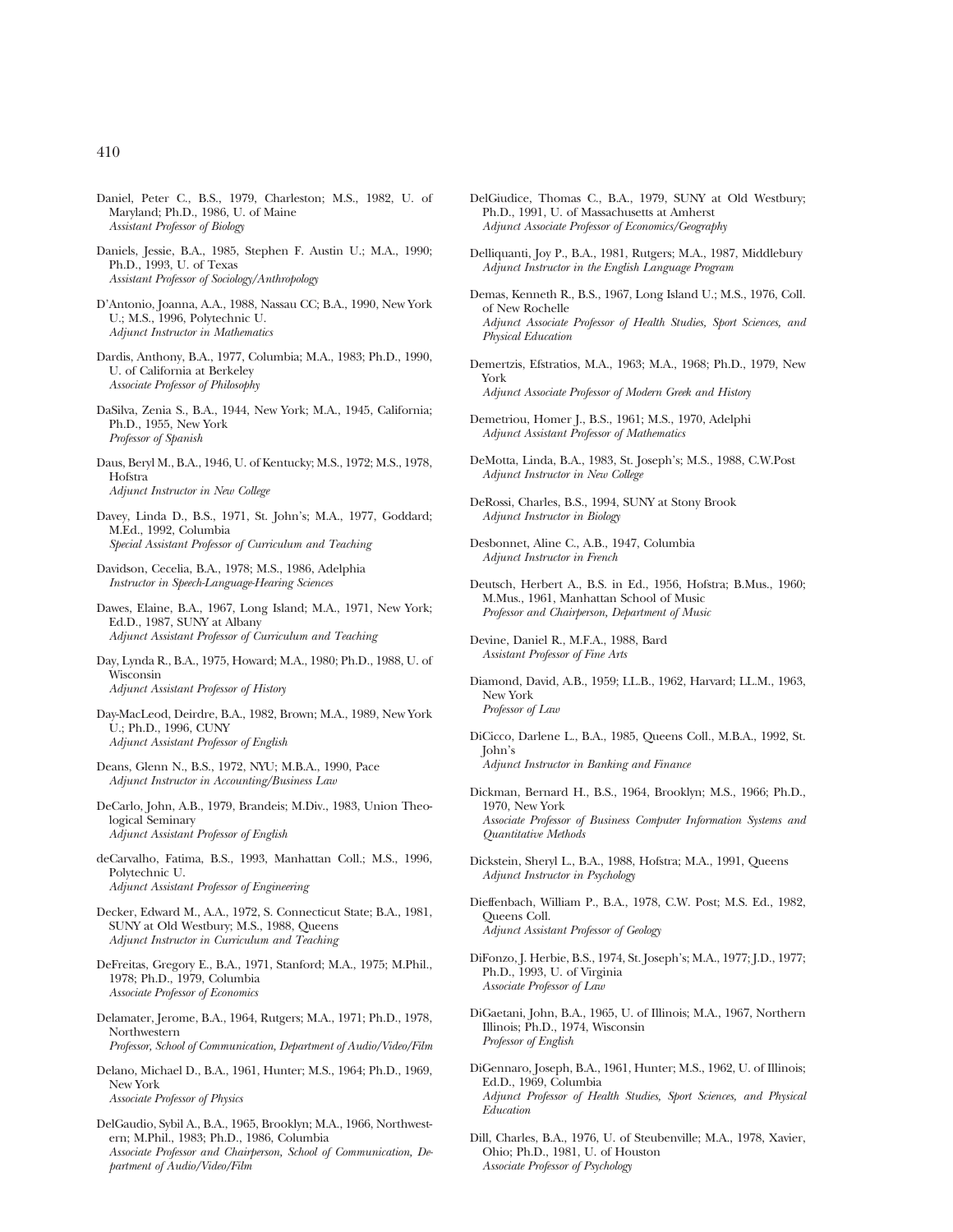Daniel, Peter C., B.S., 1979, Charleston; M.S., 1982, U. of Maryland; Ph.D., 1986, U. of Maine
*Assistant Professor of Biology*

Daniels, Jessie, B.A., 1985, Stephen F. Austin U.; M.A., 1990; Ph.D., 1993, U. of Texas
*Assistant Professor of Sociology/Anthropology*

D'Antonio, Joanna, A.A., 1988, Nassau CC; B.A., 1990, New York U.; M.S., 1996, Polytechnic U.
*Adjunct Instructor in Mathematics*

Dardis, Anthony, B.A., 1977, Columbia; M.A., 1983; Ph.D., 1990, U. of California at Berkeley
*Associate Professor of Philosophy*

DaSilva, Zenia S., B.A., 1944, New York; M.A., 1945, California; Ph.D., 1955, New York
*Professor of Spanish*

Daus, Beryl M., B.A., 1946, U. of Kentucky; M.S., 1972; M.S., 1978, Hofstra
*Adjunct Instructor in New College*

Davey, Linda D., B.S., 1971, St. John's; M.A., 1977, Goddard; M.Ed., 1992, Columbia
*Special Assistant Professor of Curriculum and Teaching*

Davidson, Cecelia, B.A., 1978; M.S., 1986, Adelphia
*Instructor in Speech-Language-Hearing Sciences*

Dawes, Elaine, B.A., 1967, Long Island; M.A., 1971, New York; Ed.D., 1987, SUNY at Albany
*Adjunct Assistant Professor of Curriculum and Teaching*

Day, Lynda R., B.A., 1975, Howard; M.A., 1980; Ph.D., 1988, U. of Wisconsin
*Adjunct Assistant Professor of History*

Day-MacLeod, Deirdre, B.A., 1982, Brown; M.A., 1989, New York U.; Ph.D., 1996, CUNY
*Adjunct Assistant Professor of English*

Deans, Glenn N., B.S., 1972, NYU; M.B.A., 1990, Pace
*Adjunct Instructor in Accounting/Business Law*

DeCarlo, John, A.B., 1979, Brandeis; M.Div., 1983, Union Theological Seminary
*Adjunct Assistant Professor of English*

deCarvalho, Fatima, B.S., 1993, Manhattan Coll.; M.S., 1996, Polytechnic U.
*Adjunct Assistant Professor of Engineering*

Decker, Edward M., A.A., 1972, S. Connecticut State; B.A., 1981, SUNY at Old Westbury; M.S., 1988, Queens
*Adjunct Instructor in Curriculum and Teaching*

DeFreitas, Gregory E., B.A., 1971, Stanford; M.A., 1975; M.Phil., 1978; Ph.D., 1979, Columbia
*Associate Professor of Economics*

Delamater, Jerome, B.A., 1964, Rutgers; M.A., 1971; Ph.D., 1978, Northwestern
*Professor, School of Communication, Department of Audio/Video/Film*

Delano, Michael D., B.A., 1961, Hunter; M.S., 1964; Ph.D., 1969, New York
*Associate Professor of Physics*

DelGaudio, Sybil A., B.A., 1965, Brooklyn; M.A., 1966, Northwestern; M.Phil., 1983; Ph.D., 1986, Columbia
*Associate Professor and Chairperson, School of Communication, Department of Audio/Video/Film*

DelGiudice, Thomas C., B.A., 1979, SUNY at Old Westbury; Ph.D., 1991, U. of Massachusetts at Amherst
*Adjunct Associate Professor of Economics/Geography*

Delliquanti, Joy P., B.A., 1981, Rutgers; M.A., 1987, Middlebury
*Adjunct Instructor in the English Language Program*

Demas, Kenneth R., B.S., 1967, Long Island U.; M.S., 1976, Coll. of New Rochelle
*Adjunct Associate Professor of Health Studies, Sport Sciences, and Physical Education*

Demertzis, Efstratios, M.A., 1963; M.A., 1968; Ph.D., 1979, New York
*Adjunct Associate Professor of Modern Greek and History*

Demetriou, Homer J., B.S., 1961; M.S., 1970, Adelphi
*Adjunct Assistant Professor of Mathematics*

DeMotta, Linda, B.A., 1983, St. Joseph's; M.S., 1988, C.W.Post
*Adjunct Instructor in New College*

DeRossi, Charles, B.S., 1994, SUNY at Stony Brook
*Adjunct Instructor in Biology*

Desbonnet, Aline C., A.B., 1947, Columbia
*Adjunct Instructor in French*

Deutsch, Herbert A., B.S. in Ed., 1956, Hofstra; B.Mus., 1960; M.Mus., 1961, Manhattan School of Music
*Professor and Chairperson, Department of Music*

Devine, Daniel R., M.F.A., 1988, Bard
*Assistant Professor of Fine Arts*

Diamond, David, A.B., 1959; LL.B., 1962, Harvard; LL.M., 1963, New York
*Professor of Law*

DiCicco, Darlene L., B.A., 1985, Queens Coll., M.B.A., 1992, St. John's
*Adjunct Instructor in Banking and Finance*

Dickman, Bernard H., B.S., 1964, Brooklyn; M.S., 1966; Ph.D., 1970, New York
*Associate Professor of Business Computer Information Systems and Quantitative Methods*

Dickstein, Sheryl L., B.A., 1988, Hofstra; M.A., 1991, Queens
*Adjunct Instructor in Psychology*

Dieffenbach, William P., B.A., 1978, C.W. Post; M.S. Ed., 1982, Queens Coll.
*Adjunct Assistant Professor of Geology*

DiFonzo, J. Herbie, B.S., 1974, St. Joseph's; M.A., 1977; J.D., 1977; Ph.D., 1993, U. of Virginia
*Associate Professor of Law*

DiGaetani, John, B.A., 1965, U. of Illinois; M.A., 1967, Northern Illinois; Ph.D., 1974, Wisconsin
*Professor of English*

DiGennaro, Joseph, B.A., 1961, Hunter; M.S., 1962, U. of Illinois; Ed.D., 1969, Columbia
*Adjunct Professor of Health Studies, Sport Sciences, and Physical Education*

Dill, Charles, B.A., 1976, U. of Steubenville; M.A., 1978, Xavier, Ohio; Ph.D., 1981, U. of Houston
*Associate Professor of Psychology*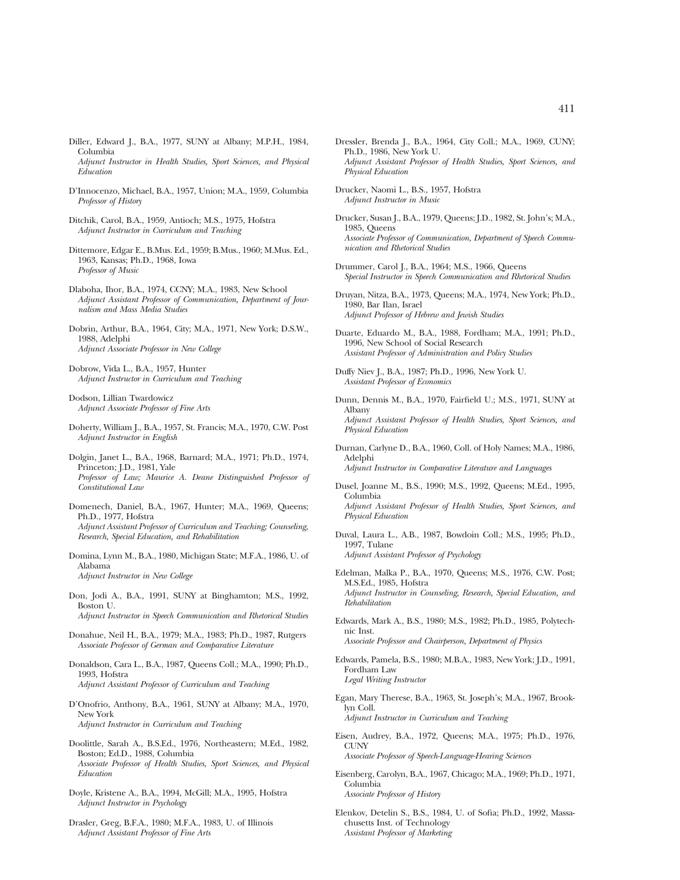Diller, Edward J., B.A., 1977, SUNY at Albany; M.P.H., 1984, Columbia
*Adjunct Instructor in Health Studies, Sport Sciences, and Physical Education*

D'Innocenzo, Michael, B.A., 1957, Union; M.A., 1959, Columbia
*Professor of History*

Ditchik, Carol, B.A., 1959, Antioch; M.S., 1975, Hofstra
*Adjunct Instructor in Curriculum and Teaching*

Dittemore, Edgar E., B.Mus. Ed., 1959; B.Mus., 1960; M.Mus. Ed., 1963, Kansas; Ph.D., 1968, Iowa
*Professor of Music*

Dlaboha, Ihor, B.A., 1974, CCNY; M.A., 1983, New School
*Adjunct Assistant Professor of Communication, Department of Journalism and Mass Media Studies*

Dobrin, Arthur, B.A., 1964, City; M.A., 1971, New York; D.S.W., 1988, Adelphi
*Adjunct Associate Professor in New College*

Dobrow, Vida L., B.A., 1957, Hunter
*Adjunct Instructor in Curriculum and Teaching*

Dodson, Lillian Twardowicz
*Adjunct Associate Professor of Fine Arts*

Doherty, William J., B.A., 1957, St. Francis; M.A., 1970, C.W. Post
*Adjunct Instructor in English*

Dolgin, Janet L., B.A., 1968, Barnard; M.A., 1971; Ph.D., 1974, Princeton; J.D., 1981, Yale
*Professor of Law; Maurice A. Deane Distinguished Professor of Constitutional Law*

Domenech, Daniel, B.A., 1967, Hunter; M.A., 1969, Queens; Ph.D., 1977, Hofstra
*Adjunct Assistant Professor of Curriculum and Teaching; Counseling, Research, Special Education, and Rehabilitation*

Domina, Lynn M., B.A., 1980, Michigan State; M.F.A., 1986, U. of Alabama
*Adjunct Instructor in New College*

Don, Jodi A., B.A., 1991, SUNY at Binghamton; M.S., 1992, Boston U.
*Adjunct Instructor in Speech Communication and Rhetorical Studies*

Donahue, Neil H., B.A., 1979; M.A., 1983; Ph.D., 1987, Rutgers
*Associate Professor of German and Comparative Literature*

Donaldson, Cara L., B.A., 1987, Queens Coll.; M.A., 1990; Ph.D., 1993, Hofstra
*Adjunct Assistant Professor of Curriculum and Teaching*

D'Onofrio, Anthony, B.A., 1961, SUNY at Albany; M.A., 1970, New York
*Adjunct Instructor in Curriculum and Teaching*

Doolittle, Sarah A., B.S.Ed., 1976, Northeastern; M.Ed., 1982, Boston; Ed.D., 1988, Columbia
*Associate Professor of Health Studies, Sport Sciences, and Physical Education*

Doyle, Kristene A., B.A., 1994, McGill; M.A., 1995, Hofstra
*Adjunct Instructor in Psychology*

Drasler, Greg, B.F.A., 1980; M.F.A., 1983, U. of Illinois
*Adjunct Assistant Professor of Fine Arts*

Dressler, Brenda J., B.A., 1964, City Coll.; M.A., 1969, CUNY; Ph.D., 1986, New York U.
*Adjunct Assistant Professor of Health Studies, Sport Sciences, and Physical Education*

Drucker, Naomi L., B.S., 1957, Hofstra
*Adjunct Instructor in Music*

Drucker, Susan J., B.A., 1979, Queens; J.D., 1982, St. John's; M.A., 1985, Queens
*Associate Professor of Communication, Department of Speech Communication and Rhetorical Studies*

Drummer, Carol J., B.A., 1964; M.S., 1966, Queens
*Special Instructor in Speech Communication and Rhetorical Studies*

Druyan, Nitza, B.A., 1973, Queens; M.A., 1974, New York; Ph.D., 1980, Bar Ilan, Israel
*Adjunct Professor of Hebrew and Jewish Studies*

Duarte, Eduardo M., B.A., 1988, Fordham; M.A., 1991; Ph.D., 1996, New School of Social Research
*Assistant Professor of Administration and Policy Studies*

Duffy Niev J., B.A., 1987; Ph.D., 1996, New York U.
*Assistant Professor of Economics*

Dunn, Dennis M., B.A., 1970, Fairfield U.; M.S., 1971, SUNY at Albany
*Adjunct Assistant Professor of Health Studies, Sport Sciences, and Physical Education*

Durnan, Carlyne D., B.A., 1960, Coll. of Holy Names; M.A., 1986, Adelphi
*Adjunct Instructor in Comparative Literature and Languages*

Dusel, Joanne M., B.S., 1990; M.S., 1992, Queens; M.Ed., 1995, Columbia
*Adjunct Assistant Professor of Health Studies, Sport Sciences, and Physical Education*

Duval, Laura L., A.B., 1987, Bowdoin Coll.; M.S., 1995; Ph.D., 1997, Tulane
*Adjunct Assistant Professor of Psychology*

Edelman, Malka P., B.A., 1970, Queens; M.S., 1976, C.W. Post; M.S.Ed., 1985, Hofstra
*Adjunct Instructor in Counseling, Research, Special Education, and Rehabilitation*

Edwards, Mark A., B.S., 1980; M.S., 1982; Ph.D., 1985, Polytechnic Inst.
*Associate Professor and Chairperson, Department of Physics*

Edwards, Pamela, B.S., 1980; M.B.A., 1983, New York; J.D., 1991, Fordham Law
*Legal Writing Instructor*

Egan, Mary Therese, B.A., 1963, St. Joseph's; M.A., 1967, Brooklyn Coll.
*Adjunct Instructor in Curriculum and Teaching*

Eisen, Audrey, B.A., 1972, Queens; M.A., 1975; Ph.D., 1976, CUNY
*Associate Professor of Speech-Language-Hearing Sciences*

Eisenberg, Carolyn, B.A., 1967, Chicago; M.A., 1969; Ph.D., 1971, Columbia
*Associate Professor of History*

Elenkov, Detelin S., B.S., 1984, U. of Sofia; Ph.D., 1992, Massachusetts Inst. of Technology
*Assistant Professor of Marketing*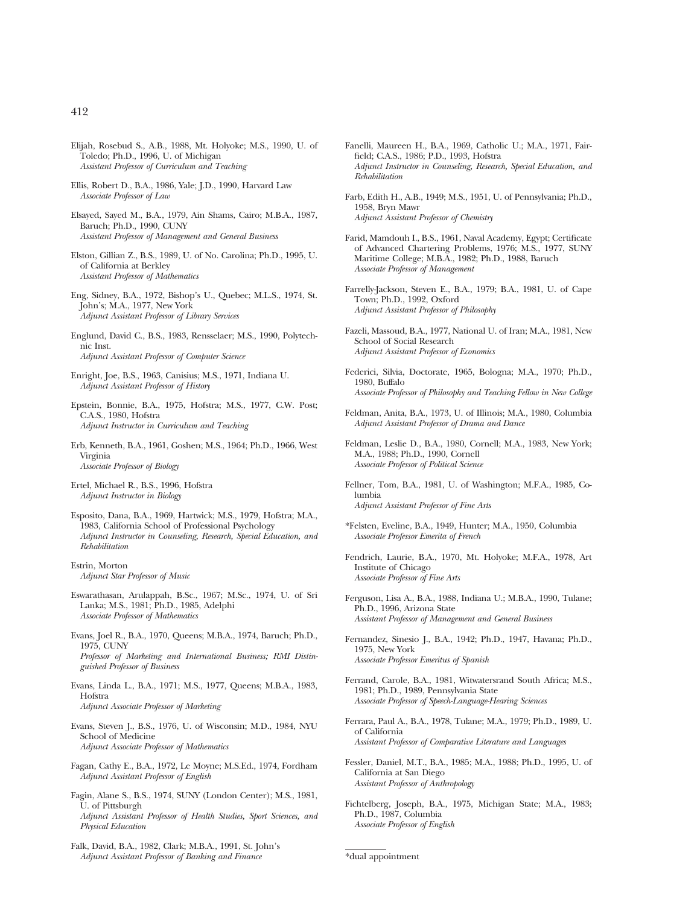Elijah, Rosebud S., A.B., 1988, Mt. Holyoke; M.S., 1990, U. of Toledo; Ph.D., 1996, U. of Michigan
*Assistant Professor of Curriculum and Teaching*

Ellis, Robert D., B.A., 1986, Yale; J.D., 1990, Harvard Law
*Associate Professor of Law*

Elsayed, Sayed M., B.A., 1979, Ain Shams, Cairo; M.B.A., 1987, Baruch; Ph.D., 1990, CUNY
*Assistant Professor of Management and General Business*

Elston, Gillian Z., B.S., 1989, U. of No. Carolina; Ph.D., 1995, U. of California at Berkley
*Assistant Professor of Mathematics*

Eng, Sidney, B.A., 1972, Bishop's U., Quebec; M.L.S., 1974, St. John's; M.A., 1977, New York
*Adjunct Assistant Professor of Library Services*

Englund, David C., B.S., 1983, Rensselaer; M.S., 1990, Polytechnic Inst.
*Adjunct Assistant Professor of Computer Science*

Enright, Joe, B.S., 1963, Canisius; M.S., 1971, Indiana U.
*Adjunct Assistant Professor of History*

Epstein, Bonnie, B.A., 1975, Hofstra; M.S., 1977, C.W. Post; C.A.S., 1980, Hofstra
*Adjunct Instructor in Curriculum and Teaching*

Erb, Kenneth, B.A., 1961, Goshen; M.S., 1964; Ph.D., 1966, West Virginia
*Associate Professor of Biology*

Ertel, Michael R., B.S., 1996, Hofstra
*Adjunct Instructor in Biology*

Esposito, Dana, B.A., 1969, Hartwick; M.S., 1979, Hofstra; M.A., 1983, California School of Professional Psychology
*Adjunct Instructor in Counseling, Research, Special Education, and Rehabilitation*

Estrin, Morton
*Adjunct Star Professor of Music*

Eswarathasan, Arulappah, B.Sc., 1967; M.Sc., 1974, U. of Sri Lanka; M.S., 1981; Ph.D., 1985, Adelphi
*Associate Professor of Mathematics*

Evans, Joel R., B.A., 1970, Queens; M.B.A., 1974, Baruch; Ph.D., 1975, CUNY
*Professor of Marketing and International Business; RMI Distinguished Professor of Business*

Evans, Linda L., B.A., 1971; M.S., 1977, Queens; M.B.A., 1983, Hofstra
*Adjunct Associate Professor of Marketing*

Evans, Steven J., B.S., 1976, U. of Wisconsin; M.D., 1984, NYU School of Medicine
*Adjunct Associate Professor of Mathematics*

Fagan, Cathy E., B.A., 1972, Le Moyne; M.S.Ed., 1974, Fordham
*Adjunct Assistant Professor of English*

Fagin, Alane S., B.S., 1974, SUNY (London Center); M.S., 1981, U. of Pittsburgh
*Adjunct Assistant Professor of Health Studies, Sport Sciences, and Physical Education*

Falk, David, B.A., 1982, Clark; M.B.A., 1991, St. John's
*Adjunct Assistant Professor of Banking and Finance*

Fanelli, Maureen H., B.A., 1969, Catholic U.; M.A., 1971, Fairfield; C.A.S., 1986; P.D., 1993, Hofstra
*Adjunct Instructor in Counseling, Research, Special Education, and Rehabilitation*

Farb, Edith H., A.B., 1949; M.S., 1951, U. of Pennsylvania; Ph.D., 1958, Bryn Mawr
*Adjunct Assistant Professor of Chemistry*

Farid, Mamdouh I., B.S., 1961, Naval Academy, Egypt; Certificate of Advanced Chartering Problems, 1976; M.S., 1977, SUNY Maritime College; M.B.A., 1982; Ph.D., 1988, Baruch
*Associate Professor of Management*

Farrelly-Jackson, Steven E., B.A., 1979; B.A., 1981, U. of Cape Town; Ph.D., 1992, Oxford
*Adjunct Assistant Professor of Philosophy*

Fazeli, Massoud, B.A., 1977, National U. of Iran; M.A., 1981, New School of Social Research
*Adjunct Assistant Professor of Economics*

Federici, Silvia, Doctorate, 1965, Bologna; M.A., 1970; Ph.D., 1980, Buffalo
*Associate Professor of Philosophy and Teaching Fellow in New College*

Feldman, Anita, B.A., 1973, U. of Illinois; M.A., 1980, Columbia
*Adjunct Assistant Professor of Drama and Dance*

Feldman, Leslie D., B.A., 1980, Cornell; M.A., 1983, New York; M.A., 1988; Ph.D., 1990, Cornell
*Associate Professor of Political Science*

Fellner, Tom, B.A., 1981, U. of Washington; M.F.A., 1985, Columbia
*Adjunct Assistant Professor of Fine Arts*

*Felsten, Eveline, B.A., 1949, Hunter; M.A., 1950, Columbia
*Associate Professor Emerita of French*

Fendrich, Laurie, B.A., 1970, Mt. Holyoke; M.F.A., 1978, Art Institute of Chicago
*Associate Professor of Fine Arts*

Ferguson, Lisa A., B.A., 1988, Indiana U.; M.B.A., 1990, Tulane; Ph.D., 1996, Arizona State
*Assistant Professor of Management and General Business*

Fernandez, Sinesio J., B.A., 1942; Ph.D., 1947, Havana; Ph.D., 1975, New York
*Associate Professor Emeritus of Spanish*

Ferrand, Carole, B.A., 1981, Witwatersrand South Africa; M.S., 1981; Ph.D., 1989, Pennsylvania State
*Associate Professor of Speech-Language-Hearing Sciences*

Ferrara, Paul A., B.A., 1978, Tulane; M.A., 1979; Ph.D., 1989, U. of California
*Assistant Professor of Comparative Literature and Languages*

Fessler, Daniel, M.T., B.A., 1985; M.A., 1988; Ph.D., 1995, U. of California at San Diego
*Assistant Professor of Anthropology*

Fichtelberg, Joseph, B.A., 1975, Michigan State; M.A., 1983; Ph.D., 1987, Columbia
*Associate Professor of English*

*dual appointment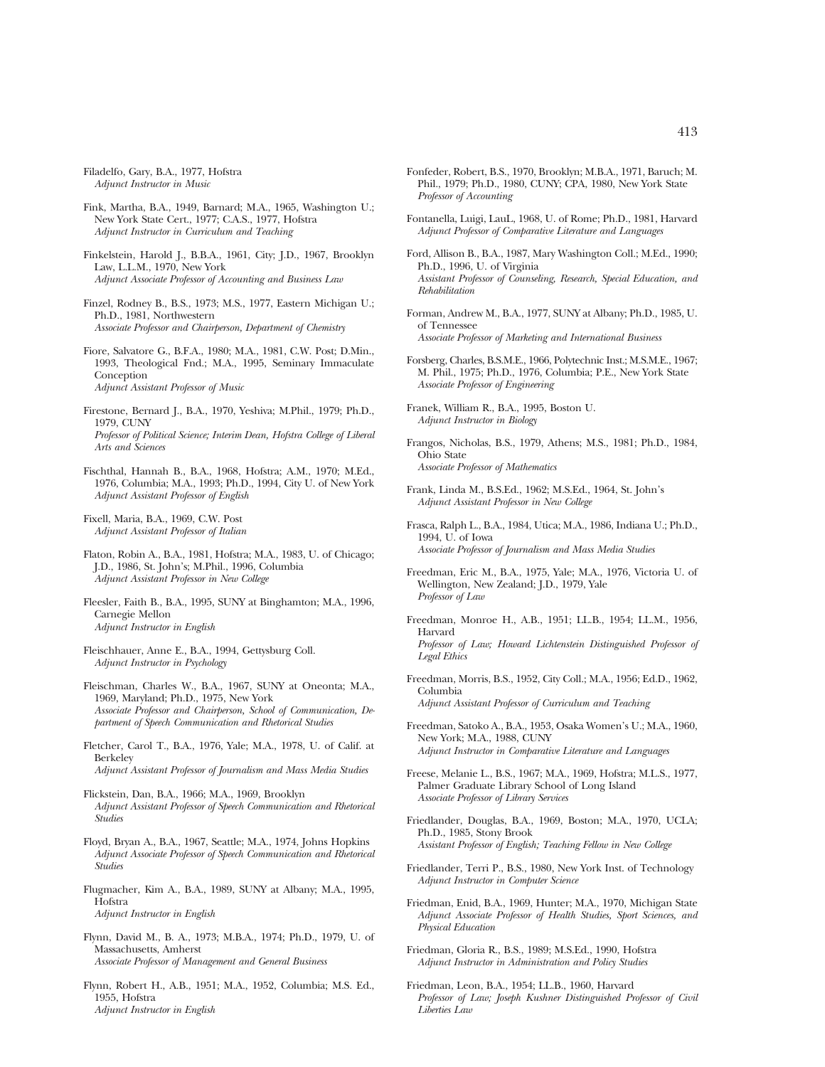Filadelfo, Gary, B.A., 1977, Hofstra
*Adjunct Instructor in Music*

Fink, Martha, B.A., 1949, Barnard; M.A., 1965, Washington U.; New York State Cert., 1977; C.A.S., 1977, Hofstra
*Adjunct Instructor in Curriculum and Teaching*

Finkelstein, Harold J., B.B.A., 1961, City; J.D., 1967, Brooklyn Law, L.L.M., 1970, New York
*Adjunct Associate Professor of Accounting and Business Law*

Finzel, Rodney B., B.S., 1973; M.S., 1977, Eastern Michigan U.; Ph.D., 1981, Northwestern
*Associate Professor and Chairperson, Department of Chemistry*

Fiore, Salvatore G., B.F.A., 1980; M.A., 1981, C.W. Post; D.Min., 1993, Theological Fnd.; M.A., 1995, Seminary Immaculate Conception
*Adjunct Assistant Professor of Music*

Firestone, Bernard J., B.A., 1970, Yeshiva; M.Phil., 1979; Ph.D., 1979, CUNY
*Professor of Political Science; Interim Dean, Hofstra College of Liberal Arts and Sciences*

Fischthal, Hannah B., B.A., 1968, Hofstra; A.M., 1970; M.Ed., 1976, Columbia; M.A., 1993; Ph.D., 1994, City U. of New York
*Adjunct Assistant Professor of English*

Fixell, Maria, B.A., 1969, C.W. Post
*Adjunct Assistant Professor of Italian*

Flaton, Robin A., B.A., 1981, Hofstra; M.A., 1983, U. of Chicago; J.D., 1986, St. John's; M.Phil., 1996, Columbia
*Adjunct Assistant Professor in New College*

Fleesler, Faith B., B.A., 1995, SUNY at Binghamton; M.A., 1996, Carnegie Mellon
*Adjunct Instructor in English*

Fleischhauer, Anne E., B.A., 1994, Gettysburg Coll.
*Adjunct Instructor in Psychology*

Fleischman, Charles W., B.A., 1967, SUNY at Oneonta; M.A., 1969, Maryland; Ph.D., 1975, New York
*Associate Professor and Chairperson, School of Communication, Department of Speech Communication and Rhetorical Studies*

Fletcher, Carol T., B.A., 1976, Yale; M.A., 1978, U. of Calif. at Berkeley
*Adjunct Assistant Professor of Journalism and Mass Media Studies*

Flickstein, Dan, B.A., 1966; M.A., 1969, Brooklyn
*Adjunct Assistant Professor of Speech Communication and Rhetorical Studies*

Floyd, Bryan A., B.A., 1967, Seattle; M.A., 1974, Johns Hopkins
*Adjunct Associate Professor of Speech Communication and Rhetorical Studies*

Flugmacher, Kim A., B.A., 1989, SUNY at Albany; M.A., 1995, Hofstra
*Adjunct Instructor in English*

Flynn, David M., B. A., 1973; M.B.A., 1974; Ph.D., 1979, U. of Massachusetts, Amherst
*Associate Professor of Management and General Business*

Flynn, Robert H., A.B., 1951; M.A., 1952, Columbia; M.S. Ed., 1955, Hofstra
*Adjunct Instructor in English*

Fonfeder, Robert, B.S., 1970, Brooklyn; M.B.A., 1971, Baruch; M. Phil., 1979; Ph.D., 1980, CUNY; CPA, 1980, New York State
*Professor of Accounting*

Fontanella, Luigi, LauL, 1968, U. of Rome; Ph.D., 1981, Harvard
*Adjunct Professor of Comparative Literature and Languages*

Ford, Allison B., B.A., 1987, Mary Washington Coll.; M.Ed., 1990; Ph.D., 1996, U. of Virginia
*Assistant Professor of Counseling, Research, Special Education, and Rehabilitation*

Forman, Andrew M., B.A., 1977, SUNY at Albany; Ph.D., 1985, U. of Tennessee
*Associate Professor of Marketing and International Business*

Forsberg, Charles, B.S.M.E., 1966, Polytechnic Inst.; M.S.M.E., 1967; M. Phil., 1975; Ph.D., 1976, Columbia; P.E., New York State
*Associate Professor of Engineering*

Franek, William R., B.A., 1995, Boston U.
*Adjunct Instructor in Biology*

Frangos, Nicholas, B.S., 1979, Athens; M.S., 1981; Ph.D., 1984, Ohio State
*Associate Professor of Mathematics*

Frank, Linda M., B.S.Ed., 1962; M.S.Ed., 1964, St. John's
*Adjunct Assistant Professor in New College*

Frasca, Ralph L., B.A., 1984, Utica; M.A., 1986, Indiana U.; Ph.D., 1994, U. of Iowa
*Associate Professor of Journalism and Mass Media Studies*

Freedman, Eric M., B.A., 1975, Yale; M.A., 1976, Victoria U. of Wellington, New Zealand; J.D., 1979, Yale
*Professor of Law*

Freedman, Monroe H., A.B., 1951; LL.B., 1954; LL.M., 1956, Harvard
*Professor of Law; Howard Lichtenstein Distinguished Professor of Legal Ethics*

Freedman, Morris, B.S., 1952, City Coll.; M.A., 1956; Ed.D., 1962, Columbia
*Adjunct Assistant Professor of Curriculum and Teaching*

Freedman, Satoko A., B.A., 1953, Osaka Women's U.; M.A., 1960, New York; M.A., 1988, CUNY
*Adjunct Instructor in Comparative Literature and Languages*

Freese, Melanie L., B.S., 1967; M.A., 1969, Hofstra; M.L.S., 1977, Palmer Graduate Library School of Long Island
*Associate Professor of Library Services*

Friedlander, Douglas, B.A., 1969, Boston; M.A., 1970, UCLA; Ph.D., 1985, Stony Brook
*Assistant Professor of English; Teaching Fellow in New College*

Friedlander, Terri P., B.S., 1980, New York Inst. of Technology
*Adjunct Instructor in Computer Science*

Friedman, Enid, B.A., 1969, Hunter; M.A., 1970, Michigan State
*Adjunct Associate Professor of Health Studies, Sport Sciences, and Physical Education*

Friedman, Gloria R., B.S., 1989; M.S.Ed., 1990, Hofstra
*Adjunct Instructor in Administration and Policy Studies*

Friedman, Leon, B.A., 1954; LL.B., 1960, Harvard
*Professor of Law; Joseph Kushner Distinguished Professor of Civil Liberties Law*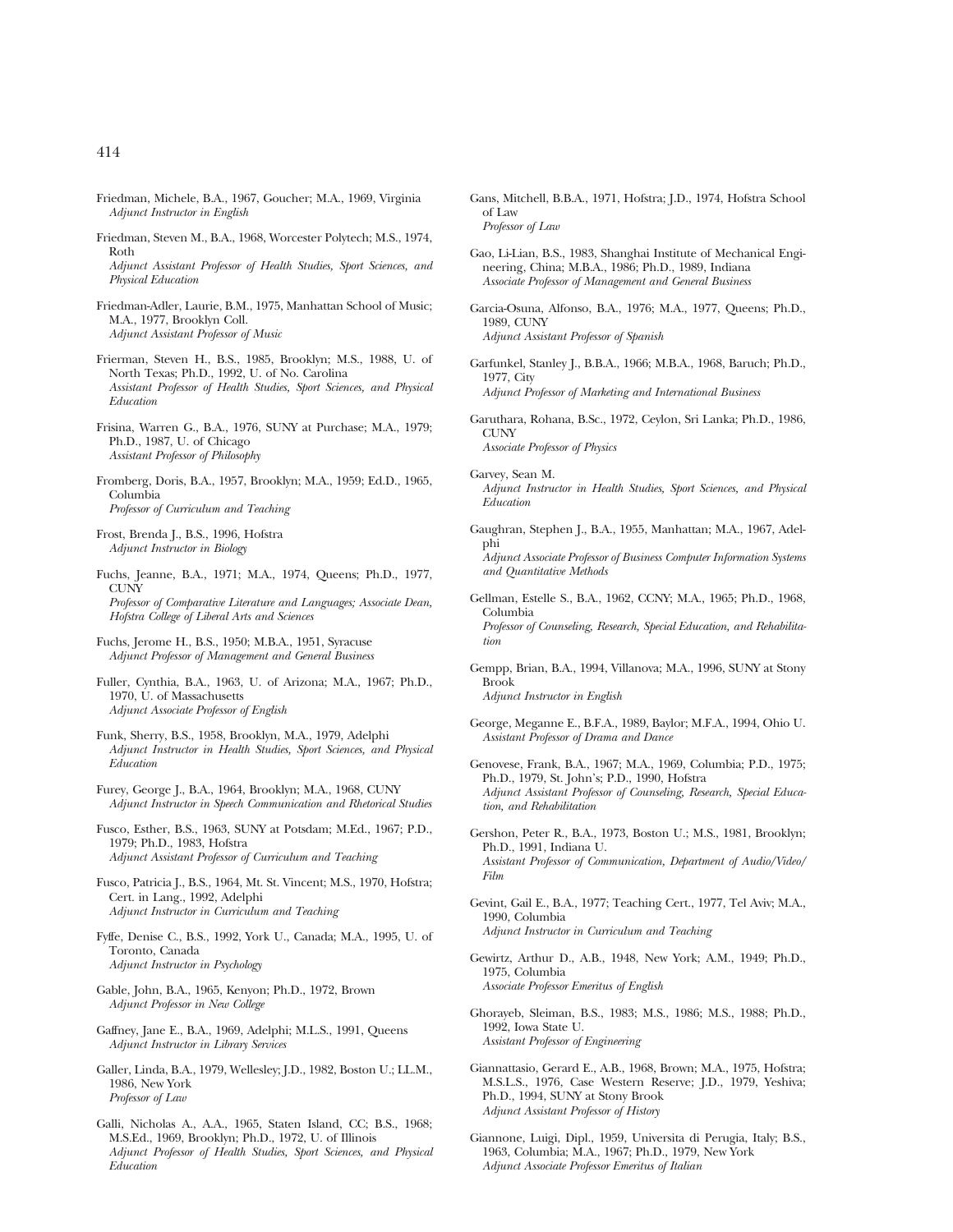Friedman, Michele, B.A., 1967, Goucher; M.A., 1969, Virginia
*Adjunct Instructor in English*

Friedman, Steven M., B.A., 1968, Worcester Polytech; M.S., 1974, Roth
*Adjunct Assistant Professor of Health Studies, Sport Sciences, and Physical Education*

Friedman-Adler, Laurie, B.M., 1975, Manhattan School of Music; M.A., 1977, Brooklyn Coll.
*Adjunct Assistant Professor of Music*

Frierman, Steven H., B.S., 1985, Brooklyn; M.S., 1988, U. of North Texas; Ph.D., 1992, U. of No. Carolina
*Assistant Professor of Health Studies, Sport Sciences, and Physical Education*

Frisina, Warren G., B.A., 1976, SUNY at Purchase; M.A., 1979; Ph.D., 1987, U. of Chicago
*Assistant Professor of Philosophy*

Fromberg, Doris, B.A., 1957, Brooklyn; M.A., 1959; Ed.D., 1965, Columbia
*Professor of Curriculum and Teaching*

Frost, Brenda J., B.S., 1996, Hofstra
*Adjunct Instructor in Biology*

Fuchs, Jeanne, B.A., 1971; M.A., 1974, Queens; Ph.D., 1977, CUNY
*Professor of Comparative Literature and Languages; Associate Dean, Hofstra College of Liberal Arts and Sciences*

Fuchs, Jerome H., B.S., 1950; M.B.A., 1951, Syracuse
*Adjunct Professor of Management and General Business*

Fuller, Cynthia, B.A., 1963, U. of Arizona; M.A., 1967; Ph.D., 1970, U. of Massachusetts
*Adjunct Associate Professor of English*

Funk, Sherry, B.S., 1958, Brooklyn, M.A., 1979, Adelphi
*Adjunct Instructor in Health Studies, Sport Sciences, and Physical Education*

Furey, George J., B.A., 1964, Brooklyn; M.A., 1968, CUNY
*Adjunct Instructor in Speech Communication and Rhetorical Studies*

Fusco, Esther, B.S., 1963, SUNY at Potsdam; M.Ed., 1967; P.D., 1979; Ph.D., 1983, Hofstra
*Adjunct Assistant Professor of Curriculum and Teaching*

Fusco, Patricia J., B.S., 1964, Mt. St. Vincent; M.S., 1970, Hofstra; Cert. in Lang., 1992, Adelphi
*Adjunct Instructor in Curriculum and Teaching*

Fyffe, Denise C., B.S., 1992, York U., Canada; M.A., 1995, U. of Toronto, Canada
*Adjunct Instructor in Psychology*

Gable, John, B.A., 1965, Kenyon; Ph.D., 1972, Brown
*Adjunct Professor in New College*

Gaffney, Jane E., B.A., 1969, Adelphi; M.L.S., 1991, Queens
*Adjunct Instructor in Library Services*

Galler, Linda, B.A., 1979, Wellesley; J.D., 1982, Boston U.; LL.M., 1986, New York
*Professor of Law*

Galli, Nicholas A., A.A., 1965, Staten Island, CC; B.S., 1968; M.S.Ed., 1969, Brooklyn; Ph.D., 1972, U. of Illinois
*Adjunct Professor of Health Studies, Sport Sciences, and Physical Education*

Gans, Mitchell, B.B.A., 1971, Hofstra; J.D., 1974, Hofstra School of Law
*Professor of Law*

Gao, Li-Lian, B.S., 1983, Shanghai Institute of Mechanical Engineering, China; M.B.A., 1986; Ph.D., 1989, Indiana
*Associate Professor of Management and General Business*

Garcia-Osuna, Alfonso, B.A., 1976; M.A., 1977, Queens; Ph.D., 1989, CUNY
*Adjunct Assistant Professor of Spanish*

Garfunkel, Stanley J., B.B.A., 1966; M.B.A., 1968, Baruch; Ph.D., 1977, City
*Adjunct Professor of Marketing and International Business*

Garuthara, Rohana, B.Sc., 1972, Ceylon, Sri Lanka; Ph.D., 1986, CUNY
*Associate Professor of Physics*

Garvey, Sean M.
*Adjunct Instructor in Health Studies, Sport Sciences, and Physical Education*

Gaughran, Stephen J., B.A., 1955, Manhattan; M.A., 1967, Adelphi
*Adjunct Associate Professor of Business Computer Information Systems and Quantitative Methods*

Gellman, Estelle S., B.A., 1962, CCNY; M.A., 1965; Ph.D., 1968, Columbia
*Professor of Counseling, Research, Special Education, and Rehabilitation*

Gempp, Brian, B.A., 1994, Villanova; M.A., 1996, SUNY at Stony Brook
*Adjunct Instructor in English*

George, Meganne E., B.F.A., 1989, Baylor; M.F.A., 1994, Ohio U.
*Assistant Professor of Drama and Dance*

Genovese, Frank, B.A., 1967; M.A., 1969, Columbia; P.D., 1975; Ph.D., 1979, St. John's; P.D., 1990, Hofstra
*Adjunct Assistant Professor of Counseling, Research, Special Education, and Rehabilitation*

Gershon, Peter R., B.A., 1973, Boston U.; M.S., 1981, Brooklyn; Ph.D., 1991, Indiana U.
*Assistant Professor of Communication, Department of Audio/Video/Film*

Gevint, Gail E., B.A., 1977; Teaching Cert., 1977, Tel Aviv; M.A., 1990, Columbia
*Adjunct Instructor in Curriculum and Teaching*

Gewirtz, Arthur D., A.B., 1948, New York; A.M., 1949; Ph.D., 1975, Columbia
*Associate Professor Emeritus of English*

Ghorayeb, Sleiman, B.S., 1983; M.S., 1986; M.S., 1988; Ph.D., 1992, Iowa State U.
*Assistant Professor of Engineering*

Giannattasio, Gerard E., A.B., 1968, Brown; M.A., 1975, Hofstra; M.S.L.S., 1976, Case Western Reserve; J.D., 1979, Yeshiva; Ph.D., 1994, SUNY at Stony Brook
*Adjunct Assistant Professor of History*

Giannone, Luigi, Dipl., 1959, Universita di Perugia, Italy; B.S., 1963, Columbia; M.A., 1967; Ph.D., 1979, New York
*Adjunct Associate Professor Emeritus of Italian*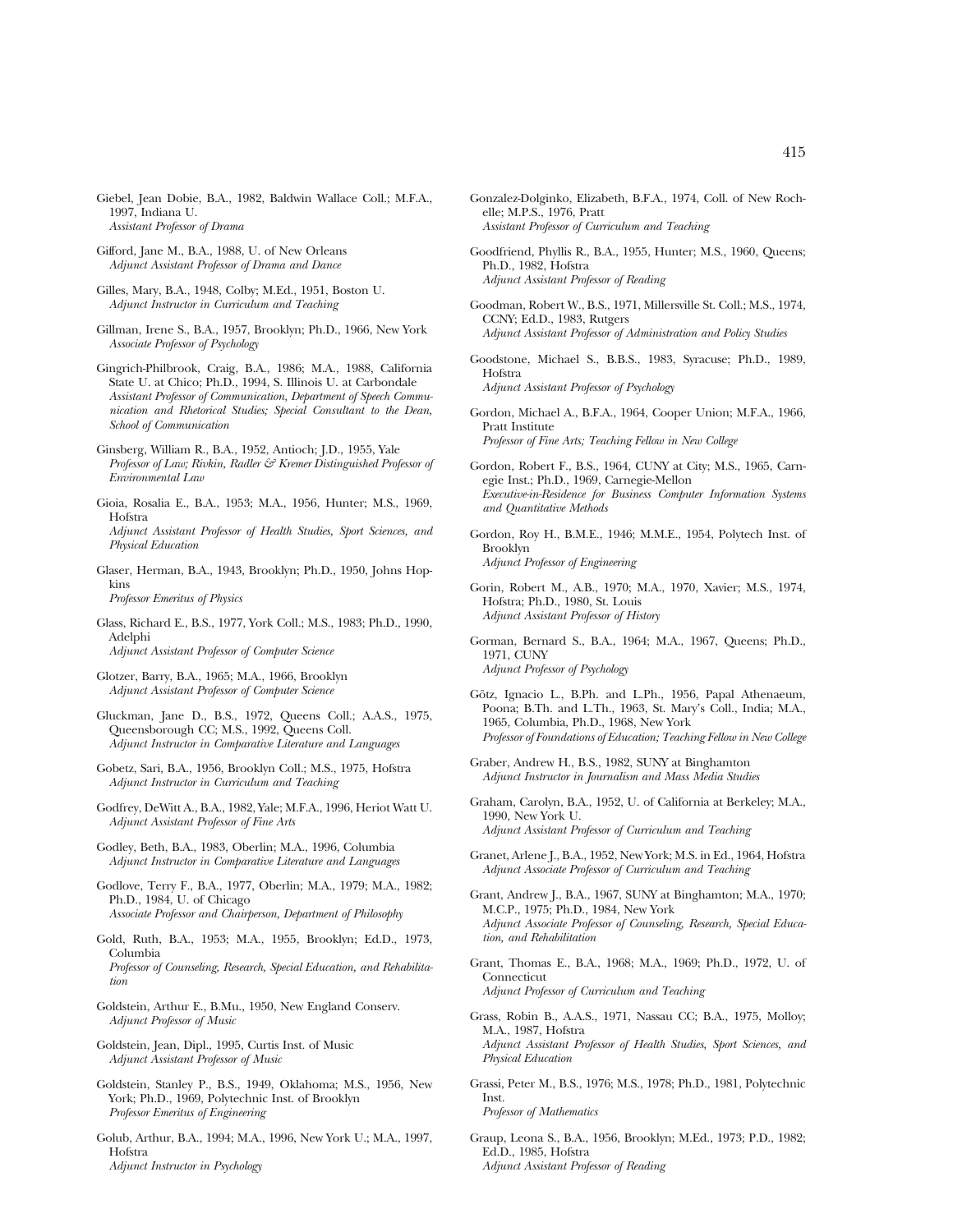Giebel, Jean Dobie, B.A., 1982, Baldwin Wallace Coll.; M.F.A., 1997, Indiana U.
*Assistant Professor of Drama*

Gifford, Jane M., B.A., 1988, U. of New Orleans
*Adjunct Assistant Professor of Drama and Dance*

Gilles, Mary, B.A., 1948, Colby; M.Ed., 1951, Boston U.
*Adjunct Instructor in Curriculum and Teaching*

Gillman, Irene S., B.A., 1957, Brooklyn; Ph.D., 1966, New York
*Associate Professor of Psychology*

Gingrich-Philbrook, Craig, B.A., 1986; M.A., 1988, California State U. at Chico; Ph.D., 1994, S. Illinois U. at Carbondale
*Assistant Professor of Communication, Department of Speech Communication and Rhetorical Studies; Special Consultant to the Dean, School of Communication*

Ginsberg, William R., B.A., 1952, Antioch; J.D., 1955, Yale
*Professor of Law; Rivkin, Radler & Kremer Distinguished Professor of Environmental Law*

Gioia, Rosalia E., B.A., 1953; M.A., 1956, Hunter; M.S., 1969, Hofstra
*Adjunct Assistant Professor of Health Studies, Sport Sciences, and Physical Education*

Glaser, Herman, B.A., 1943, Brooklyn; Ph.D., 1950, Johns Hopkins
*Professor Emeritus of Physics*

Glass, Richard E., B.S., 1977, York Coll.; M.S., 1983; Ph.D., 1990, Adelphi
*Adjunct Assistant Professor of Computer Science*

Glotzer, Barry, B.A., 1965; M.A., 1966, Brooklyn
*Adjunct Assistant Professor of Computer Science*

Gluckman, Jane D., B.S., 1972, Queens Coll.; A.A.S., 1975, Queensborough CC; M.S., 1992, Queens Coll.
*Adjunct Instructor in Comparative Literature and Languages*

Gobetz, Sari, B.A., 1956, Brooklyn Coll.; M.S., 1975, Hofstra
*Adjunct Instructor in Curriculum and Teaching*

Godfrey, DeWitt A., B.A., 1982, Yale; M.F.A., 1996, Heriot Watt U.
*Adjunct Assistant Professor of Fine Arts*

Godley, Beth, B.A., 1983, Oberlin; M.A., 1996, Columbia
*Adjunct Instructor in Comparative Literature and Languages*

Godlove, Terry F., B.A., 1977, Oberlin; M.A., 1979; M.A., 1982; Ph.D., 1984, U. of Chicago
*Associate Professor and Chairperson, Department of Philosophy*

Gold, Ruth, B.A., 1953; M.A., 1955, Brooklyn; Ed.D., 1973, Columbia
*Professor of Counseling, Research, Special Education, and Rehabilitation*

Goldstein, Arthur E., B.Mu., 1950, New England Conserv.
*Adjunct Professor of Music*

Goldstein, Jean, Dipl., 1995, Curtis Inst. of Music
*Adjunct Assistant Professor of Music*

Goldstein, Stanley P., B.S., 1949, Oklahoma; M.S., 1956, New York; Ph.D., 1969, Polytechnic Inst. of Brooklyn
*Professor Emeritus of Engineering*

Golub, Arthur, B.A., 1994; M.A., 1996, New York U.; M.A., 1997, Hofstra
*Adjunct Instructor in Psychology*

Gonzalez-Dolginko, Elizabeth, B.F.A., 1974, Coll. of New Rochelle; M.P.S., 1976, Pratt
*Assistant Professor of Curriculum and Teaching*

Goodfriend, Phyllis R., B.A., 1955, Hunter; M.S., 1960, Queens; Ph.D., 1982, Hofstra
*Adjunct Assistant Professor of Reading*

Goodman, Robert W., B.S., 1971, Millersville St. Coll.; M.S., 1974, CCNY; Ed.D., 1983, Rutgers
*Adjunct Assistant Professor of Administration and Policy Studies*

Goodstone, Michael S., B.B.S., 1983, Syracuse; Ph.D., 1989, Hofstra
*Adjunct Assistant Professor of Psychology*

Gordon, Michael A., B.F.A., 1964, Cooper Union; M.F.A., 1966, Pratt Institute
*Professor of Fine Arts; Teaching Fellow in New College*

Gordon, Robert F., B.S., 1964, CUNY at City; M.S., 1965, Carnegie Inst.; Ph.D., 1969, Carnegie-Mellon
*Executive-in-Residence for Business Computer Information Systems and Quantitative Methods*

Gordon, Roy H., B.M.E., 1946; M.M.E., 1954, Polytech Inst. of Brooklyn
*Adjunct Professor of Engineering*

Gorin, Robert M., A.B., 1970; M.A., 1970, Xavier; M.S., 1974, Hofstra; Ph.D., 1980, St. Louis
*Adjunct Assistant Professor of History*

Gorman, Bernard S., B.A., 1964; M.A., 1967, Queens; Ph.D., 1971, CUNY
*Adjunct Professor of Psychology*

Gõtz, Ignacio L., B.Ph. and L.Ph., 1956, Papal Athenaeum, Poona; B.Th. and L.Th., 1963, St. Mary's Coll., India; M.A., 1965, Columbia, Ph.D., 1968, New York
*Professor of Foundations of Education; Teaching Fellow in New College*

Graber, Andrew H., B.S., 1982, SUNY at Binghamton
*Adjunct Instructor in Journalism and Mass Media Studies*

Graham, Carolyn, B.A., 1952, U. of California at Berkeley; M.A., 1990, New York U.
*Adjunct Assistant Professor of Curriculum and Teaching*

Granet, Arlene J., B.A., 1952, New York; M.S. in Ed., 1964, Hofstra
*Adjunct Associate Professor of Curriculum and Teaching*

Grant, Andrew J., B.A., 1967, SUNY at Binghamton; M.A., 1970; M.C.P., 1975; Ph.D., 1984, New York
*Adjunct Associate Professor of Counseling, Research, Special Education, and Rehabilitation*

Grant, Thomas E., B.A., 1968; M.A., 1969; Ph.D., 1972, U. of Connecticut
*Adjunct Professor of Curriculum and Teaching*

Grass, Robin B., A.A.S., 1971, Nassau CC; B.A., 1975, Molloy; M.A., 1987, Hofstra
*Adjunct Assistant Professor of Health Studies, Sport Sciences, and Physical Education*

Grassi, Peter M., B.S., 1976; M.S., 1978; Ph.D., 1981, Polytechnic Inst.
*Professor of Mathematics*

Graup, Leona S., B.A., 1956, Brooklyn; M.Ed., 1973; P.D., 1982; Ed.D., 1985, Hofstra
*Adjunct Assistant Professor of Reading*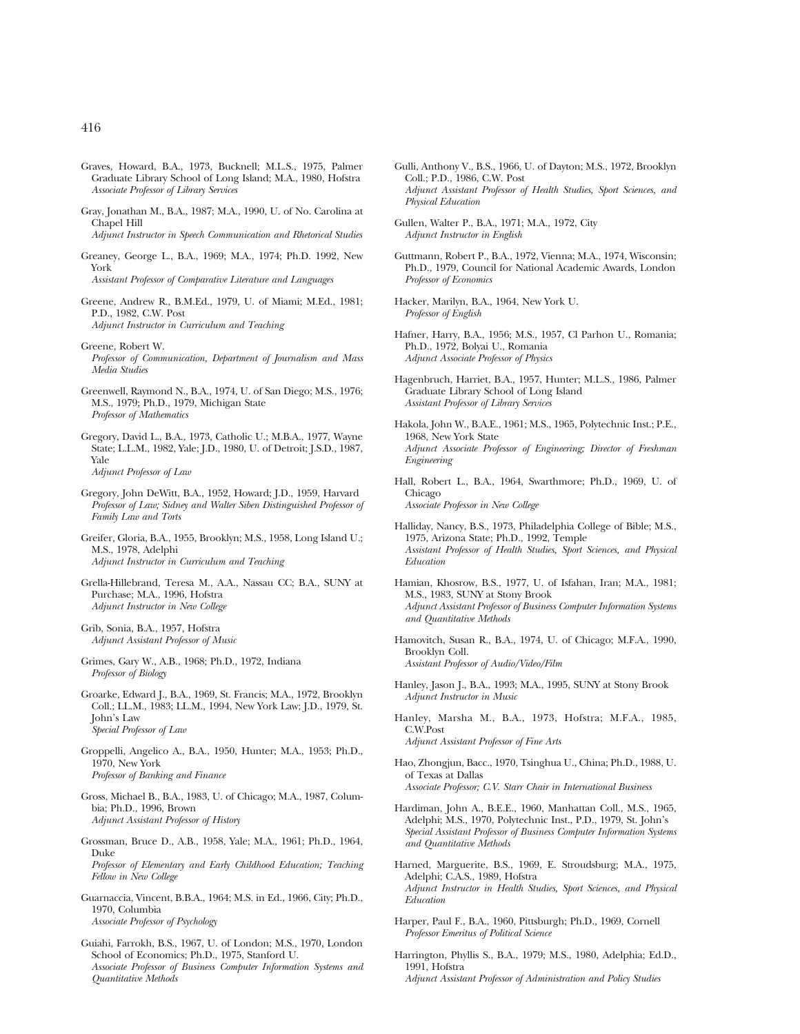Graves, Howard, B.A., 1973, Bucknell; M.L.S., 1975, Palmer Graduate Library School of Long Island; M.A., 1980, Hofstra
*Associate Professor of Library Services*

Gray, Jonathan M., B.A., 1987; M.A., 1990, U. of No. Carolina at Chapel Hill
*Adjunct Instructor in Speech Communication and Rhetorical Studies*

Greaney, George L., B.A., 1969; M.A., 1974; Ph.D. 1992, New York
*Assistant Professor of Comparative Literature and Languages*

Greene, Andrew R., B.M.Ed., 1979, U. of Miami; M.Ed., 1981; P.D., 1982, C.W. Post
*Adjunct Instructor in Curriculum and Teaching*

Greene, Robert W.
*Professor of Communication, Department of Journalism and Mass Media Studies*

Greenwell, Raymond N., B.A., 1974, U. of San Diego; M.S., 1976; M.S., 1979; Ph.D., 1979, Michigan State
*Professor of Mathematics*

Gregory, David L., B.A., 1973, Catholic U.; M.B.A., 1977, Wayne State; L.L.M., 1982, Yale; J.D., 1980, U. of Detroit; J.S.D., 1987, Yale
*Adjunct Professor of Law*

Gregory, John DeWitt, B.A., 1952, Howard; J.D., 1959, Harvard
*Professor of Law; Sidney and Walter Siben Distinguished Professor of Family Law and Torts*

Greifer, Gloria, B.A., 1955, Brooklyn; M.S., 1958, Long Island U.; M.S., 1978, Adelphi
*Adjunct Instructor in Curriculum and Teaching*

Grella-Hillebrand, Teresa M., A.A., Nassau CC; B.A., SUNY at Purchase; M.A., 1996, Hofstra
*Adjunct Instructor in New College*

Grib, Sonia, B.A., 1957, Hofstra
*Adjunct Assistant Professor of Music*

Grimes, Gary W., A.B., 1968; Ph.D., 1972, Indiana
*Professor of Biology*

Groarke, Edward J., B.A., 1969, St. Francis; M.A., 1972, Brooklyn Coll.; LL.M., 1983; LL.M., 1994, New York Law; J.D., 1979, St. John's Law
*Special Professor of Law*

Groppelli, Angelico A., B.A., 1950, Hunter; M.A., 1953; Ph.D., 1970, New York
*Professor of Banking and Finance*

Gross, Michael B., B.A., 1983, U. of Chicago; M.A., 1987, Columbia; Ph.D., 1996, Brown
*Adjunct Assistant Professor of History*

Grossman, Bruce D., A.B., 1958, Yale; M.A., 1961; Ph.D., 1964, Duke
*Professor of Elementary and Early Childhood Education; Teaching Fellow in New College*

Guarnaccia, Vincent, B.B.A., 1964; M.S. in Ed., 1966, City; Ph.D., 1970, Columbia
*Associate Professor of Psychology*

Guiahi, Farrokh, B.S., 1967, U. of London; M.S., 1970, London School of Economics; Ph.D., 1975, Stanford U.
*Associate Professor of Business Computer Information Systems and Quantitative Methods*

Gulli, Anthony V., B.S., 1966, U. of Dayton; M.S., 1972, Brooklyn Coll.; P.D., 1986, C.W. Post
*Adjunct Assistant Professor of Health Studies, Sport Sciences, and Physical Education*

Gullen, Walter P., B.A., 1971; M.A., 1972, City
*Adjunct Instructor in English*

Guttmann, Robert P., B.A., 1972, Vienna; M.A., 1974, Wisconsin; Ph.D., 1979, Council for National Academic Awards, London
*Professor of Economics*

Hacker, Marilyn, B.A., 1964, New York U.
*Professor of English*

Hafner, Harry, B.A., 1956; M.S., 1957, Cl Parhon U., Romania; Ph.D., 1972, Bolyai U., Romania
*Adjunct Associate Professor of Physics*

Hagenbruch, Harriet, B.A., 1957, Hunter; M.L.S., 1986, Palmer Graduate Library School of Long Island
*Assistant Professor of Library Services*

Hakola, John W., B.A.E., 1961; M.S., 1965, Polytechnic Inst.; P.E., 1968, New York State
*Adjunct Associate Professor of Engineering; Director of Freshman Engineering*

Hall, Robert L., B.A., 1964, Swarthmore; Ph.D., 1969, U. of Chicago
*Associate Professor in New College*

Halliday, Nancy, B.S., 1973, Philadelphia College of Bible; M.S., 1975, Arizona State; Ph.D., 1992, Temple
*Assistant Professor of Health Studies, Sport Sciences, and Physical Education*

Hamian, Khosrow, B.S., 1977, U. of Isfahan, Iran; M.A., 1981; M.S., 1983, SUNY at Stony Brook
*Adjunct Assistant Professor of Business Computer Information Systems and Quantitative Methods*

Hamovitch, Susan R., B.A., 1974, U. of Chicago; M.F.A., 1990, Brooklyn Coll.
*Assistant Professor of Audio/Video/Film*

Hanley, Jason J., B.A., 1993; M.A., 1995, SUNY at Stony Brook
*Adjunct Instructor in Music*

Hanley, Marsha M., B.A., 1973, Hofstra; M.F.A., 1985, C.W.Post
*Adjunct Assistant Professor of Fine Arts*

Hao, Zhongjun, Bacc., 1970, Tsinghua U., China; Ph.D., 1988, U. of Texas at Dallas
*Associate Professor; C.V. Starr Chair in International Business*

Hardiman, John A., B.E.E., 1960, Manhattan Coll., M.S., 1965, Adelphi; M.S., 1970, Polytechnic Inst., P.D., 1979, St. John's
*Special Assistant Professor of Business Computer Information Systems and Quantitative Methods*

Harned, Marguerite, B.S., 1969, E. Stroudsburg; M.A., 1975, Adelphi; C.A.S., 1989, Hofstra
*Adjunct Instructor in Health Studies, Sport Sciences, and Physical Education*

Harper, Paul F., B.A., 1960, Pittsburgh; Ph.D., 1969, Cornell
*Professor Emeritus of Political Science*

Harrington, Phyllis S., B.A., 1979; M.S., 1980, Adelphia; Ed.D., 1991, Hofstra
*Adjunct Assistant Professor of Administration and Policy Studies*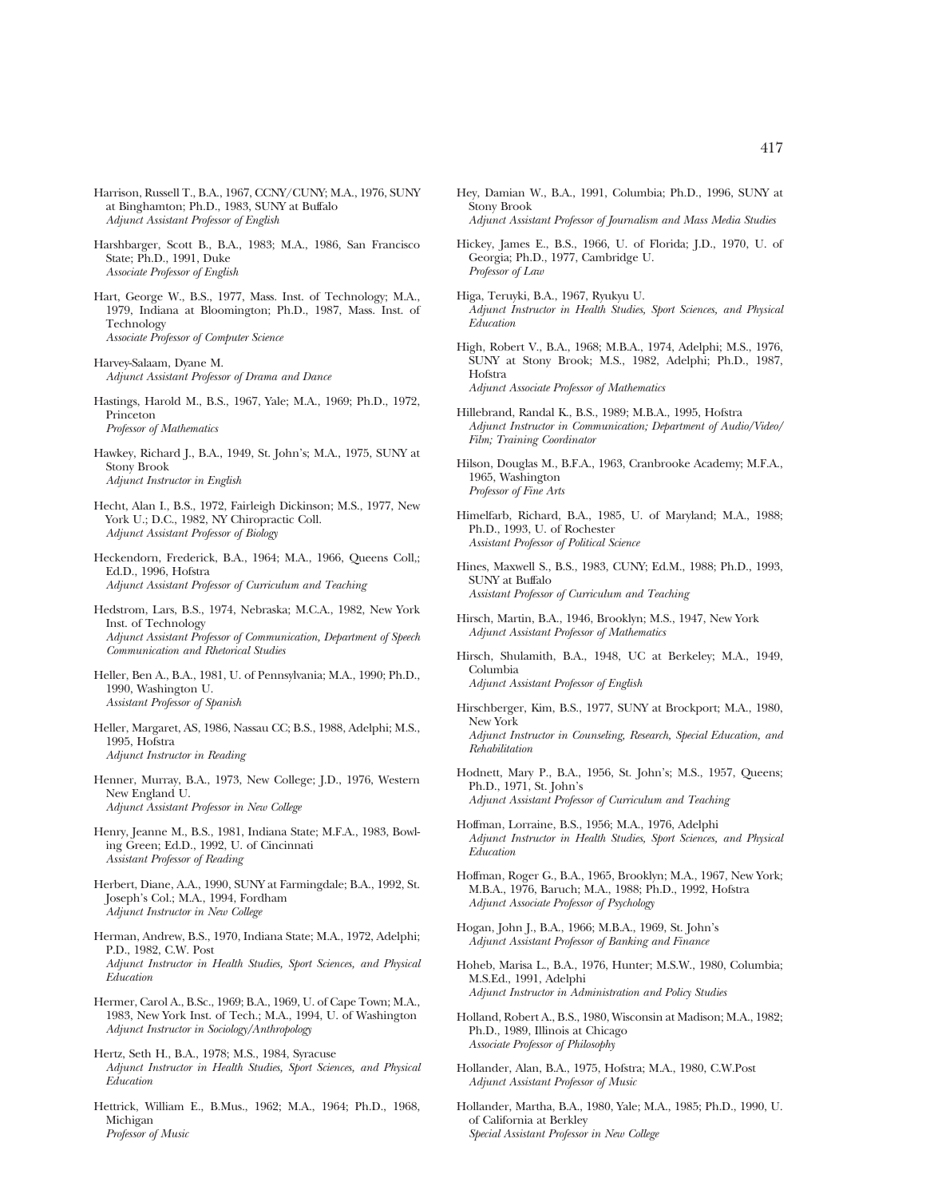Harrison, Russell T., B.A., 1967, CCNY/CUNY; M.A., 1976, SUNY at Binghamton; Ph.D., 1983, SUNY at Buffalo
*Adjunct Assistant Professor of English*

Harshbarger, Scott B., B.A., 1983; M.A., 1986, San Francisco State; Ph.D., 1991, Duke
*Associate Professor of English*

Hart, George W., B.S., 1977, Mass. Inst. of Technology; M.A., 1979, Indiana at Bloomington; Ph.D., 1987, Mass. Inst. of Technology
*Associate Professor of Computer Science*

Harvey-Salaam, Dyane M.
*Adjunct Assistant Professor of Drama and Dance*

Hastings, Harold M., B.S., 1967, Yale; M.A., 1969; Ph.D., 1972, Princeton
*Professor of Mathematics*

Hawkey, Richard J., B.A., 1949, St. John's; M.A., 1975, SUNY at Stony Brook
*Adjunct Instructor in English*

Hecht, Alan I., B.S., 1972, Fairleigh Dickinson; M.S., 1977, New York U.; D.C., 1982, NY Chiropractic Coll.
*Adjunct Assistant Professor of Biology*

Heckendorn, Frederick, B.A., 1964; M.A., 1966, Queens Coll,; Ed.D., 1996, Hofstra
*Adjunct Assistant Professor of Curriculum and Teaching*

Hedstrom, Lars, B.S., 1974, Nebraska; M.C.A., 1982, New York Inst. of Technology
*Adjunct Assistant Professor of Communication, Department of Speech Communication and Rhetorical Studies*

Heller, Ben A., B.A., 1981, U. of Pennsylvania; M.A., 1990; Ph.D., 1990, Washington U.
*Assistant Professor of Spanish*

Heller, Margaret, AS, 1986, Nassau CC; B.S., 1988, Adelphi; M.S., 1995, Hofstra
*Adjunct Instructor in Reading*

Henner, Murray, B.A., 1973, New College; J.D., 1976, Western New England U.
*Adjunct Assistant Professor in New College*

Henry, Jeanne M., B.S., 1981, Indiana State; M.F.A., 1983, Bowling Green; Ed.D., 1992, U. of Cincinnati
*Assistant Professor of Reading*

Herbert, Diane, A.A., 1990, SUNY at Farmingdale; B.A., 1992, St. Joseph's Col.; M.A., 1994, Fordham
*Adjunct Instructor in New College*

Herman, Andrew, B.S., 1970, Indiana State; M.A., 1972, Adelphi; P.D., 1982, C.W. Post
*Adjunct Instructor in Health Studies, Sport Sciences, and Physical Education*

Hermer, Carol A., B.Sc., 1969; B.A., 1969, U. of Cape Town; M.A., 1983, New York Inst. of Tech.; M.A., 1994, U. of Washington
*Adjunct Instructor in Sociology/Anthropology*

Hertz, Seth H., B.A., 1978; M.S., 1984, Syracuse
*Adjunct Instructor in Health Studies, Sport Sciences, and Physical Education*

Hettrick, William E., B.Mus., 1962; M.A., 1964; Ph.D., 1968, Michigan
*Professor of Music*

Hey, Damian W., B.A., 1991, Columbia; Ph.D., 1996, SUNY at Stony Brook
*Adjunct Assistant Professor of Journalism and Mass Media Studies*

Hickey, James E., B.S., 1966, U. of Florida; J.D., 1970, U. of Georgia; Ph.D., 1977, Cambridge U.
*Professor of Law*

Higa, Teruyki, B.A., 1967, Ryukyu U.
*Adjunct Instructor in Health Studies, Sport Sciences, and Physical Education*

High, Robert V., B.A., 1968; M.B.A., 1974, Adelphi; M.S., 1976, SUNY at Stony Brook; M.S., 1982, Adelphi; Ph.D., 1987, Hofstra
*Adjunct Associate Professor of Mathematics*

Hillebrand, Randal K., B.S., 1989; M.B.A., 1995, Hofstra
*Adjunct Instructor in Communication; Department of Audio/Video/Film; Training Coordinator*

Hilson, Douglas M., B.F.A., 1963, Cranbrooke Academy; M.F.A., 1965, Washington
*Professor of Fine Arts*

Himelfarb, Richard, B.A., 1985, U. of Maryland; M.A., 1988; Ph.D., 1993, U. of Rochester
*Assistant Professor of Political Science*

Hines, Maxwell S., B.S., 1983, CUNY; Ed.M., 1988; Ph.D., 1993, SUNY at Buffalo
*Assistant Professor of Curriculum and Teaching*

Hirsch, Martin, B.A., 1946, Brooklyn; M.S., 1947, New York
*Adjunct Assistant Professor of Mathematics*

Hirsch, Shulamith, B.A., 1948, UC at Berkeley; M.A., 1949, Columbia
*Adjunct Assistant Professor of English*

Hirschberger, Kim, B.S., 1977, SUNY at Brockport; M.A., 1980, New York
*Adjunct Instructor in Counseling, Research, Special Education, and Rehabilitation*

Hodnett, Mary P., B.A., 1956, St. John's; M.S., 1957, Queens; Ph.D., 1971, St. John's
*Adjunct Assistant Professor of Curriculum and Teaching*

Hoffman, Lorraine, B.S., 1956; M.A., 1976, Adelphi
*Adjunct Instructor in Health Studies, Sport Sciences, and Physical Education*

Hoffman, Roger G., B.A., 1965, Brooklyn; M.A., 1967, New York; M.B.A., 1976, Baruch; M.A., 1988; Ph.D., 1992, Hofstra
*Adjunct Associate Professor of Psychology*

Hogan, John J., B.A., 1966; M.B.A., 1969, St. John's
*Adjunct Assistant Professor of Banking and Finance*

Hoheb, Marisa L., B.A., 1976, Hunter; M.S.W., 1980, Columbia; M.S.Ed., 1991, Adelphi
*Adjunct Instructor in Administration and Policy Studies*

Holland, Robert A., B.S., 1980, Wisconsin at Madison; M.A., 1982; Ph.D., 1989, Illinois at Chicago
*Associate Professor of Philosophy*

Hollander, Alan, B.A., 1975, Hofstra; M.A., 1980, C.W.Post
*Adjunct Assistant Professor of Music*

Hollander, Martha, B.A., 1980, Yale; M.A., 1985; Ph.D., 1990, U. of California at Berkley
*Special Assistant Professor in New College*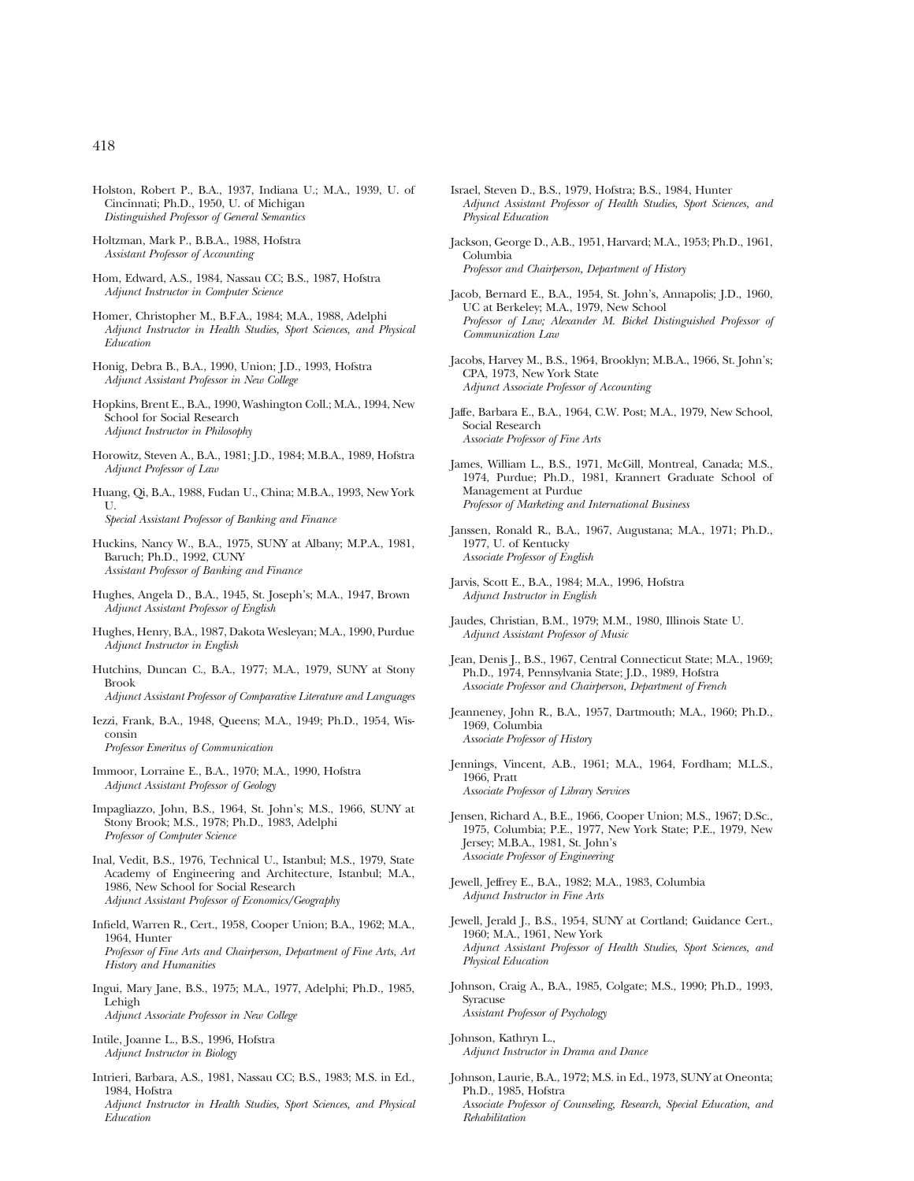Holston, Robert P., B.A., 1937, Indiana U.; M.A., 1939, U. of Cincinnati; Ph.D., 1950, U. of Michigan
*Distinguished Professor of General Semantics*

Holtzman, Mark P., B.B.A., 1988, Hofstra
*Assistant Professor of Accounting*

Hom, Edward, A.S., 1984, Nassau CC; B.S., 1987, Hofstra
*Adjunct Instructor in Computer Science*

Homer, Christopher M., B.F.A., 1984; M.A., 1988, Adelphi
*Adjunct Instructor in Health Studies, Sport Sciences, and Physical Education*

Honig, Debra B., B.A., 1990, Union; J.D., 1993, Hofstra
*Adjunct Assistant Professor in New College*

Hopkins, Brent E., B.A., 1990, Washington Coll.; M.A., 1994, New School for Social Research
*Adjunct Instructor in Philosophy*

Horowitz, Steven A., B.A., 1981; J.D., 1984; M.B.A., 1989, Hofstra
*Adjunct Professor of Law*

Huang, Qi, B.A., 1988, Fudan U., China; M.B.A., 1993, New York U.
*Special Assistant Professor of Banking and Finance*

Huckins, Nancy W., B.A., 1975, SUNY at Albany; M.P.A., 1981, Baruch; Ph.D., 1992, CUNY
*Assistant Professor of Banking and Finance*

Hughes, Angela D., B.A., 1945, St. Joseph's; M.A., 1947, Brown
*Adjunct Assistant Professor of English*

Hughes, Henry, B.A., 1987, Dakota Wesleyan; M.A., 1990, Purdue
*Adjunct Instructor in English*

Hutchins, Duncan C., B.A., 1977; M.A., 1979, SUNY at Stony Brook
*Adjunct Assistant Professor of Comparative Literature and Languages*

Iezzi, Frank, B.A., 1948, Queens; M.A., 1949; Ph.D., 1954, Wisconsin
*Professor Emeritus of Communication*

Immoor, Lorraine E., B.A., 1970; M.A., 1990, Hofstra
*Adjunct Assistant Professor of Geology*

Impagliazzo, John, B.S., 1964, St. John's; M.S., 1966, SUNY at Stony Brook; M.S., 1978; Ph.D., 1983, Adelphi
*Professor of Computer Science*

Inal, Vedit, B.S., 1976, Technical U., Istanbul; M.S., 1979, State Academy of Engineering and Architecture, Istanbul; M.A., 1986, New School for Social Research
*Adjunct Assistant Professor of Economics/Geography*

Infield, Warren R., Cert., 1958, Cooper Union; B.A., 1962; M.A., 1964, Hunter
*Professor of Fine Arts and Chairperson, Department of Fine Arts, Art History and Humanities*

Ingui, Mary Jane, B.S., 1975; M.A., 1977, Adelphi; Ph.D., 1985, Lehigh
*Adjunct Associate Professor in New College*

Intile, Joanne L., B.S., 1996, Hofstra
*Adjunct Instructor in Biology*

Intrieri, Barbara, A.S., 1981, Nassau CC; B.S., 1983; M.S. in Ed., 1984, Hofstra
*Adjunct Instructor in Health Studies, Sport Sciences, and Physical Education*

Israel, Steven D., B.S., 1979, Hofstra; B.S., 1984, Hunter
*Adjunct Assistant Professor of Health Studies, Sport Sciences, and Physical Education*

Jackson, George D., A.B., 1951, Harvard; M.A., 1953; Ph.D., 1961, Columbia
*Professor and Chairperson, Department of History*

Jacob, Bernard E., B.A., 1954, St. John's, Annapolis; J.D., 1960, UC at Berkeley; M.A., 1979, New School
*Professor of Law; Alexander M. Bickel Distinguished Professor of Communication Law*

Jacobs, Harvey M., B.S., 1964, Brooklyn; M.B.A., 1966, St. John's; CPA, 1973, New York State
*Adjunct Associate Professor of Accounting*

Jaffe, Barbara E., B.A., 1964, C.W. Post; M.A., 1979, New School, Social Research
*Associate Professor of Fine Arts*

James, William L., B.S., 1971, McGill, Montreal, Canada; M.S., 1974, Purdue; Ph.D., 1981, Krannert Graduate School of Management at Purdue
*Professor of Marketing and International Business*

Janssen, Ronald R., B.A., 1967, Augustana; M.A., 1971; Ph.D., 1977, U. of Kentucky
*Associate Professor of English*

Jarvis, Scott E., B.A., 1984; M.A., 1996, Hofstra
*Adjunct Instructor in English*

Jaudes, Christian, B.M., 1979; M.M., 1980, Illinois State U.
*Adjunct Assistant Professor of Music*

Jean, Denis J., B.S., 1967, Central Connecticut State; M.A., 1969; Ph.D., 1974, Pennsylvania State; J.D., 1989, Hofstra
*Associate Professor and Chairperson, Department of French*

Jeanneney, John R., B.A., 1957, Dartmouth; M.A., 1960; Ph.D., 1969, Columbia
*Associate Professor of History*

Jennings, Vincent, A.B., 1961; M.A., 1964, Fordham; M.L.S., 1966, Pratt
*Associate Professor of Library Services*

Jensen, Richard A., B.E., 1966, Cooper Union; M.S., 1967; D.Sc., 1975, Columbia; P.E., 1977, New York State; P.E., 1979, New Jersey; M.B.A., 1981, St. John's
*Associate Professor of Engineering*

Jewell, Jeffrey E., B.A., 1982; M.A., 1983, Columbia
*Adjunct Instructor in Fine Arts*

Jewell, Jerald J., B.S., 1954, SUNY at Cortland; Guidance Cert., 1960; M.A., 1961, New York
*Adjunct Assistant Professor of Health Studies, Sport Sciences, and Physical Education*

Johnson, Craig A., B.A., 1985, Colgate; M.S., 1990; Ph.D., 1993, Syracuse
*Assistant Professor of Psychology*

Johnson, Kathryn L.,
*Adjunct Instructor in Drama and Dance*

Johnson, Laurie, B.A., 1972; M.S. in Ed., 1973, SUNY at Oneonta; Ph.D., 1985, Hofstra
*Associate Professor of Counseling, Research, Special Education, and Rehabilitation*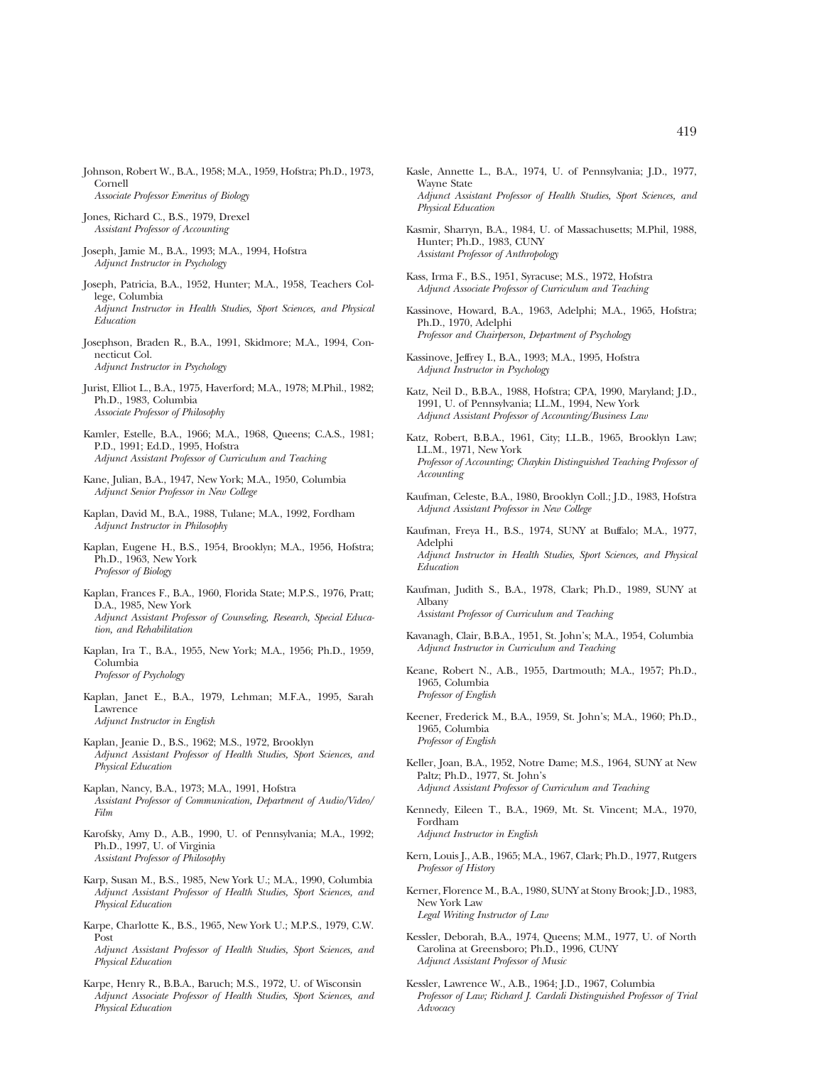Johnson, Robert W., B.A., 1958; M.A., 1959, Hofstra; Ph.D., 1973, Cornell
*Associate Professor Emeritus of Biology*

Jones, Richard C., B.S., 1979, Drexel
*Assistant Professor of Accounting*

Joseph, Jamie M., B.A., 1993; M.A., 1994, Hofstra
*Adjunct Instructor in Psychology*

Joseph, Patricia, B.A., 1952, Hunter; M.A., 1958, Teachers College, Columbia
*Adjunct Instructor in Health Studies, Sport Sciences, and Physical Education*

Josephson, Braden R., B.A., 1991, Skidmore; M.A., 1994, Connecticut Col.
*Adjunct Instructor in Psychology*

Jurist, Elliot L., B.A., 1975, Haverford; M.A., 1978; M.Phil., 1982; Ph.D., 1983, Columbia
*Associate Professor of Philosophy*

Kamler, Estelle, B.A., 1966; M.A., 1968, Queens; C.A.S., 1981; P.D., 1991; Ed.D., 1995, Hofstra
*Adjunct Assistant Professor of Curriculum and Teaching*

Kane, Julian, B.A., 1947, New York; M.A., 1950, Columbia
*Adjunct Senior Professor in New College*

Kaplan, David M., B.A., 1988, Tulane; M.A., 1992, Fordham
*Adjunct Instructor in Philosophy*

Kaplan, Eugene H., B.S., 1954, Brooklyn; M.A., 1956, Hofstra; Ph.D., 1963, New York
*Professor of Biology*

Kaplan, Frances F., B.A., 1960, Florida State; M.P.S., 1976, Pratt; D.A., 1985, New York
*Adjunct Assistant Professor of Counseling, Research, Special Education, and Rehabilitation*

Kaplan, Ira T., B.A., 1955, New York; M.A., 1956; Ph.D., 1959, Columbia
*Professor of Psychology*

Kaplan, Janet E., B.A., 1979, Lehman; M.F.A., 1995, Sarah Lawrence
*Adjunct Instructor in English*

Kaplan, Jeanie D., B.S., 1962; M.S., 1972, Brooklyn
*Adjunct Assistant Professor of Health Studies, Sport Sciences, and Physical Education*

Kaplan, Nancy, B.A., 1973; M.A., 1991, Hofstra
*Assistant Professor of Communication, Department of Audio/Video/Film*

Karofsky, Amy D., A.B., 1990, U. of Pennsylvania; M.A., 1992; Ph.D., 1997, U. of Virginia
*Assistant Professor of Philosophy*

Karp, Susan M., B.S., 1985, New York U.; M.A., 1990, Columbia
*Adjunct Assistant Professor of Health Studies, Sport Sciences, and Physical Education*

Karpe, Charlotte K., B.S., 1965, New York U.; M.P.S., 1979, C.W. Post
*Adjunct Assistant Professor of Health Studies, Sport Sciences, and Physical Education*

Karpe, Henry R., B.B.A., Baruch; M.S., 1972, U. of Wisconsin
*Adjunct Associate Professor of Health Studies, Sport Sciences, and Physical Education*

Kasle, Annette L., B.A., 1974, U. of Pennsylvania; J.D., 1977, Wayne State
*Adjunct Assistant Professor of Health Studies, Sport Sciences, and Physical Education*

Kasmir, Sharryn, B.A., 1984, U. of Massachusetts; M.Phil, 1988, Hunter; Ph.D., 1983, CUNY
*Assistant Professor of Anthropology*

Kass, Irma F., B.S., 1951, Syracuse; M.S., 1972, Hofstra
*Adjunct Associate Professor of Curriculum and Teaching*

Kassinove, Howard, B.A., 1963, Adelphi; M.A., 1965, Hofstra; Ph.D., 1970, Adelphi
*Professor and Chairperson, Department of Psychology*

Kassinove, Jeffrey I., B.A., 1993; M.A., 1995, Hofstra
*Adjunct Instructor in Psychology*

Katz, Neil D., B.B.A., 1988, Hofstra; CPA, 1990, Maryland; J.D., 1991, U. of Pennsylvania; LL.M., 1994, New York
*Adjunct Assistant Professor of Accounting/Business Law*

Katz, Robert, B.B.A., 1961, City; LL.B., 1965, Brooklyn Law; LL.M., 1971, New York
*Professor of Accounting; Chaykin Distinguished Teaching Professor of Accounting*

Kaufman, Celeste, B.A., 1980, Brooklyn Coll.; J.D., 1983, Hofstra
*Adjunct Assistant Professor in New College*

Kaufman, Freya H., B.S., 1974, SUNY at Buffalo; M.A., 1977, Adelphi
*Adjunct Instructor in Health Studies, Sport Sciences, and Physical Education*

Kaufman, Judith S., B.A., 1978, Clark; Ph.D., 1989, SUNY at Albany
*Assistant Professor of Curriculum and Teaching*

Kavanagh, Clair, B.B.A., 1951, St. John's; M.A., 1954, Columbia
*Adjunct Instructor in Curriculum and Teaching*

Keane, Robert N., A.B., 1955, Dartmouth; M.A., 1957; Ph.D., 1965, Columbia
*Professor of English*

Keener, Frederick M., B.A., 1959, St. John's; M.A., 1960; Ph.D., 1965, Columbia
*Professor of English*

Keller, Joan, B.A., 1952, Notre Dame; M.S., 1964, SUNY at New Paltz; Ph.D., 1977, St. John's
*Adjunct Assistant Professor of Curriculum and Teaching*

Kennedy, Eileen T., B.A., 1969, Mt. St. Vincent; M.A., 1970, Fordham
*Adjunct Instructor in English*

Kern, Louis J., A.B., 1965; M.A., 1967, Clark; Ph.D., 1977, Rutgers
*Professor of History*

Kerner, Florence M., B.A., 1980, SUNY at Stony Brook; J.D., 1983, New York Law
*Legal Writing Instructor of Law*

Kessler, Deborah, B.A., 1974, Queens; M.M., 1977, U. of North Carolina at Greensboro; Ph.D., 1996, CUNY
*Adjunct Assistant Professor of Music*

Kessler, Lawrence W., A.B., 1964; J.D., 1967, Columbia
*Professor of Law; Richard J. Cardali Distinguished Professor of Trial Advocacy*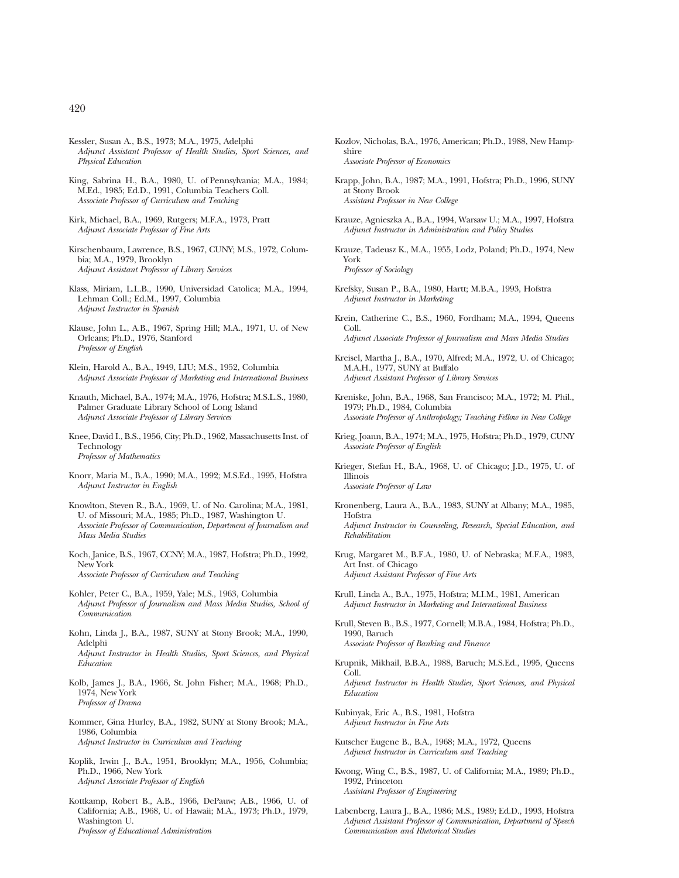Kessler, Susan A., B.S., 1973; M.A., 1975, Adelphi
*Adjunct Assistant Professor of Health Studies, Sport Sciences, and Physical Education*

King, Sabrina H., B.A., 1980, U. of Pennsylvania; M.A., 1984; M.Ed., 1985; Ed.D., 1991, Columbia Teachers Coll.
*Associate Professor of Curriculum and Teaching*

Kirk, Michael, B.A., 1969, Rutgers; M.F.A., 1973, Pratt
*Adjunct Associate Professor of Fine Arts*

Kirschenbaum, Lawrence, B.S., 1967, CUNY; M.S., 1972, Columbia; M.A., 1979, Brooklyn
*Adjunct Assistant Professor of Library Services*

Klass, Miriam, L.L.B., 1990, Universidad Catolica; M.A., 1994, Lehman Coll.; Ed.M., 1997, Columbia
*Adjunct Instructor in Spanish*

Klause, John L., A.B., 1967, Spring Hill; M.A., 1971, U. of New Orleans; Ph.D., 1976, Stanford
*Professor of English*

Klein, Harold A., B.A., 1949, LIU; M.S., 1952, Columbia
*Adjunct Associate Professor of Marketing and International Business*

Knauth, Michael, B.A., 1974; M.A., 1976, Hofstra; M.S.L.S., 1980, Palmer Graduate Library School of Long Island
*Adjunct Associate Professor of Library Services*

Knee, David I., B.S., 1956, City; Ph.D., 1962, Massachusetts Inst. of Technology
*Professor of Mathematics*

Knorr, Maria M., B.A., 1990; M.A., 1992; M.S.Ed., 1995, Hofstra
*Adjunct Instructor in English*

Knowlton, Steven R., B.A., 1969, U. of No. Carolina; M.A., 1981, U. of Missouri; M.A., 1985; Ph.D., 1987, Washington U.
*Associate Professor of Communication, Department of Journalism and Mass Media Studies*

Koch, Janice, B.S., 1967, CCNY; M.A., 1987, Hofstra; Ph.D., 1992, New York
*Associate Professor of Curriculum and Teaching*

Kohler, Peter C., B.A., 1959, Yale; M.S., 1963, Columbia
*Adjunct Professor of Journalism and Mass Media Studies, School of Communication*

Kohn, Linda J., B.A., 1987, SUNY at Stony Brook; M.A., 1990, Adelphi
*Adjunct Instructor in Health Studies, Sport Sciences, and Physical Education*

Kolb, James J., B.A., 1966, St. John Fisher; M.A., 1968; Ph.D., 1974, New York
*Professor of Drama*

Kommer, Gina Hurley, B.A., 1982, SUNY at Stony Brook; M.A., 1986, Columbia
*Adjunct Instructor in Curriculum and Teaching*

Koplik, Irwin J., B.A., 1951, Brooklyn; M.A., 1956, Columbia; Ph.D., 1966, New York
*Adjunct Associate Professor of English*

Kottkamp, Robert B., A.B., 1966, DePauw; A.B., 1966, U. of California; A.B., 1968, U. of Hawaii; M.A., 1973; Ph.D., 1979, Washington U.
*Professor of Educational Administration*

Kozlov, Nicholas, B.A., 1976, American; Ph.D., 1988, New Hampshire
*Associate Professor of Economics*

Krapp, John, B.A., 1987; M.A., 1991, Hofstra; Ph.D., 1996, SUNY at Stony Brook
*Assistant Professor in New College*

Krauze, Agnieszka A., B.A., 1994, Warsaw U.; M.A., 1997, Hofstra
*Adjunct Instructor in Administration and Policy Studies*

Krauze, Tadeusz K., M.A., 1955, Lodz, Poland; Ph.D., 1974, New York
*Professor of Sociology*

Krefsky, Susan P., B.A., 1980, Hartt; M.B.A., 1993, Hofstra
*Adjunct Instructor in Marketing*

Krein, Catherine C., B.S., 1960, Fordham; M.A., 1994, Queens Coll.
*Adjunct Associate Professor of Journalism and Mass Media Studies*

Kreisel, Martha J., B.A., 1970, Alfred; M.A., 1972, U. of Chicago; M.A.H., 1977, SUNY at Buffalo
*Adjunct Assistant Professor of Library Services*

Kreniske, John, B.A., 1968, San Francisco; M.A., 1972; M. Phil., 1979; Ph.D., 1984, Columbia
*Associate Professor of Anthropology; Teaching Fellow in New College*

Krieg, Joann, B.A., 1974; M.A., 1975, Hofstra; Ph.D., 1979, CUNY
*Associate Professor of English*

Krieger, Stefan H., B.A., 1968, U. of Chicago; J.D., 1975, U. of Illinois
*Associate Professor of Law*

Kronenberg, Laura A., B.A., 1983, SUNY at Albany; M.A., 1985, Hofstra
*Adjunct Instructor in Counseling, Research, Special Education, and Rehabilitation*

Krug, Margaret M., B.F.A., 1980, U. of Nebraska; M.F.A., 1983, Art Inst. of Chicago
*Adjunct Assistant Professor of Fine Arts*

Krull, Linda A., B.A., 1975, Hofstra; M.I.M., 1981, American
*Adjunct Instructor in Marketing and International Business*

Krull, Steven B., B.S., 1977, Cornell; M.B.A., 1984, Hofstra; Ph.D., 1990, Baruch
*Associate Professor of Banking and Finance*

Krupnik, Mikhail, B.B.A., 1988, Baruch; M.S.Ed., 1995, Queens Coll.
*Adjunct Instructor in Health Studies, Sport Sciences, and Physical Education*

Kubinyak, Eric A., B.S., 1981, Hofstra
*Adjunct Instructor in Fine Arts*

Kutscher Eugene B., B.A., 1968; M.A., 1972, Queens
*Adjunct Instructor in Curriculum and Teaching*

Kwong, Wing C., B.S., 1987, U. of California; M.A., 1989; Ph.D., 1992, Princeton
*Assistant Professor of Engineering*

Labenberg, Laura J., B.A., 1986; M.S., 1989; Ed.D., 1993, Hofstra
*Adjunct Assistant Professor of Communication, Department of Speech Communication and Rhetorical Studies*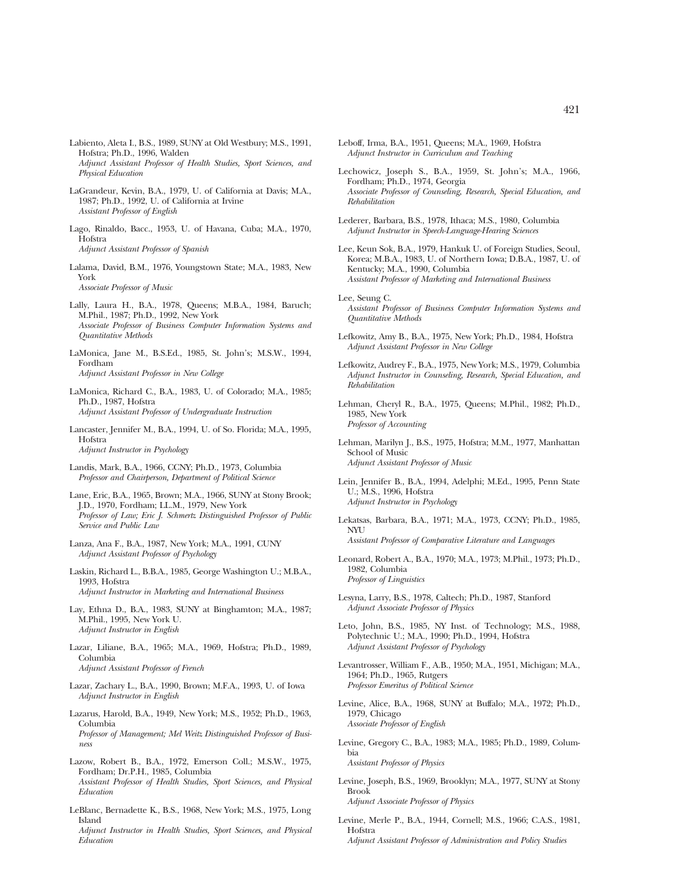Labiento, Aleta I., B.S., 1989, SUNY at Old Westbury; M.S., 1991, Hofstra; Ph.D., 1996, Walden
*Adjunct Assistant Professor of Health Studies, Sport Sciences, and Physical Education*

LaGrandeur, Kevin, B.A., 1979, U. of California at Davis; M.A., 1987; Ph.D., 1992, U. of California at Irvine
*Assistant Professor of English*

Lago, Rinaldo, Bacc., 1953, U. of Havana, Cuba; M.A., 1970, Hofstra
*Adjunct Assistant Professor of Spanish*

Lalama, David, B.M., 1976, Youngstown State; M.A., 1983, New York
*Associate Professor of Music*

Lally, Laura H., B.A., 1978, Queens; M.B.A., 1984, Baruch; M.Phil., 1987; Ph.D., 1992, New York
*Associate Professor of Business Computer Information Systems and Quantitative Methods*

LaMonica, Jane M., B.S.Ed., 1985, St. John's; M.S.W., 1994, Fordham
*Adjunct Assistant Professor in New College*

LaMonica, Richard C., B.A., 1983, U. of Colorado; M.A., 1985; Ph.D., 1987, Hofstra
*Adjunct Assistant Professor of Undergraduate Instruction*

Lancaster, Jennifer M., B.A., 1994, U. of So. Florida; M.A., 1995, Hofstra
*Adjunct Instructor in Psychology*

Landis, Mark, B.A., 1966, CCNY; Ph.D., 1973, Columbia
*Professor and Chairperson, Department of Political Science*

Lane, Eric, B.A., 1965, Brown; M.A., 1966, SUNY at Stony Brook; J.D., 1970, Fordham; LL.M., 1979, New York
*Professor of Law; Eric J. Schmertz Distinguished Professor of Public Service and Public Law*

Lanza, Ana F., B.A., 1987, New York; M.A., 1991, CUNY
*Adjunct Assistant Professor of Psychology*

Laskin, Richard L., B.B.A., 1985, George Washington U.; M.B.A., 1993, Hofstra
*Adjunct Instructor in Marketing and International Business*

Lay, Ethna D., B.A., 1983, SUNY at Binghamton; M.A., 1987; M.Phil., 1995, New York U.
*Adjunct Instructor in English*

Lazar, Liliane, B.A., 1965; M.A., 1969, Hofstra; Ph.D., 1989, Columbia
*Adjunct Assistant Professor of French*

Lazar, Zachary L., B.A., 1990, Brown; M.F.A., 1993, U. of Iowa
*Adjunct Instructor in English*

Lazarus, Harold, B.A., 1949, New York; M.S., 1952; Ph.D., 1963, Columbia
*Professor of Management; Mel Weitz Distinguished Professor of Business*

Lazow, Robert B., B.A., 1972, Emerson Coll.; M.S.W., 1975, Fordham; Dr.P.H., 1985, Columbia
*Assistant Professor of Health Studies, Sport Sciences, and Physical Education*

LeBlanc, Bernadette K., B.S., 1968, New York; M.S., 1975, Long Island
*Adjunct Instructor in Health Studies, Sport Sciences, and Physical Education*

Leboff, Irma, B.A., 1951, Queens; M.A., 1969, Hofstra
*Adjunct Instructor in Curriculum and Teaching*

Lechowicz, Joseph S., B.A., 1959, St. John's; M.A., 1966, Fordham; Ph.D., 1974, Georgia
*Associate Professor of Counseling, Research, Special Education, and Rehabilitation*

Lederer, Barbara, B.S., 1978, Ithaca; M.S., 1980, Columbia
*Adjunct Instructor in Speech-Language-Hearing Sciences*

Lee, Keun Sok, B.A., 1979, Hankuk U. of Foreign Studies, Seoul, Korea; M.B.A., 1983, U. of Northern Iowa; D.B.A., 1987, U. of Kentucky; M.A., 1990, Columbia
*Assistant Professor of Marketing and International Business*

Lee, Seung C.
*Assistant Professor of Business Computer Information Systems and Quantitative Methods*

Lefkowitz, Amy B., B.A., 1975, New York; Ph.D., 1984, Hofstra
*Adjunct Assistant Professor in New College*

Lefkowitz, Audrey F., B.A., 1975, New York; M.S., 1979, Columbia
*Adjunct Instructor in Counseling, Research, Special Education, and Rehabilitation*

Lehman, Cheryl R., B.A., 1975, Queens; M.Phil., 1982; Ph.D., 1985, New York
*Professor of Accounting*

Lehman, Marilyn J., B.S., 1975, Hofstra; M.M., 1977, Manhattan School of Music
*Adjunct Assistant Professor of Music*

Lein, Jennifer B., B.A., 1994, Adelphi; M.Ed., 1995, Penn State U.; M.S., 1996, Hofstra
*Adjunct Instructor in Psychology*

Lekatsas, Barbara, B.A., 1971; M.A., 1973, CCNY; Ph.D., 1985, NYU
*Assistant Professor of Comparative Literature and Languages*

Leonard, Robert A., B.A., 1970; M.A., 1973; M.Phil., 1973; Ph.D., 1982, Columbia
*Professor of Linguistics*

Lesyna, Larry, B.S., 1978, Caltech; Ph.D., 1987, Stanford
*Adjunct Associate Professor of Physics*

Leto, John, B.S., 1985, NY Inst. of Technology; M.S., 1988, Polytechnic U.; M.A., 1990; Ph.D., 1994, Hofstra
*Adjunct Assistant Professor of Psychology*

Levantrosser, William F., A.B., 1950; M.A., 1951, Michigan; M.A., 1964; Ph.D., 1965, Rutgers
*Professor Emeritus of Political Science*

Levine, Alice, B.A., 1968, SUNY at Buffalo; M.A., 1972; Ph.D., 1979, Chicago
*Associate Professor of English*

Levine, Gregory C., B.A., 1983; M.A., 1985; Ph.D., 1989, Columbia
*Assistant Professor of Physics*

Levine, Joseph, B.S., 1969, Brooklyn; M.A., 1977, SUNY at Stony Brook
*Adjunct Associate Professor of Physics*

Levine, Merle P., B.A., 1944, Cornell; M.S., 1966; C.A.S., 1981, Hofstra
*Adjunct Assistant Professor of Administration and Policy Studies*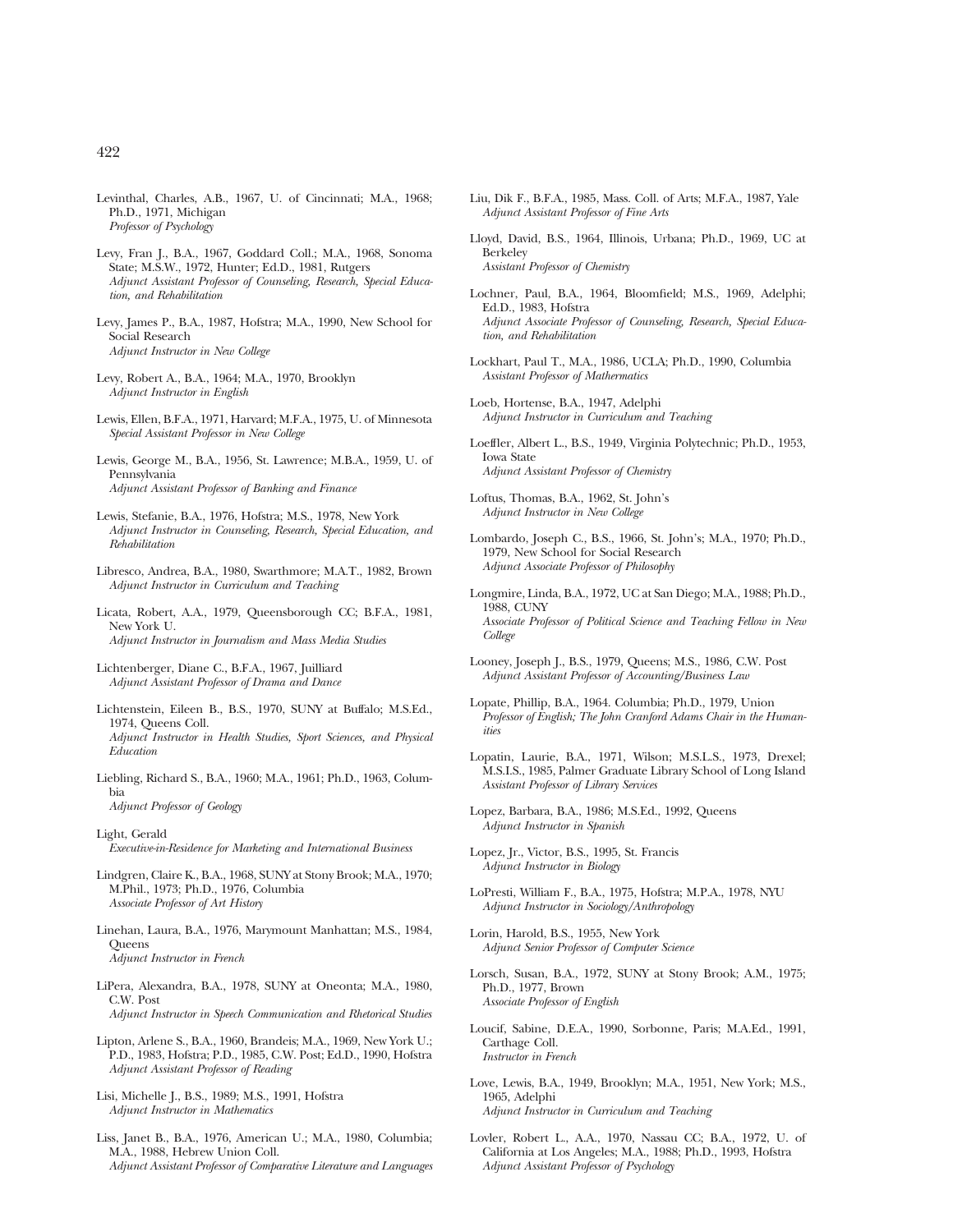Levinthal, Charles, A.B., 1967, U. of Cincinnati; M.A., 1968; Ph.D., 1971, Michigan
*Professor of Psychology*

Levy, Fran J., B.A., 1967, Goddard Coll.; M.A., 1968, Sonoma State; M.S.W., 1972, Hunter; Ed.D., 1981, Rutgers
*Adjunct Assistant Professor of Counseling, Research, Special Education, and Rehabilitation*

Levy, James P., B.A., 1987, Hofstra; M.A., 1990, New School for Social Research
*Adjunct Instructor in New College*

Levy, Robert A., B.A., 1964; M.A., 1970, Brooklyn
*Adjunct Instructor in English*

Lewis, Ellen, B.F.A., 1971, Harvard; M.F.A., 1975, U. of Minnesota
*Special Assistant Professor in New College*

Lewis, George M., B.A., 1956, St. Lawrence; M.B.A., 1959, U. of Pennsylvania
*Adjunct Assistant Professor of Banking and Finance*

Lewis, Stefanie, B.A., 1976, Hofstra; M.S., 1978, New York
*Adjunct Instructor in Counseling, Research, Special Education, and Rehabilitation*

Libresco, Andrea, B.A., 1980, Swarthmore; M.A.T., 1982, Brown
*Adjunct Instructor in Curriculum and Teaching*

Licata, Robert, A.A., 1979, Queensborough CC; B.F.A., 1981, New York U.
*Adjunct Instructor in Journalism and Mass Media Studies*

Lichtenberger, Diane C., B.F.A., 1967, Juilliard
*Adjunct Assistant Professor of Drama and Dance*

Lichtenstein, Eileen B., B.S., 1970, SUNY at Buffalo; M.S.Ed., 1974, Queens Coll.
*Adjunct Instructor in Health Studies, Sport Sciences, and Physical Education*

Liebling, Richard S., B.A., 1960; M.A., 1961; Ph.D., 1963, Columbia
*Adjunct Professor of Geology*

Light, Gerald
*Executive-in-Residence for Marketing and International Business*

Lindgren, Claire K., B.A., 1968, SUNY at Stony Brook; M.A., 1970; M.Phil., 1973; Ph.D., 1976, Columbia
*Associate Professor of Art History*

Linehan, Laura, B.A., 1976, Marymount Manhattan; M.S., 1984, Queens
*Adjunct Instructor in French*

LiPera, Alexandra, B.A., 1978, SUNY at Oneonta; M.A., 1980, C.W. Post
*Adjunct Instructor in Speech Communication and Rhetorical Studies*

Lipton, Arlene S., B.A., 1960, Brandeis; M.A., 1969, New York U.; P.D., 1983, Hofstra; P.D., 1985, C.W. Post; Ed.D., 1990, Hofstra
*Adjunct Assistant Professor of Reading*

Lisi, Michelle J., B.S., 1989; M.S., 1991, Hofstra
*Adjunct Instructor in Mathematics*

Liss, Janet B., B.A., 1976, American U.; M.A., 1980, Columbia; M.A., 1988, Hebrew Union Coll.
*Adjunct Assistant Professor of Comparative Literature and Languages*

Liu, Dik F., B.F.A., 1985, Mass. Coll. of Arts; M.F.A., 1987, Yale
*Adjunct Assistant Professor of Fine Arts*

Lloyd, David, B.S., 1964, Illinois, Urbana; Ph.D., 1969, UC at Berkeley
*Assistant Professor of Chemistry*

Lochner, Paul, B.A., 1964, Bloomfield; M.S., 1969, Adelphi; Ed.D., 1983, Hofstra
*Adjunct Associate Professor of Counseling, Research, Special Education, and Rehabilitation*

Lockhart, Paul T., M.A., 1986, UCLA; Ph.D., 1990, Columbia
*Assistant Professor of Mathermatics*

Loeb, Hortense, B.A., 1947, Adelphi
*Adjunct Instructor in Curriculum and Teaching*

Loeffler, Albert L., B.S., 1949, Virginia Polytechnic; Ph.D., 1953, Iowa State
*Adjunct Assistant Professor of Chemistry*

Loftus, Thomas, B.A., 1962, St. John's
*Adjunct Instructor in New College*

Lombardo, Joseph C., B.S., 1966, St. John's; M.A., 1970; Ph.D., 1979, New School for Social Research
*Adjunct Associate Professor of Philosophy*

Longmire, Linda, B.A., 1972, UC at San Diego; M.A., 1988; Ph.D., 1988, CUNY
*Associate Professor of Political Science and Teaching Fellow in New College*

Looney, Joseph J., B.S., 1979, Queens; M.S., 1986, C.W. Post
*Adjunct Assistant Professor of Accounting/Business Law*

Lopate, Phillip, B.A., 1964. Columbia; Ph.D., 1979, Union
*Professor of English; The John Cranford Adams Chair in the Humanities*

Lopatin, Laurie, B.A., 1971, Wilson; M.S.L.S., 1973, Drexel; M.S.I.S., 1985, Palmer Graduate Library School of Long Island
*Assistant Professor of Library Services*

Lopez, Barbara, B.A., 1986; M.S.Ed., 1992, Queens
*Adjunct Instructor in Spanish*

Lopez, Jr., Victor, B.S., 1995, St. Francis
*Adjunct Instructor in Biology*

LoPresti, William F., B.A., 1975, Hofstra; M.P.A., 1978, NYU
*Adjunct Instructor in Sociology/Anthropology*

Lorin, Harold, B.S., 1955, New York
*Adjunct Senior Professor of Computer Science*

Lorsch, Susan, B.A., 1972, SUNY at Stony Brook; A.M., 1975; Ph.D., 1977, Brown
*Associate Professor of English*

Loucif, Sabine, D.E.A., 1990, Sorbonne, Paris; M.A.Ed., 1991, Carthage Coll.
*Instructor in French*

Love, Lewis, B.A., 1949, Brooklyn; M.A., 1951, New York; M.S., 1965, Adelphi
*Adjunct Instructor in Curriculum and Teaching*

Lovler, Robert L., A.A., 1970, Nassau CC; B.A., 1972, U. of California at Los Angeles; M.A., 1988; Ph.D., 1993, Hofstra
*Adjunct Assistant Professor of Psychology*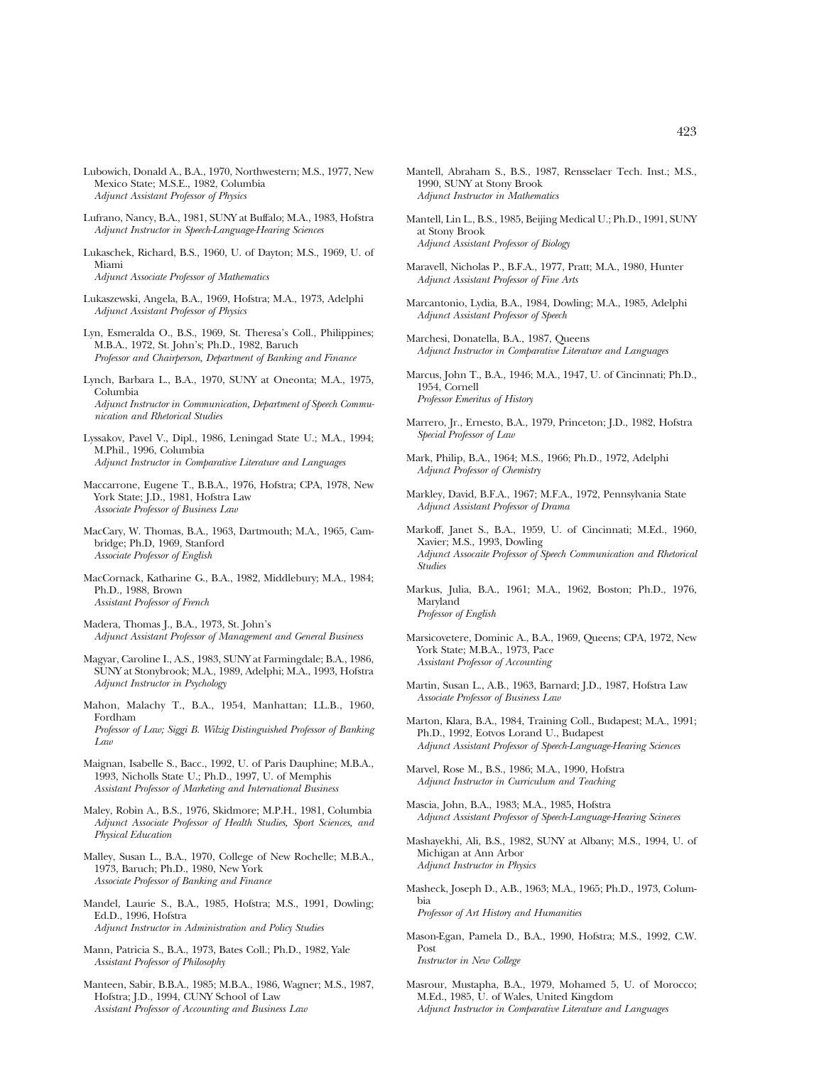Lubowich, Donald A., B.A., 1970, Northwestern; M.S., 1977, New Mexico State; M.S.E., 1982, Columbia
*Adjunct Assistant Professor of Physics*

Lufrano, Nancy, B.A., 1981, SUNY at Buffalo; M.A., 1983, Hofstra
*Adjunct Instructor in Speech-Language-Hearing Sciences*

Lukaschek, Richard, B.S., 1960, U. of Dayton; M.S., 1969, U. of Miami
*Adjunct Associate Professor of Mathematics*

Lukaszewski, Angela, B.A., 1969, Hofstra; M.A., 1973, Adelphi
*Adjunct Assistant Professor of Physics*

Lyn, Esmeralda O., B.S., 1969, St. Theresa's Coll., Philippines; M.B.A., 1972, St. John's; Ph.D., 1982, Baruch
*Professor and Chairperson, Department of Banking and Finance*

Lynch, Barbara L., B.A., 1970, SUNY at Oneonta; M.A., 1975, Columbia
*Adjunct Instructor in Communication, Department of Speech Communication and Rhetorical Studies*

Lyssakov, Pavel V., Dipl., 1986, Leningad State U.; M.A., 1994; M.Phil., 1996, Columbia
*Adjunct Instructor in Comparative Literature and Languages*

Maccarrone, Eugene T., B.B.A., 1976, Hofstra; CPA, 1978, New York State; J.D., 1981, Hofstra Law
*Associate Professor of Business Law*

MacCary, W. Thomas, B.A., 1963, Dartmouth; M.A., 1965, Cambridge; Ph.D, 1969, Stanford
*Associate Professor of English*

MacCornack, Katharine G., B.A., 1982, Middlebury; M.A., 1984; Ph.D., 1988, Brown
*Assistant Professor of French*

Madera, Thomas J., B.A., 1973, St. John's
*Adjunct Assistant Professor of Management and General Business*

Magyar, Caroline I., A.S., 1983, SUNY at Farmingdale; B.A., 1986, SUNY at Stonybrook; M.A., 1989, Adelphi; M.A., 1993, Hofstra
*Adjunct Instructor in Psychology*

Mahon, Malachy T., B.A., 1954, Manhattan; LL.B., 1960, Fordham
*Professor of Law; Siggi B. Wilzig Distinguished Professor of Banking Law*

Maignan, Isabelle S., Bacc., 1992, U. of Paris Dauphine; M.B.A., 1993, Nicholls State U.; Ph.D., 1997, U. of Memphis
*Assistant Professor of Marketing and International Business*

Maley, Robin A., B.S., 1976, Skidmore; M.P.H., 1981, Columbia
*Adjunct Associate Professor of Health Studies, Sport Sciences, and Physical Education*

Malley, Susan L., B.A., 1970, College of New Rochelle; M.B.A., 1973, Baruch; Ph.D., 1980, New York
*Associate Professor of Banking and Finance*

Mandel, Laurie S., B.A., 1985, Hofstra; M.S., 1991, Dowling; Ed.D., 1996, Hofstra
*Adjunct Instructor in Administration and Policy Studies*

Mann, Patricia S., B.A., 1973, Bates Coll.; Ph.D., 1982, Yale
*Assistant Professor of Philosophy*

Manteen, Sabir, B.B.A., 1985; M.B.A., 1986, Wagner; M.S., 1987, Hofstra; J.D., 1994, CUNY School of Law
*Assistant Professor of Accounting and Business Law*

Mantell, Abraham S., B.S., 1987, Rensselaer Tech. Inst.; M.S., 1990, SUNY at Stony Brook
*Adjunct Instructor in Mathematics*

Mantell, Lin L., B.S., 1985, Beijing Medical U.; Ph.D., 1991, SUNY at Stony Brook
*Adjunct Assistant Professor of Biology*

Maravell, Nicholas P., B.F.A., 1977, Pratt; M.A., 1980, Hunter
*Adjunct Assistant Professor of Fine Arts*

Marcantonio, Lydia, B.A., 1984, Dowling; M.A., 1985, Adelphi
*Adjunct Assistant Professor of Speech*

Marchesi, Donatella, B.A., 1987, Queens
*Adjunct Instructor in Comparative Literature and Languages*

Marcus, John T., B.A., 1946; M.A., 1947, U. of Cincinnati; Ph.D., 1954, Cornell
*Professor Emeritus of History*

Marrero, Jr., Ernesto, B.A., 1979, Princeton; J.D., 1982, Hofstra
*Special Professor of Law*

Mark, Philip, B.A., 1964; M.S., 1966; Ph.D., 1972, Adelphi
*Adjunct Professor of Chemistry*

Markley, David, B.F.A., 1967; M.F.A., 1972, Pennsylvania State
*Adjunct Assistant Professor of Drama*

Markoff, Janet S., B.A., 1959, U. of Cincinnati; M.Ed., 1960, Xavier; M.S., 1993, Dowling
*Adjunct Assocaite Professor of Speech Communication and Rhetorical Studies*

Markus, Julia, B.A., 1961; M.A., 1962, Boston; Ph.D., 1976, Maryland
*Professor of English*

Marsicovetere, Dominic A., B.A., 1969, Queens; CPA, 1972, New York State; M.B.A., 1973, Pace
*Assistant Professor of Accounting*

Martin, Susan L., A.B., 1963, Barnard; J.D., 1987, Hofstra Law
*Associate Professor of Business Law*

Marton, Klara, B.A., 1984, Training Coll., Budapest; M.A., 1991; Ph.D., 1992, Eotvos Lorand U., Budapest
*Adjunct Assistant Professor of Speech-Language-Hearing Sciences*

Marvel, Rose M., B.S., 1986; M.A., 1990, Hofstra
*Adjunct Instructor in Curriculum and Teaching*

Mascia, John, B.A., 1983; M.A., 1985, Hofstra
*Adjunct Assistant Professor of Speech-Language-Hearing Scineces*

Mashayekhi, Ali, B.S., 1982, SUNY at Albany; M.S., 1994, U. of Michigan at Ann Arbor
*Adjunct Instructor in Physics*

Masheck, Joseph D., A.B., 1963; M.A., 1965; Ph.D., 1973, Columbia
*Professor of Art History and Humanities*

Mason-Egan, Pamela D., B.A., 1990, Hofstra; M.S., 1992, C.W. Post
*Instructor in New College*

Masrour, Mustapha, B.A., 1979, Mohamed 5, U. of Morocco; M.Ed., 1985, U. of Wales, United Kingdom
*Adjunct Instructor in Comparative Literature and Languages*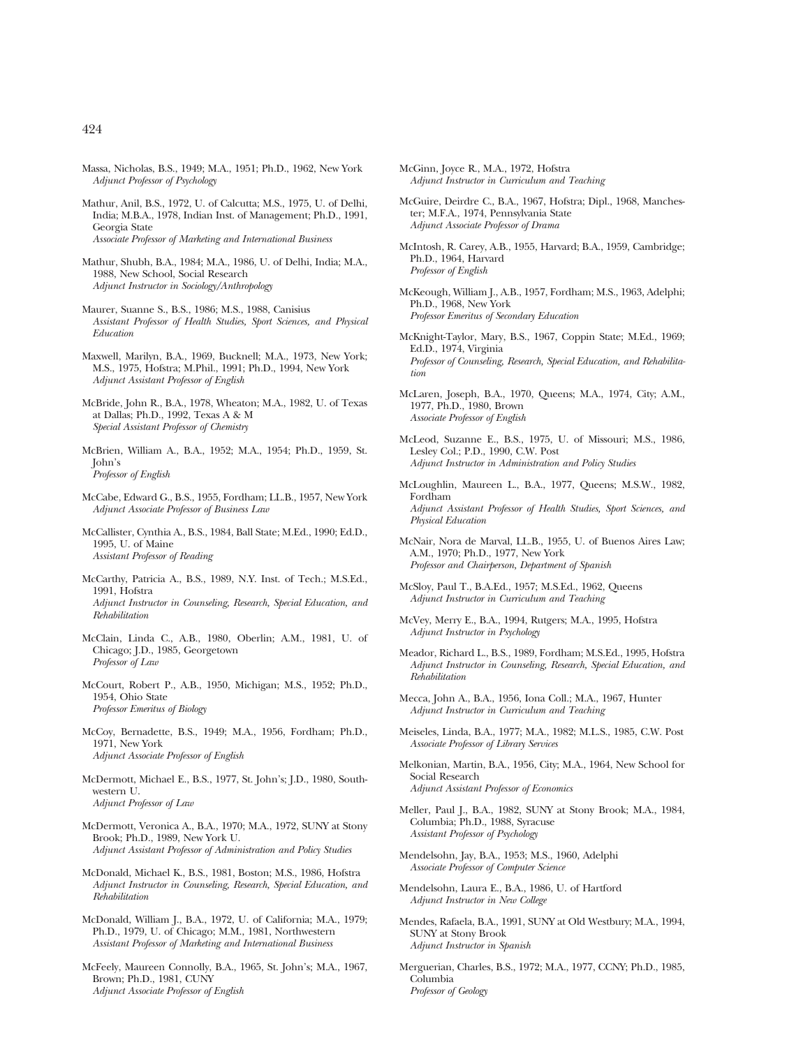Massa, Nicholas, B.S., 1949; M.A., 1951; Ph.D., 1962, New York
*Adjunct Professor of Psychology*

Mathur, Anil, B.S., 1972, U. of Calcutta; M.S., 1975, U. of Delhi, India; M.B.A., 1978, Indian Inst. of Management; Ph.D., 1991, Georgia State
*Associate Professor of Marketing and International Business*

Mathur, Shubh, B.A., 1984; M.A., 1986, U. of Delhi, India; M.A., 1988, New School, Social Research
*Adjunct Instructor in Sociology/Anthropology*

Maurer, Suanne S., B.S., 1986; M.S., 1988, Canisius
*Assistant Professor of Health Studies, Sport Sciences, and Physical Education*

Maxwell, Marilyn, B.A., 1969, Bucknell; M.A., 1973, New York; M.S., 1975, Hofstra; M.Phil., 1991; Ph.D., 1994, New York
*Adjunct Assistant Professor of English*

McBride, John R., B.A., 1978, Wheaton; M.A., 1982, U. of Texas at Dallas; Ph.D., 1992, Texas A & M
*Special Assistant Professor of Chemistry*

McBrien, William A., B.A., 1952; M.A., 1954; Ph.D., 1959, St. John's
*Professor of English*

McCabe, Edward G., B.S., 1955, Fordham; LL.B., 1957, New York
*Adjunct Associate Professor of Business Law*

McCallister, Cynthia A., B.S., 1984, Ball State; M.Ed., 1990; Ed.D., 1995, U. of Maine
*Assistant Professor of Reading*

McCarthy, Patricia A., B.S., 1989, N.Y. Inst. of Tech.; M.S.Ed., 1991, Hofstra
*Adjunct Instructor in Counseling, Research, Special Education, and Rehabilitation*

McClain, Linda C., A.B., 1980, Oberlin; A.M., 1981, U. of Chicago; J.D., 1985, Georgetown
*Professor of Law*

McCourt, Robert P., A.B., 1950, Michigan; M.S., 1952; Ph.D., 1954, Ohio State
*Professor Emeritus of Biology*

McCoy, Bernadette, B.S., 1949; M.A., 1956, Fordham; Ph.D., 1971, New York
*Adjunct Associate Professor of English*

McDermott, Michael E., B.S., 1977, St. John's; J.D., 1980, Southwestern U.
*Adjunct Professor of Law*

McDermott, Veronica A., B.A., 1970; M.A., 1972, SUNY at Stony Brook; Ph.D., 1989, New York U.
*Adjunct Assistant Professor of Administration and Policy Studies*

McDonald, Michael K., B.S., 1981, Boston; M.S., 1986, Hofstra
*Adjunct Instructor in Counseling, Research, Special Education, and Rehabilitation*

McDonald, William J., B.A., 1972, U. of California; M.A., 1979; Ph.D., 1979, U. of Chicago; M.M., 1981, Northwestern
*Assistant Professor of Marketing and International Business*

McFeely, Maureen Connolly, B.A., 1965, St. John's; M.A., 1967, Brown; Ph.D., 1981, CUNY
*Adjunct Associate Professor of English*

McGinn, Joyce R., M.A., 1972, Hofstra
*Adjunct Instructor in Curriculum and Teaching*

McGuire, Deirdre C., B.A., 1967, Hofstra; Dipl., 1968, Manchester; M.F.A., 1974, Pennsylvania State
*Adjunct Associate Professor of Drama*

McIntosh, R. Carey, A.B., 1955, Harvard; B.A., 1959, Cambridge; Ph.D., 1964, Harvard
*Professor of English*

McKeough, William J., A.B., 1957, Fordham; M.S., 1963, Adelphi; Ph.D., 1968, New York
*Professor Emeritus of Secondary Education*

McKnight-Taylor, Mary, B.S., 1967, Coppin State; M.Ed., 1969; Ed.D., 1974, Virginia
*Professor of Counseling, Research, Special Education, and Rehabilitation*

McLaren, Joseph, B.A., 1970, Queens; M.A., 1974, City; A.M., 1977, Ph.D., 1980, Brown
*Associate Professor of English*

McLeod, Suzanne E., B.S., 1975, U. of Missouri; M.S., 1986, Lesley Col.; P.D., 1990, C.W. Post
*Adjunct Instructor in Administration and Policy Studies*

McLoughlin, Maureen L., B.A., 1977, Queens; M.S.W., 1982, Fordham
*Adjunct Assistant Professor of Health Studies, Sport Sciences, and Physical Education*

McNair, Nora de Marval, LL.B., 1955, U. of Buenos Aires Law; A.M., 1970; Ph.D., 1977, New York
*Professor and Chairperson, Department of Spanish*

McSloy, Paul T., B.A.Ed., 1957; M.S.Ed., 1962, Queens
*Adjunct Instructor in Curriculum and Teaching*

McVey, Merry E., B.A., 1994, Rutgers; M.A., 1995, Hofstra
*Adjunct Instructor in Psychology*

Meador, Richard L., B.S., 1989, Fordham; M.S.Ed., 1995, Hofstra
*Adjunct Instructor in Counseling, Research, Special Education, and Rehabilitation*

Mecca, John A., B.A., 1956, Iona Coll.; M.A., 1967, Hunter
*Adjunct Instructor in Curriculum and Teaching*

Meiseles, Linda, B.A., 1977; M.A., 1982; M.L.S., 1985, C.W. Post
*Associate Professor of Library Services*

Melkonian, Martin, B.A., 1956, City; M.A., 1964, New School for Social Research
*Adjunct Assistant Professor of Economics*

Meller, Paul J., B.A., 1982, SUNY at Stony Brook; M.A., 1984, Columbia; Ph.D., 1988, Syracuse
*Assistant Professor of Psychology*

Mendelsohn, Jay, B.A., 1953; M.S., 1960, Adelphi
*Associate Professor of Computer Science*

Mendelsohn, Laura E., B.A., 1986, U. of Hartford
*Adjunct Instructor in New College*

Mendes, Rafaela, B.A., 1991, SUNY at Old Westbury; M.A., 1994, SUNY at Stony Brook
*Adjunct Instructor in Spanish*

Merguerian, Charles, B.S., 1972; M.A., 1977, CCNY; Ph.D., 1985, Columbia
*Professor of Geology*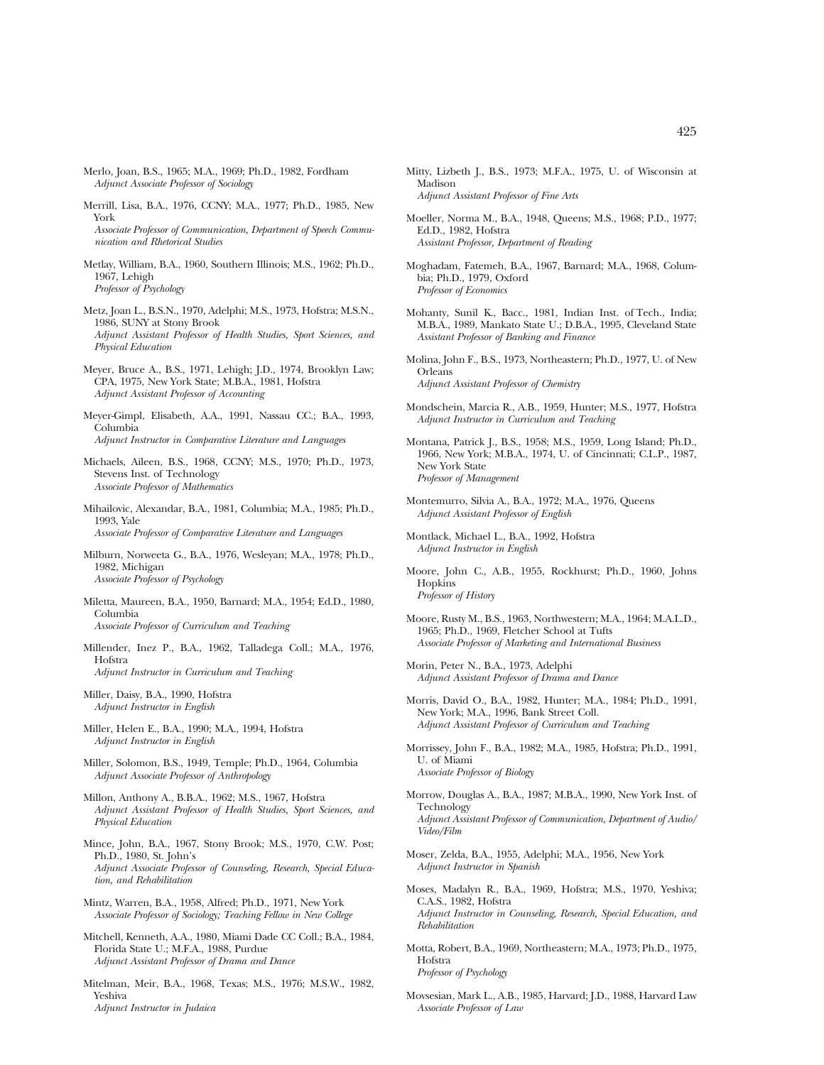Merlo, Joan, B.S., 1965; M.A., 1969; Ph.D., 1982, Fordham
*Adjunct Associate Professor of Sociology*

Merrill, Lisa, B.A., 1976, CCNY; M.A., 1977; Ph.D., 1985, New York
*Associate Professor of Communication, Department of Speech Communication and Rhetorical Studies*

Metlay, William, B.A., 1960, Southern Illinois; M.S., 1962; Ph.D., 1967, Lehigh
*Professor of Psychology*

Metz, Joan L., B.S.N., 1970, Adelphi; M.S., 1973, Hofstra; M.S.N., 1986, SUNY at Stony Brook
*Adjunct Assistant Professor of Health Studies, Sport Sciences, and Physical Education*

Meyer, Bruce A., B.S., 1971, Lehigh; J.D., 1974, Brooklyn Law; CPA, 1975, New York State; M.B.A., 1981, Hofstra
*Adjunct Assistant Professor of Accounting*

Meyer-Gimpl, Elisabeth, A.A., 1991, Nassau CC.; B.A., 1993, Columbia
*Adjunct Instructor in Comparative Literature and Languages*

Michaels, Aileen, B.S., 1968, CCNY; M.S., 1970; Ph.D., 1973, Stevens Inst. of Technology
*Associate Professor of Mathematics*

Mihailovic, Alexandar, B.A., 1981, Columbia; M.A., 1985; Ph.D., 1993, Yale
*Associate Professor of Comparative Literature and Languages*

Milburn, Norweeta G., B.A., 1976, Wesleyan; M.A., 1978; Ph.D., 1982, Michigan
*Associate Professor of Psychology*

Miletta, Maureen, B.A., 1950, Barnard; M.A., 1954; Ed.D., 1980, Columbia
*Associate Professor of Curriculum and Teaching*

Millender, Inez P., B.A., 1962, Talladega Coll.; M.A., 1976, Hofstra
*Adjunct Instructor in Curriculum and Teaching*

Miller, Daisy, B.A., 1990, Hofstra
*Adjunct Instructor in English*

Miller, Helen E., B.A., 1990; M.A., 1994, Hofstra
*Adjunct Instructor in English*

Miller, Solomon, B.S., 1949, Temple; Ph.D., 1964, Columbia
*Adjunct Associate Professor of Anthropology*

Millon, Anthony A., B.B.A., 1962; M.S., 1967, Hofstra
*Adjunct Assistant Professor of Health Studies, Sport Sciences, and Physical Education*

Mince, John, B.A., 1967, Stony Brook; M.S., 1970, C.W. Post; Ph.D., 1980, St. John's
*Adjunct Associate Professor of Counseling, Research, Special Education, and Rehabilitation*

Mintz, Warren, B.A., 1958, Alfred; Ph.D., 1971, New York
*Associate Professor of Sociology; Teaching Fellow in New College*

Mitchell, Kenneth, A.A., 1980, Miami Dade CC Coll.; B.A., 1984, Florida State U.; M.F.A., 1988, Purdue
*Adjunct Assistant Professor of Drama and Dance*

Mitelman, Meir, B.A., 1968, Texas; M.S., 1976; M.S.W., 1982, Yeshiva
*Adjunct Instructor in Judaica*

Mitty, Lizbeth J., B.S., 1973; M.F.A., 1975, U. of Wisconsin at Madison
*Adjunct Assistant Professor of Fine Arts*

Moeller, Norma M., B.A., 1948, Queens; M.S., 1968; P.D., 1977; Ed.D., 1982, Hofstra
*Assistant Professor, Department of Reading*

Moghadam, Fatemeh, B.A., 1967, Barnard; M.A., 1968, Columbia; Ph.D., 1979, Oxford
*Professor of Economics*

Mohanty, Sunil K., Bacc., 1981, Indian Inst. of Tech., India; M.B.A., 1989, Mankato State U.; D.B.A., 1995, Cleveland State
*Assistant Professor of Banking and Finance*

Molina, John F., B.S., 1973, Northeastern; Ph.D., 1977, U. of New Orleans
*Adjunct Assistant Professor of Chemistry*

Mondschein, Marcia R., A.B., 1959, Hunter; M.S., 1977, Hofstra
*Adjunct Instructor in Curriculum and Teaching*

Montana, Patrick J., B.S., 1958; M.S., 1959, Long Island; Ph.D., 1966, New York; M.B.A., 1974, U. of Cincinnati; C.L.P., 1987, New York State
*Professor of Management*

Montemurro, Silvia A., B.A., 1972; M.A., 1976, Queens
*Adjunct Assistant Professor of English*

Montlack, Michael L., B.A., 1992, Hofstra
*Adjunct Instructor in English*

Moore, John C., A.B., 1955, Rockhurst; Ph.D., 1960, Johns Hopkins
*Professor of History*

Moore, Rusty M., B.S., 1963, Northwestern; M.A., 1964; M.A.L.D., 1965; Ph.D., 1969, Fletcher School at Tufts
*Associate Professor of Marketing and International Business*

Morin, Peter N., B.A., 1973, Adelphi
*Adjunct Assistant Professor of Drama and Dance*

Morris, David O., B.A., 1982, Hunter; M.A., 1984; Ph.D., 1991, New York; M.A., 1996, Bank Street Coll.
*Adjunct Assistant Professor of Curriculum and Teaching*

Morrissey, John F., B.A., 1982; M.A., 1985, Hofstra; Ph.D., 1991, U. of Miami
*Associate Professor of Biology*

Morrow, Douglas A., B.A., 1987; M.B.A., 1990, New York Inst. of Technology
*Adjunct Assistant Professor of Communication, Department of Audio/Video/Film*

Moser, Zelda, B.A., 1955, Adelphi; M.A., 1956, New York
*Adjunct Instructor in Spanish*

Moses, Madalyn R., B.A., 1969, Hofstra; M.S., 1970, Yeshiva; C.A.S., 1982, Hofstra
*Adjunct Instructor in Counseling, Research, Special Education, and Rehabilitation*

Motta, Robert, B.A., 1969, Northeastern; M.A., 1973; Ph.D., 1975, Hofstra
*Professor of Psychology*

Movsesian, Mark L., A.B., 1985, Harvard; J.D., 1988, Harvard Law
*Associate Professor of Law*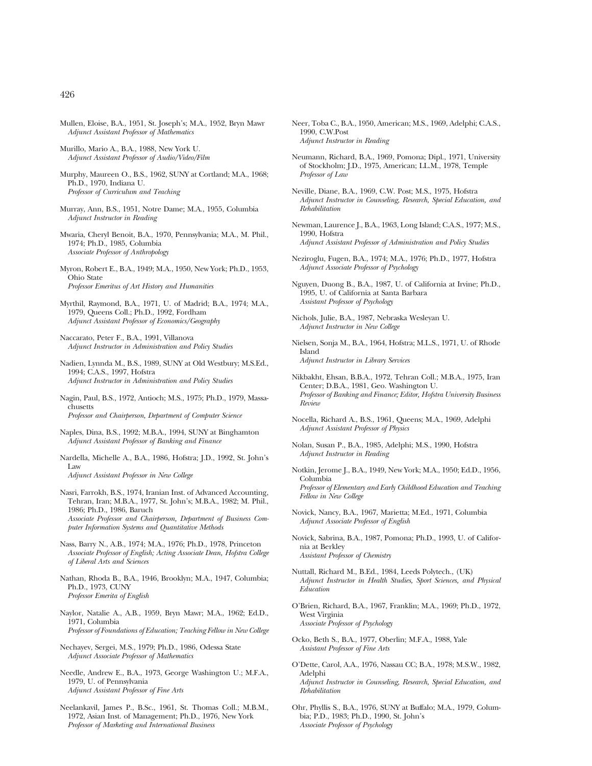Mullen, Eloise, B.A., 1951, St. Joseph's; M.A., 1952, Bryn Mawr
*Adjunct Assistant Professor of Mathematics*

Murillo, Mario A., B.A., 1988, New York U.
*Adjunct Assistant Professor of Audio/Video/Film*

Murphy, Maureen O., B.S., 1962, SUNY at Cortland; M.A., 1968; Ph.D., 1970, Indiana U.
*Professor of Curriculum and Teaching*

Murray, Ann, B.S., 1951, Notre Dame; M.A., 1955, Columbia
*Adjunct Instructor in Reading*

Mwaria, Cheryl Benoit, B.A., 1970, Pennsylvania; M.A., M. Phil., 1974; Ph.D., 1985, Columbia
*Associate Professor of Anthropology*

Myron, Robert E., B.A., 1949; M.A., 1950, New York; Ph.D., 1953, Ohio State
*Professor Emeritus of Art History and Humanities*

Myrthil, Raymond, B.A., 1971, U. of Madrid; B.A., 1974; M.A., 1979, Queens Coll.; Ph.D., 1992, Fordham
*Adjunct Assistant Professor of Economics/Geography*

Naccarato, Peter F., B.A., 1991, Villanova
*Adjunct Instructor in Administration and Policy Studies*

Nadien, Lynnda M., B.S., 1989, SUNY at Old Westbury; M.S.Ed., 1994; C.A.S., 1997, Hofstra
*Adjunct Instructor in Administration and Policy Studies*

Nagin, Paul, B.S., 1972, Antioch; M.S., 1975; Ph.D., 1979, Massachusetts
*Professor and Chairperson, Department of Computer Science*

Naples, Dina, B.S., 1992; M.B.A., 1994, SUNY at Binghamton
*Adjunct Assistant Professor of Banking and Finance*

Nardella, Michelle A., B.A., 1986, Hofstra; J.D., 1992, St. John's Law
*Adjunct Assistant Professor in New College*

Nasri, Farrokh, B.S., 1974, Iranian Inst. of Advanced Accounting, Tehran, Iran; M.B.A., 1977, St. John's; M.B.A., 1982; M. Phil., 1986; Ph.D., 1986, Baruch
*Associate Professor and Chairperson, Department of Business Computer Information Systems and Quantitative Methods*

Nass, Barry N., A.B., 1974; M.A., 1976; Ph.D., 1978, Princeton
*Associate Professor of English; Acting Associate Dean, Hofstra College of Liberal Arts and Sciences*

Nathan, Rhoda B., B.A., 1946, Brooklyn; M.A., 1947, Columbia; Ph.D., 1973, CUNY
*Professor Emerita of English*

Naylor, Natalie A., A.B., 1959, Bryn Mawr; M.A., 1962; Ed.D., 1971, Columbia
*Professor of Foundations of Education; Teaching Fellow in New College*

Nechayev, Sergei, M.S., 1979; Ph.D., 1986, Odessa State
*Adjunct Associate Professor of Mathematics*

Needle, Andrew E., B.A., 1973, George Washington U.; M.F.A., 1979, U. of Pennsylvania
*Adjunct Assistant Professor of Fine Arts*

Neelankavil, James P., B.Sc., 1961, St. Thomas Coll.; M.B.M., 1972, Asian Inst. of Management; Ph.D., 1976, New York
*Professor of Marketing and International Business*

Neer, Toba C., B.A., 1950, American; M.S., 1969, Adelphi; C.A.S., 1990, C.W.Post
*Adjunct Instructor in Reading*

Neumann, Richard, B.A., 1969, Pomona; Dipl., 1971, University of Stockholm; J.D., 1975, American; LL.M., 1978, Temple
*Professor of Law*

Neville, Diane, B.A., 1969, C.W. Post; M.S., 1975, Hofstra
*Adjunct Instructor in Counseling, Research, Special Education, and Rehabilitation*

Newman, Laurence J., B.A., 1963, Long Island; C.A.S., 1977; M.S., 1990, Hofstra
*Adjunct Assistant Professor of Administration and Policy Studies*

Neziroglu, Fugen, B.A., 1974; M.A., 1976; Ph.D., 1977, Hofstra
*Adjunct Associate Professor of Psychology*

Nguyen, Duong B., B.A., 1987, U. of California at Irvine; Ph.D., 1995, U. of California at Santa Barbara
*Assistant Professor of Psychology*

Nichols, Julie, B.A., 1987, Nebraska Wesleyan U.
*Adjunct Instructor in New College*

Nielsen, Sonja M., B.A., 1964, Hofstra; M.L.S., 1971, U. of Rhode Island
*Adjunct Instructor in Library Services*

Nikbakht, Ehsan, B.B.A., 1972, Tehran Coll.; M.B.A., 1975, Iran Center; D.B.A., 1981, Geo. Washington U.
*Professor of Banking and Finance; Editor, Hofstra University Business Review*

Nocella, Richard A., B.S., 1961, Queens; M.A., 1969, Adelphi
*Adjunct Assistant Professor of Physics*

Nolan, Susan P., B.A., 1985, Adelphi; M.S., 1990, Hofstra
*Adjunct Instructor in Reading*

Notkin, Jerome J., B.A., 1949, New York; M.A., 1950; Ed.D., 1956, Columbia
*Professor of Elementary and Early Childhood Education and Teaching Fellow in New College*

Novick, Nancy, B.A., 1967, Marietta; M.Ed., 1971, Columbia
*Adjunct Associate Professor of English*

Novick, Sabrina, B.A., 1987, Pomona; Ph.D., 1993, U. of California at Berkley
*Assistant Professor of Chemistry*

Nuttall, Richard M., B.Ed., 1984, Leeds Polytech., (UK)
*Adjunct Instructor in Health Studies, Sport Sciences, and Physical Education*

O'Brien, Richard, B.A., 1967, Franklin; M.A., 1969; Ph.D., 1972, West Virginia
*Associate Professor of Psychology*

Ocko, Beth S., B.A., 1977, Oberlin; M.F.A., 1988, Yale
*Assistant Professor of Fine Arts*

O'Dette, Carol, A.A., 1976, Nassau CC; B.A., 1978; M.S.W., 1982, Adelphi
*Adjunct Instructor in Counseling, Research, Special Education, and Rehabilitation*

Ohr, Phyllis S., B.A., 1976, SUNY at Buffalo; M.A., 1979, Columbia; P.D., 1983; Ph.D., 1990, St. John's
*Associate Professor of Psychology*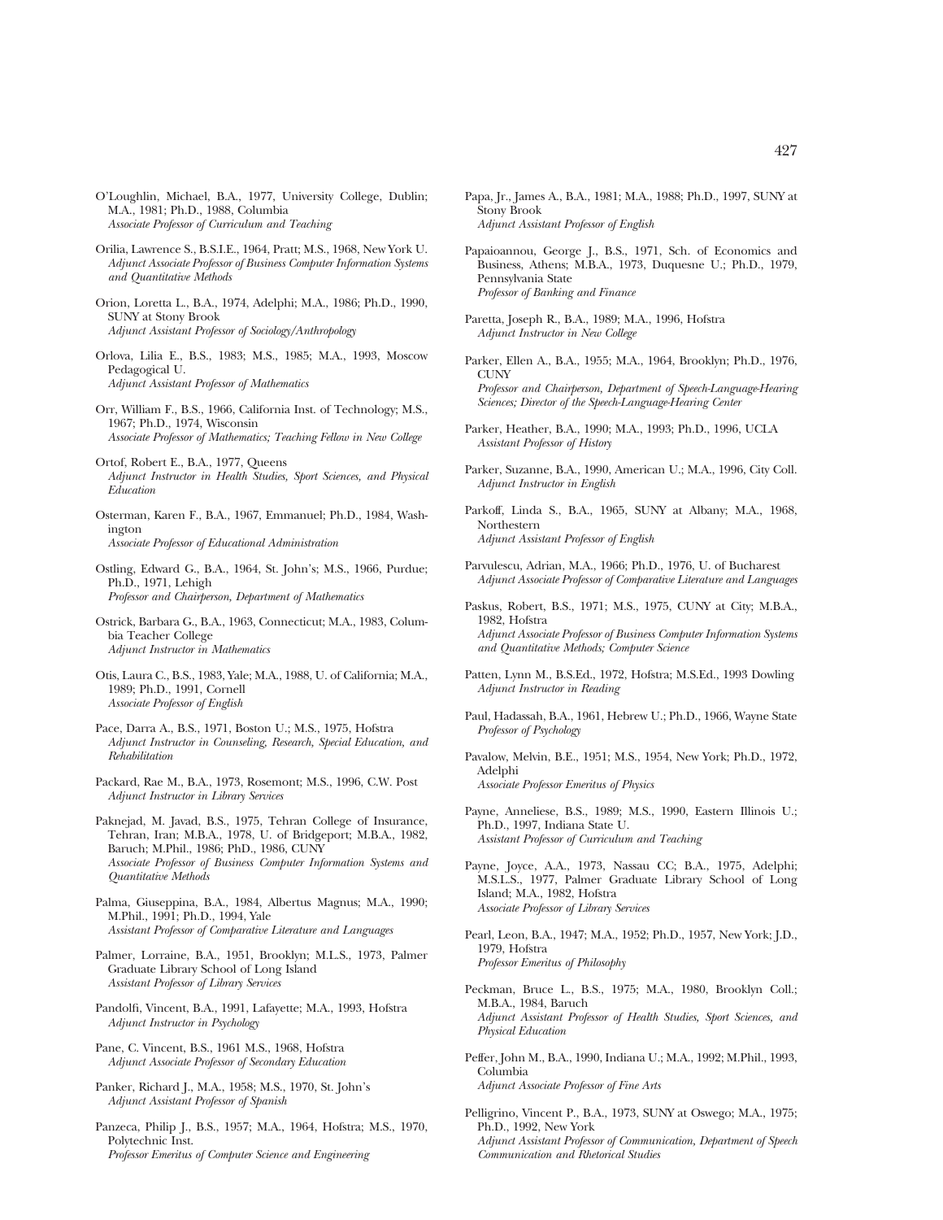O'Loughlin, Michael, B.A., 1977, University College, Dublin; M.A., 1981; Ph.D., 1988, Columbia
*Associate Professor of Curriculum and Teaching*

Orilia, Lawrence S., B.S.I.E., 1964, Pratt; M.S., 1968, New York U.
*Adjunct Associate Professor of Business Computer Information Systems and Quantitative Methods*

Orion, Loretta L., B.A., 1974, Adelphi; M.A., 1986; Ph.D., 1990, SUNY at Stony Brook
*Adjunct Assistant Professor of Sociology/Anthropology*

Orlova, Lilia E., B.S., 1983; M.S., 1985; M.A., 1993, Moscow Pedagogical U.
*Adjunct Assistant Professor of Mathematics*

Orr, William F., B.S., 1966, California Inst. of Technology; M.S., 1967; Ph.D., 1974, Wisconsin
*Associate Professor of Mathematics; Teaching Fellow in New College*

Ortof, Robert E., B.A., 1977, Queens
*Adjunct Instructor in Health Studies, Sport Sciences, and Physical Education*

Osterman, Karen F., B.A., 1967, Emmanuel; Ph.D., 1984, Washington
*Associate Professor of Educational Administration*

Ostling, Edward G., B.A., 1964, St. John's; M.S., 1966, Purdue; Ph.D., 1971, Lehigh
*Professor and Chairperson, Department of Mathematics*

Ostrick, Barbara G., B.A., 1963, Connecticut; M.A., 1983, Columbia Teacher College
*Adjunct Instructor in Mathematics*

Otis, Laura C., B.S., 1983, Yale; M.A., 1988, U. of California; M.A., 1989; Ph.D., 1991, Cornell
*Associate Professor of English*

Pace, Darra A., B.S., 1971, Boston U.; M.S., 1975, Hofstra
*Adjunct Instructor in Counseling, Research, Special Education, and Rehabilitation*

Packard, Rae M., B.A., 1973, Rosemont; M.S., 1996, C.W. Post
*Adjunct Instructor in Library Services*

Paknejad, M. Javad, B.S., 1975, Tehran College of Insurance, Tehran, Iran; M.B.A., 1978, U. of Bridgeport; M.B.A., 1982, Baruch; M.Phil., 1986; PhD., 1986, CUNY
*Associate Professor of Business Computer Information Systems and Quantitative Methods*

Palma, Giuseppina, B.A., 1984, Albertus Magnus; M.A., 1990; M.Phil., 1991; Ph.D., 1994, Yale
*Assistant Professor of Comparative Literature and Languages*

Palmer, Lorraine, B.A., 1951, Brooklyn; M.L.S., 1973, Palmer Graduate Library School of Long Island
*Assistant Professor of Library Services*

Pandolfi, Vincent, B.A., 1991, Lafayette; M.A., 1993, Hofstra
*Adjunct Instructor in Psychology*

Pane, C. Vincent, B.S., 1961 M.S., 1968, Hofstra
*Adjunct Associate Professor of Secondary Education*

Panker, Richard J., M.A., 1958; M.S., 1970, St. John's
*Adjunct Assistant Professor of Spanish*

Panzeca, Philip J., B.S., 1957; M.A., 1964, Hofstra; M.S., 1970, Polytechnic Inst.
*Professor Emeritus of Computer Science and Engineering*

Papa, Jr., James A., B.A., 1981; M.A., 1988; Ph.D., 1997, SUNY at Stony Brook
*Adjunct Assistant Professor of English*

Papaioannou, George J., B.S., 1971, Sch. of Economics and Business, Athens; M.B.A., 1973, Duquesne U.; Ph.D., 1979, Pennsylvania State
*Professor of Banking and Finance*

Paretta, Joseph R., B.A., 1989; M.A., 1996, Hofstra
*Adjunct Instructor in New College*

Parker, Ellen A., B.A., 1955; M.A., 1964, Brooklyn; Ph.D., 1976, CUNY
*Professor and Chairperson, Department of Speech-Language-Hearing Sciences; Director of the Speech-Language-Hearing Center*

Parker, Heather, B.A., 1990; M.A., 1993; Ph.D., 1996, UCLA
*Assistant Professor of History*

Parker, Suzanne, B.A., 1990, American U.; M.A., 1996, City Coll.
*Adjunct Instructor in English*

Parkoff, Linda S., B.A., 1965, SUNY at Albany; M.A., 1968, Northestern
*Adjunct Assistant Professor of English*

Parvulescu, Adrian, M.A., 1966; Ph.D., 1976, U. of Bucharest
*Adjunct Associate Professor of Comparative Literature and Languages*

Paskus, Robert, B.S., 1971; M.S., 1975, CUNY at City; M.B.A., 1982, Hofstra
*Adjunct Associate Professor of Business Computer Information Systems and Quantitative Methods; Computer Science*

Patten, Lynn M., B.S.Ed., 1972, Hofstra; M.S.Ed., 1993 Dowling
*Adjunct Instructor in Reading*

Paul, Hadassah, B.A., 1961, Hebrew U.; Ph.D., 1966, Wayne State
*Professor of Psychology*

Pavalow, Melvin, B.E., 1951; M.S., 1954, New York; Ph.D., 1972, Adelphi
*Associate Professor Emeritus of Physics*

Payne, Anneliese, B.S., 1989; M.S., 1990, Eastern Illinois U.; Ph.D., 1997, Indiana State U.
*Assistant Professor of Curriculum and Teaching*

Payne, Joyce, A.A., 1973, Nassau CC; B.A., 1975, Adelphi; M.S.L.S., 1977, Palmer Graduate Library School of Long Island; M.A., 1982, Hofstra
*Associate Professor of Library Services*

Pearl, Leon, B.A., 1947; M.A., 1952; Ph.D., 1957, New York; J.D., 1979, Hofstra
*Professor Emeritus of Philosophy*

Peckman, Bruce L., B.S., 1975; M.A., 1980, Brooklyn Coll.; M.B.A., 1984, Baruch
*Adjunct Assistant Professor of Health Studies, Sport Sciences, and Physical Education*

Peffer, John M., B.A., 1990, Indiana U.; M.A., 1992; M.Phil., 1993, Columbia
*Adjunct Associate Professor of Fine Arts*

Pelligrino, Vincent P., B.A., 1973, SUNY at Oswego; M.A., 1975; Ph.D., 1992, New York
*Adjunct Assistant Professor of Communication, Department of Speech Communication and Rhetorical Studies*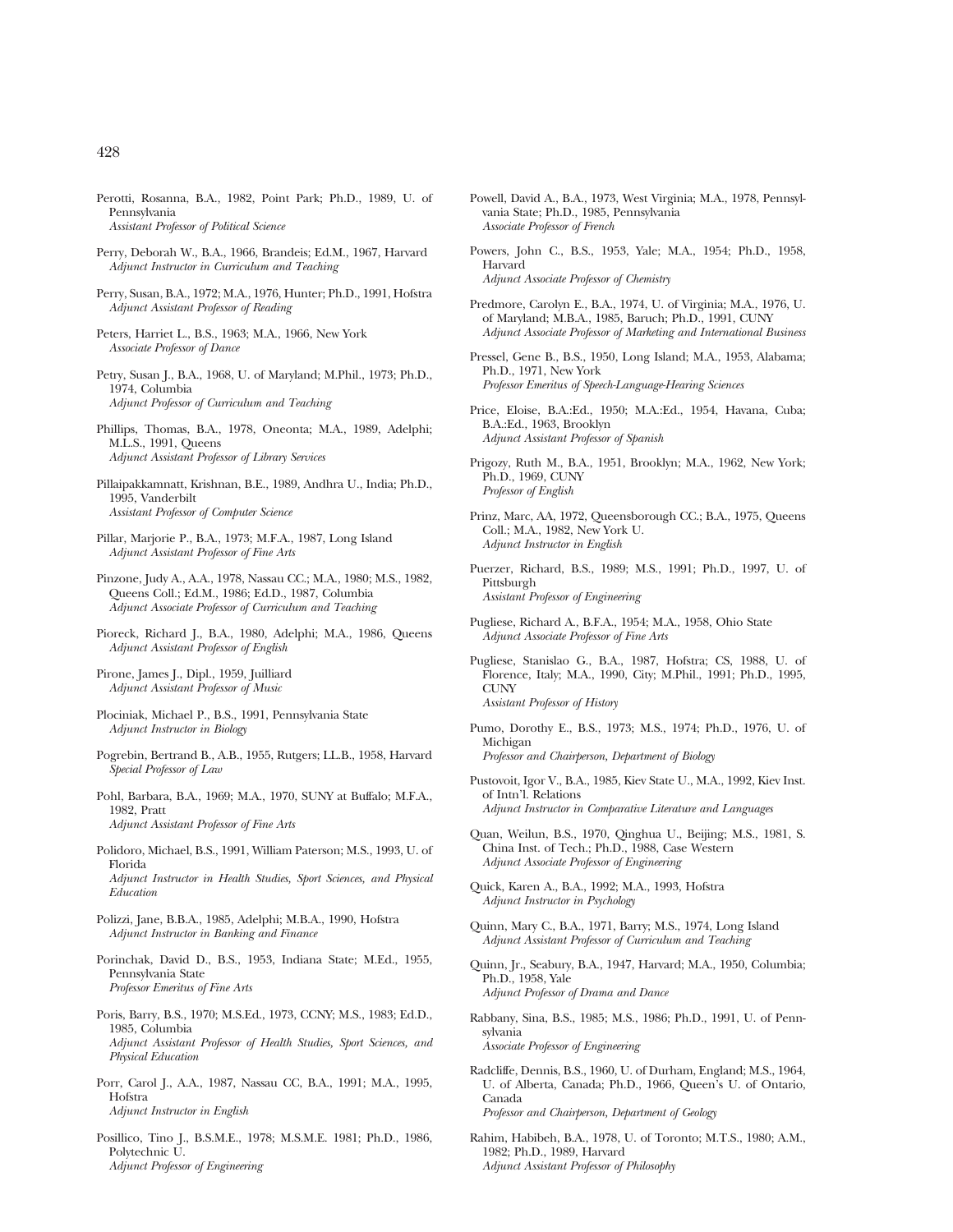Perotti, Rosanna, B.A., 1982, Point Park; Ph.D., 1989, U. of Pennsylvania
*Assistant Professor of Political Science*

Perry, Deborah W., B.A., 1966, Brandeis; Ed.M., 1967, Harvard
*Adjunct Instructor in Curriculum and Teaching*

Perry, Susan, B.A., 1972; M.A., 1976, Hunter; Ph.D., 1991, Hofstra
*Adjunct Assistant Professor of Reading*

Peters, Harriet L., B.S., 1963; M.A., 1966, New York
*Associate Professor of Dance*

Petry, Susan J., B.A., 1968, U. of Maryland; M.Phil., 1973; Ph.D., 1974, Columbia
*Adjunct Professor of Curriculum and Teaching*

Phillips, Thomas, B.A., 1978, Oneonta; M.A., 1989, Adelphi; M.L.S., 1991, Queens
*Adjunct Assistant Professor of Library Services*

Pillaipakkamnatt, Krishnan, B.E., 1989, Andhra U., India; Ph.D., 1995, Vanderbilt
*Assistant Professor of Computer Science*

Pillar, Marjorie P., B.A., 1973; M.F.A., 1987, Long Island
*Adjunct Assistant Professor of Fine Arts*

Pinzone, Judy A., A.A., 1978, Nassau CC.; M.A., 1980; M.S., 1982, Queens Coll.; Ed.M., 1986; Ed.D., 1987, Columbia
*Adjunct Associate Professor of Curriculum and Teaching*

Pioreck, Richard J., B.A., 1980, Adelphi; M.A., 1986, Queens
*Adjunct Assistant Professor of English*

Pirone, James J., Dipl., 1959, Juilliard
*Adjunct Assistant Professor of Music*

Plociniak, Michael P., B.S., 1991, Pennsylvania State
*Adjunct Instructor in Biology*

Pogrebin, Bertrand B., A.B., 1955, Rutgers; LL.B., 1958, Harvard
*Special Professor of Law*

Pohl, Barbara, B.A., 1969; M.A., 1970, SUNY at Buffalo; M.F.A., 1982, Pratt
*Adjunct Assistant Professor of Fine Arts*

Polidoro, Michael, B.S., 1991, William Paterson; M.S., 1993, U. of Florida
*Adjunct Instructor in Health Studies, Sport Sciences, and Physical Education*

Polizzi, Jane, B.B.A., 1985, Adelphi; M.B.A., 1990, Hofstra
*Adjunct Instructor in Banking and Finance*

Porinchak, David D., B.S., 1953, Indiana State; M.Ed., 1955, Pennsylvania State
*Professor Emeritus of Fine Arts*

Poris, Barry, B.S., 1970; M.S.Ed., 1973, CCNY; M.S., 1983; Ed.D., 1985, Columbia
*Adjunct Assistant Professor of Health Studies, Sport Sciences, and Physical Education*

Porr, Carol J., A.A., 1987, Nassau CC, B.A., 1991; M.A., 1995, Hofstra
*Adjunct Instructor in English*

Posillico, Tino J., B.S.M.E., 1978; M.S.M.E. 1981; Ph.D., 1986, Polytechnic U.
*Adjunct Professor of Engineering*

Powell, David A., B.A., 1973, West Virginia; M.A., 1978, Pennsylvania State; Ph.D., 1985, Pennsylvania
*Associate Professor of French*

Powers, John C., B.S., 1953, Yale; M.A., 1954; Ph.D., 1958, Harvard
*Adjunct Associate Professor of Chemistry*

Predmore, Carolyn E., B.A., 1974, U. of Virginia; M.A., 1976, U. of Maryland; M.B.A., 1985, Baruch; Ph.D., 1991, CUNY
*Adjunct Associate Professor of Marketing and International Business*

Pressel, Gene B., B.S., 1950, Long Island; M.A., 1953, Alabama; Ph.D., 1971, New York
*Professor Emeritus of Speech-Language-Hearing Sciences*

Price, Eloise, B.A.:Ed., 1950; M.A.:Ed., 1954, Havana, Cuba; B.A.:Ed., 1963, Brooklyn
*Adjunct Assistant Professor of Spanish*

Prigozy, Ruth M., B.A., 1951, Brooklyn; M.A., 1962, New York; Ph.D., 1969, CUNY
*Professor of English*

Prinz, Marc, AA, 1972, Queensborough CC.; B.A., 1975, Queens Coll.; M.A., 1982, New York U.
*Adjunct Instructor in English*

Puerzer, Richard, B.S., 1989; M.S., 1991; Ph.D., 1997, U. of Pittsburgh
*Assistant Professor of Engineering*

Pugliese, Richard A., B.F.A., 1954; M.A., 1958, Ohio State
*Adjunct Associate Professor of Fine Arts*

Pugliese, Stanislao G., B.A., 1987, Hofstra; CS, 1988, U. of Florence, Italy; M.A., 1990, City; M.Phil., 1991; Ph.D., 1995, CUNY
*Assistant Professor of History*

Pumo, Dorothy E., B.S., 1973; M.S., 1974; Ph.D., 1976, U. of Michigan
*Professor and Chairperson, Department of Biology*

Pustovoit, Igor V., B.A., 1985, Kiev State U., M.A., 1992, Kiev Inst. of Intn'l. Relations
*Adjunct Instructor in Comparative Literature and Languages*

Quan, Weilun, B.S., 1970, Qinghua U., Beijing; M.S., 1981, S. China Inst. of Tech.; Ph.D., 1988, Case Western
*Adjunct Associate Professor of Engineering*

Quick, Karen A., B.A., 1992; M.A., 1993, Hofstra
*Adjunct Instructor in Psychology*

Quinn, Mary C., B.A., 1971, Barry; M.S., 1974, Long Island
*Adjunct Assistant Professor of Curriculum and Teaching*

Quinn, Jr., Seabury, B.A., 1947, Harvard; M.A., 1950, Columbia; Ph.D., 1958, Yale
*Adjunct Professor of Drama and Dance*

Rabbany, Sina, B.S., 1985; M.S., 1986; Ph.D., 1991, U. of Pennsylvania
*Associate Professor of Engineering*

Radcliffe, Dennis, B.S., 1960, U. of Durham, England; M.S., 1964, U. of Alberta, Canada; Ph.D., 1966, Queen's U. of Ontario, Canada
*Professor and Chairperson, Department of Geology*

Rahim, Habibeh, B.A., 1978, U. of Toronto; M.T.S., 1980; A.M., 1982; Ph.D., 1989, Harvard
*Adjunct Assistant Professor of Philosophy*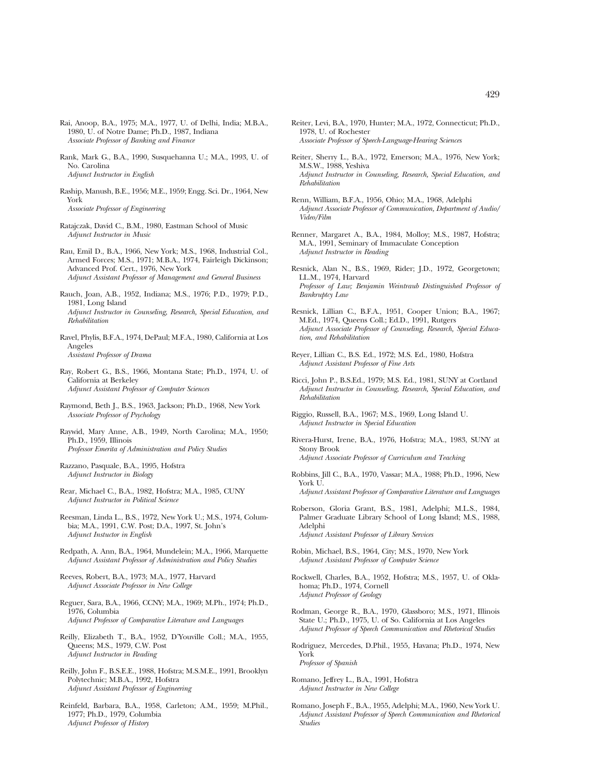Rai, Anoop, B.A., 1975; M.A., 1977, U. of Delhi, India; M.B.A., 1980, U. of Notre Dame; Ph.D., 1987, Indiana
*Associate Professor of Banking and Finance*

Rank, Mark G., B.A., 1990, Susquehanna U.; M.A., 1993, U. of No. Carolina
*Adjunct Instructor in English*

Raship, Manush, B.E., 1956; M.E., 1959; Engg. Sci. Dr., 1964, New York
*Associate Professor of Engineering*

Ratajczak, David C., B.M., 1980, Eastman School of Music
*Adjunct Instructor in Music*

Rau, Emil D., B.A., 1966, New York; M.S., 1968, Industrial Col., Armed Forces; M.S., 1971; M.B.A., 1974, Fairleigh Dickinson; Advanced Prof. Cert., 1976, New York
*Adjunct Assistant Professor of Management and General Business*

Rauch, Joan, A.B., 1952, Indiana; M.S., 1976; P.D., 1979; P.D., 1981, Long Island
*Adjunct Instructor in Counseling, Research, Special Education, and Rehabilitation*

Ravel, Phylis, B.F.A., 1974, DePaul; M.F.A., 1980, California at Los Angeles
*Assistant Professor of Drama*

Ray, Robert G., B.S., 1966, Montana State; Ph.D., 1974, U. of California at Berkeley
*Adjunct Assistant Professor of Computer Sciences*

Raymond, Beth J., B.S., 1963, Jackson; Ph.D., 1968, New York
*Associate Professor of Psychology*

Raywid, Mary Anne, A.B., 1949, North Carolina; M.A., 1950; Ph.D., 1959, Illinois
*Professor Emerita of Administration and Policy Studies*

Razzano, Pasquale, B.A., 1995, Hofstra
*Adjunct Instructor in Biology*

Rear, Michael C., B.A., 1982, Hofstra; M.A., 1985, CUNY
*Adjunct Instructor in Political Science*

Reesman, Linda L., B.S., 1972, New York U.; M.S., 1974, Columbia; M.A., 1991, C.W. Post; D.A., 1997, St. John's
*Adjunct Instuctor in English*

Redpath, A. Ann, B.A., 1964, Mundelein; M.A., 1966, Marquette
*Adjunct Assistant Professor of Administration and Policy Studies*

Reeves, Robert, B.A., 1973; M.A., 1977, Harvard
*Adjunct Associate Professor in New College*

Reguer, Sara, B.A., 1966, CCNY; M.A., 1969; M.Ph., 1974; Ph.D., 1976, Columbia
*Adjunct Professor of Comparative Literature and Languages*

Reilly, Elizabeth T., B.A., 1952, D'Youville Coll.; M.A., 1955, Queens; M.S., 1979, C.W. Post
*Adjunct Instructor in Reading*

Reilly, John F., B.S.E.E., 1988, Hofstra; M.S.M.E., 1991, Brooklyn Polytechnic; M.B.A., 1992, Hofstra
*Adjunct Assistant Professor of Engineering*

Reinfeld, Barbara, B.A., 1958, Carleton; A.M., 1959; M.Phil., 1977; Ph.D., 1979, Columbia
*Adjunct Professor of History*

Reiter, Levi, B.A., 1970, Hunter; M.A., 1972, Connecticut; Ph.D., 1978, U. of Rochester
*Associate Professor of Speech-Language-Hearing Sciences*

Reiter, Sherry L., B.A., 1972, Emerson; M.A., 1976, New York; M.S.W., 1988, Yeshiva
*Adjunct Instructor in Counseling, Research, Special Education, and Rehabilitation*

Renn, William, B.F.A., 1956, Ohio; M.A., 1968, Adelphi
*Adjunct Associate Professor of Communication, Department of Audio/Video/Film*

Renner, Margaret A., B.A., 1984, Molloy; M.S., 1987, Hofstra; M.A., 1991, Seminary of Immaculate Conception
*Adjunct Instructor in Reading*

Resnick, Alan N., B.S., 1969, Rider; J.D., 1972, Georgetown; LL.M., 1974, Harvard
*Professor of Law; Benjamin Weintraub Distinguished Professor of Bankruptcy Law*

Resnick, Lillian C., B.F.A., 1951, Cooper Union; B.A., 1967; M.Ed., 1974, Queens Coll.; Ed.D., 1991, Rutgers
*Adjunct Associate Professor of Counseling, Research, Special Education, and Rehabilitation*

Reyer, Lillian C., B.S. Ed., 1972; M.S. Ed., 1980, Hofstra
*Adjunct Assistant Professor of Fine Arts*

Ricci, John P., B.S.Ed., 1979; M.S. Ed., 1981, SUNY at Cortland
*Adjunct Instructor in Counseling, Research, Special Education, and Rehabilitation*

Riggio, Russell, B.A., 1967; M.S., 1969, Long Island U.
*Adjunct Instructor in Special Education*

Rivera-Hurst, Irene, B.A., 1976, Hofstra; M.A., 1983, SUNY at Stony Brook
*Adjunct Associate Professor of Curriculum and Teaching*

Robbins, Jill C., B.A., 1970, Vassar; M.A., 1988; Ph.D., 1996, New York U.
*Adjunct Assistant Professor of Comparative Literature and Languages*

Roberson, Gloria Grant, B.S., 1981, Adelphi; M.L.S., 1984, Palmer Graduate Library School of Long Island; M.S., 1988, Adelphi
*Adjunct Assistant Professor of Library Services*

Robin, Michael, B.S., 1964, City; M.S., 1970, New York
*Adjunct Assistant Professor of Computer Science*

Rockwell, Charles, B.A., 1952, Hofstra; M.S., 1957, U. of Oklahoma; Ph.D., 1974, Cornell
*Adjunct Professor of Geology*

Rodman, George R., B.A., 1970, Glassboro; M.S., 1971, Illinois State U.; Ph.D., 1975, U. of So. California at Los Angeles
*Adjunct Professor of Speech Communication and Rhetorical Studies*

Rodriguez, Mercedes, D.Phil., 1955, Havana; Ph.D., 1974, New York
*Professor of Spanish*

Romano, Jeffrey L., B.A., 1991, Hofstra
*Adjunct Instructor in New College*

Romano, Joseph F., B.A., 1955, Adelphi; M.A., 1960, New York U.
*Adjunct Assistant Professor of Speech Communication and Rhetorical Studies*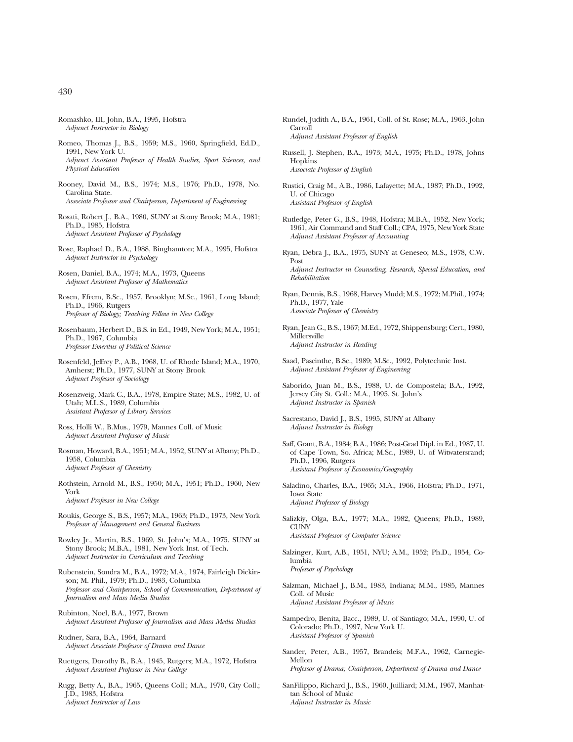Romashko, III, John, B.A., 1995, Hofstra
*Adjunct Instructor in Biology*

Romeo, Thomas J., B.S., 1959; M.S., 1960, Springfield, Ed.D., 1991, New York U.
*Adjunct Assistant Professor of Health Studies, Sport Sciences, and Physical Education*

Rooney, David M., B.S., 1974; M.S., 1976; Ph.D., 1978, No. Carolina State.
*Associate Professor and Chairperson, Department of Engineering*

Rosati, Robert J., B.A., 1980, SUNY at Stony Brook; M.A., 1981; Ph.D., 1985, Hofstra
*Adjunct Assistant Professor of Psychology*

Rose, Raphael D., B.A., 1988, Binghamton; M.A., 1995, Hofstra
*Adjunct Instructor in Psychology*

Rosen, Daniel, B.A., 1974; M.A., 1973, Queens
*Adjunct Assistant Professor of Mathematics*

Rosen, Efrem, B.Sc., 1957, Brooklyn; M.Sc., 1961, Long Island; Ph.D., 1966, Rutgers
*Professor of Biology; Teaching Fellow in New College*

Rosenbaum, Herbert D., B.S. in Ed., 1949, New York; M.A., 1951; Ph.D., 1967, Columbia
*Professor Emeritus of Political Science*

Rosenfeld, Jeffrey P., A.B., 1968, U. of Rhode Island; M.A., 1970, Amherst; Ph.D., 1977, SUNY at Stony Brook
*Adjunct Professor of Sociology*

Rosenzweig, Mark C., B.A., 1978, Empire State; M.S., 1982, U. of Utah; M.L.S., 1989, Columbia
*Assistant Professor of Library Services*

Ross, Holli W., B.Mus., 1979, Mannes Coll. of Music
*Adjunct Assistant Professor of Music*

Rosman, Howard, B.A., 1951; M.A., 1952, SUNY at Albany; Ph.D., 1958, Columbia
*Adjunct Professor of Chemistry*

Rothstein, Arnold M., B.S., 1950; M.A., 1951; Ph.D., 1960, New York
*Adjunct Professor in New College*

Roukis, George S., B.S., 1957; M.A., 1963; Ph.D., 1973, New York
*Professor of Management and General Business*

Rowley Jr., Martin, B.S., 1969, St. John's; M.A., 1975, SUNY at Stony Brook; M.B.A., 1981, New York Inst. of Tech.
*Adjunct Instructor in Curriculum and Teaching*

Rubenstein, Sondra M., B.A., 1972; M.A., 1974, Fairleigh Dickinson; M. Phil., 1979; Ph.D., 1983, Columbia
*Professor and Chairperson, School of Communication, Department of Journalism and Mass Media Studies*

Rubinton, Noel, B.A., 1977, Brown
*Adjunct Assistant Professor of Journalism and Mass Media Studies*

Rudner, Sara, B.A., 1964, Barnard
*Adjunct Associate Professor of Drama and Dance*

Ruettgers, Dorothy B., B.A., 1945, Rutgers; M.A., 1972, Hofstra
*Adjunct Assistant Professor in New College*

Rugg, Betty A., B.A., 1965, Queens Coll.; M.A., 1970, City Coll.; J.D., 1983, Hofstra
*Adjunct Instructor of Law*

Rundel, Judith A., B.A., 1961, Coll. of St. Rose; M.A., 1963, John Carroll
*Adjunct Assistant Professor of English*

Russell, J. Stephen, B.A., 1973; M.A., 1975; Ph.D., 1978, Johns Hopkins
*Associate Professor of English*

Rustici, Craig M., A.B., 1986, Lafayette; M.A., 1987; Ph.D., 1992, U. of Chicago
*Assistant Professor of English*

Rutledge, Peter G., B.S., 1948, Hofstra; M.B.A., 1952, New York; 1961, Air Command and Staff Coll.; CPA, 1975, New York State
*Adjunct Assistant Professor of Accounting*

Ryan, Debra J., B.A., 1975, SUNY at Geneseo; M.S., 1978, C.W. Post
*Adjunct Instructor in Counseling, Research, Special Education, and Rehabilitation*

Ryan, Dennis, B.S., 1968, Harvey Mudd; M.S., 1972; M.Phil., 1974; Ph.D., 1977, Yale
*Associate Professor of Chemistry*

Ryan, Jean G., B.S., 1967; M.Ed., 1972, Shippensburg; Cert., 1980, Millersville
*Adjunct Instructor in Reading*

Saad, Pascinthe, B.Sc., 1989; M.Sc., 1992, Polytechnic Inst.
*Adjunct Assistant Professor of Engineering*

Saborido, Juan M., B.S., 1988, U. de Compostela; B.A., 1992, Jersey City St. Coll.; M.A., 1995, St. John's
*Adjunct Instructor in Spanish*

Sacrestano, David J., B.S., 1995, SUNY at Albany
*Adjunct Instructor in Biology*

Saff, Grant, B.A., 1984; B.A., 1986; Post-Grad Dipl. in Ed., 1987, U. of Cape Town, So. Africa; M.Sc., 1989, U. of Witwatersrand; Ph.D., 1996, Rutgers
*Assistant Professor of Economics/Geography*

Saladino, Charles, B.A., 1965; M.A., 1966, Hofstra; Ph.D., 1971, Iowa State
*Adjunct Professor of Biology*

Salizkiy, Olga, B.A., 1977; M.A., 1982, Queens; Ph.D., 1989, CUNY
*Assistant Professor of Computer Science*

Salzinger, Kurt, A.B., 1951, NYU; A.M., 1952; Ph.D., 1954, Columbia
*Professor of Psychology*

Salzman, Michael J., B.M., 1983, Indiana; M.M., 1985, Mannes Coll. of Music
*Adjunct Assistant Professor of Music*

Sampedro, Benita, Bacc., 1989, U. of Santiago; M.A., 1990, U. of Colorado; Ph.D., 1997, New York U.
*Assistant Professor of Spanish*

Sander, Peter, A.B., 1957, Brandeis; M.F.A., 1962, Carnegie-Mellon
*Professor of Drama; Chairperson, Department of Drama and Dance*

SanFilippo, Richard J., B.S., 1960, Juilliard; M.M., 1967, Manhattan School of Music
*Adjunct Instructor in Music*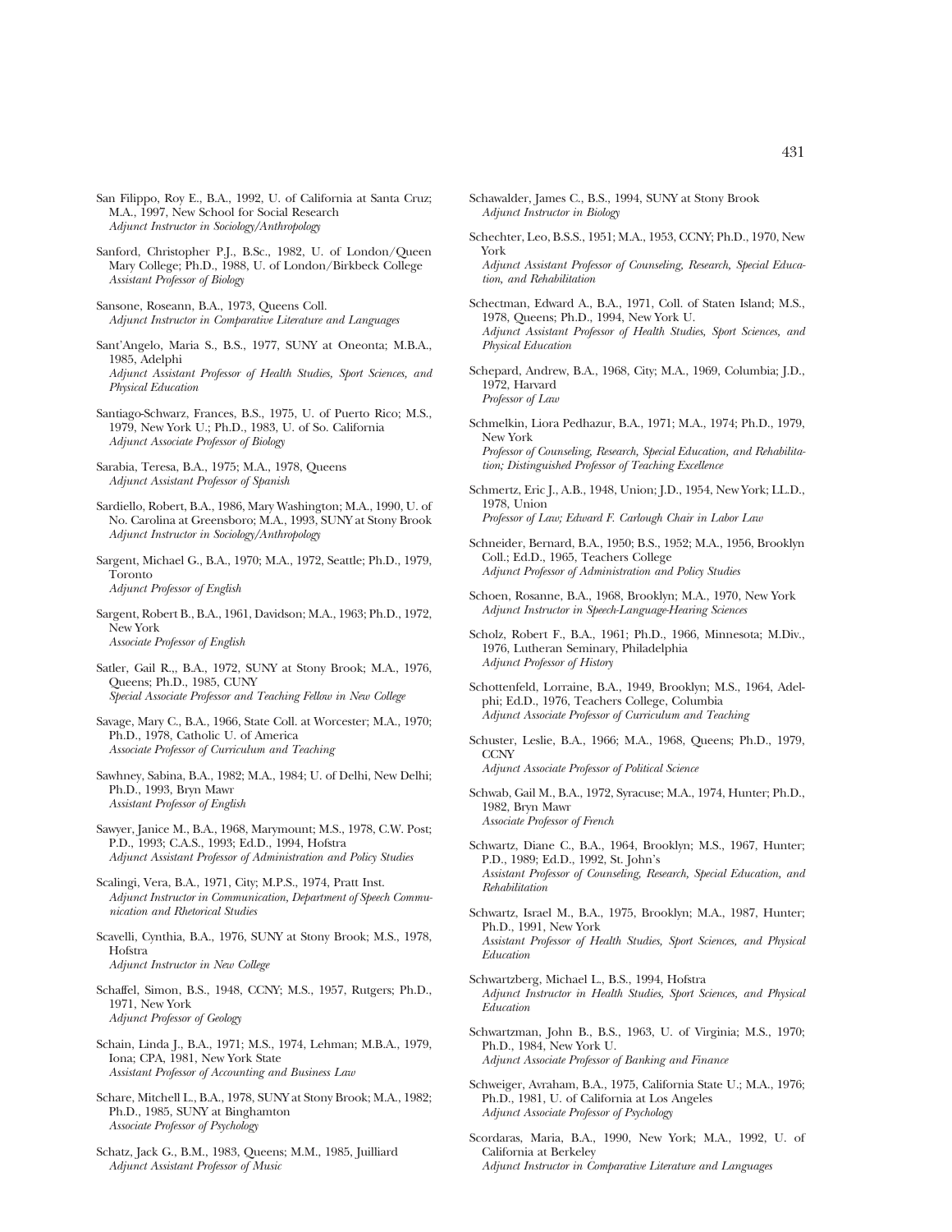San Filippo, Roy E., B.A., 1992, U. of California at Santa Cruz; M.A., 1997, New School for Social Research
*Adjunct Instructor in Sociology/Anthropology*

Sanford, Christopher P.J., B.Sc., 1982, U. of London/Queen Mary College; Ph.D., 1988, U. of London/Birkbeck College
*Assistant Professor of Biology*

Sansone, Roseann, B.A., 1973, Queens Coll.
*Adjunct Instructor in Comparative Literature and Languages*

Sant'Angelo, Maria S., B.S., 1977, SUNY at Oneonta; M.B.A., 1985, Adelphi
*Adjunct Assistant Professor of Health Studies, Sport Sciences, and Physical Education*

Santiago-Schwarz, Frances, B.S., 1975, U. of Puerto Rico; M.S., 1979, New York U.; Ph.D., 1983, U. of So. California
*Adjunct Associate Professor of Biology*

Sarabia, Teresa, B.A., 1975; M.A., 1978, Queens
*Adjunct Assistant Professor of Spanish*

Sardiello, Robert, B.A., 1986, Mary Washington; M.A., 1990, U. of No. Carolina at Greensboro; M.A., 1993, SUNY at Stony Brook
*Adjunct Instructor in Sociology/Anthropology*

Sargent, Michael G., B.A., 1970; M.A., 1972, Seattle; Ph.D., 1979, Toronto
*Adjunct Professor of English*

Sargent, Robert B., B.A., 1961, Davidson; M.A., 1963; Ph.D., 1972, New York
*Associate Professor of English*

Satler, Gail R.,, B.A., 1972, SUNY at Stony Brook; M.A., 1976, Queens; Ph.D., 1985, CUNY
*Special Associate Professor and Teaching Fellow in New College*

Savage, Mary C., B.A., 1966, State Coll. at Worcester; M.A., 1970; Ph.D., 1978, Catholic U. of America
*Associate Professor of Curriculum and Teaching*

Sawhney, Sabina, B.A., 1982; M.A., 1984; U. of Delhi, New Delhi; Ph.D., 1993, Bryn Mawr
*Assistant Professor of English*

Sawyer, Janice M., B.A., 1968, Marymount; M.S., 1978, C.W. Post; P.D., 1993; C.A.S., 1993; Ed.D., 1994, Hofstra
*Adjunct Assistant Professor of Administration and Policy Studies*

Scalingi, Vera, B.A., 1971, City; M.P.S., 1974, Pratt Inst.
*Adjunct Instructor in Communication, Department of Speech Communication and Rhetorical Studies*

Scavelli, Cynthia, B.A., 1976, SUNY at Stony Brook; M.S., 1978, Hofstra
*Adjunct Instructor in New College*

Schaffel, Simon, B.S., 1948, CCNY; M.S., 1957, Rutgers; Ph.D., 1971, New York
*Adjunct Professor of Geology*

Schain, Linda J., B.A., 1971; M.S., 1974, Lehman; M.B.A., 1979, Iona; CPA, 1981, New York State
*Assistant Professor of Accounting and Business Law*

Schare, Mitchell L., B.A., 1978, SUNY at Stony Brook; M.A., 1982; Ph.D., 1985, SUNY at Binghamton
*Associate Professor of Psychology*

Schatz, Jack G., B.M., 1983, Queens; M.M., 1985, Juilliard
*Adjunct Assistant Professor of Music*

Schawalder, James C., B.S., 1994, SUNY at Stony Brook
*Adjunct Instructor in Biology*

Schechter, Leo, B.S.S., 1951; M.A., 1953, CCNY; Ph.D., 1970, New York
*Adjunct Assistant Professor of Counseling, Research, Special Education, and Rehabilitation*

Schectman, Edward A., B.A., 1971, Coll. of Staten Island; M.S., 1978, Queens; Ph.D., 1994, New York U.
*Adjunct Assistant Professor of Health Studies, Sport Sciences, and Physical Education*

Schepard, Andrew, B.A., 1968, City; M.A., 1969, Columbia; J.D., 1972, Harvard
*Professor of Law*

Schmelkin, Liora Pedhazur, B.A., 1971; M.A., 1974; Ph.D., 1979, New York
*Professor of Counseling, Research, Special Education, and Rehabilitation; Distinguished Professor of Teaching Excellence*

Schmertz, Eric J., A.B., 1948, Union; J.D., 1954, New York; LL.D., 1978, Union
*Professor of Law; Edward F. Carlough Chair in Labor Law*

Schneider, Bernard, B.A., 1950; B.S., 1952; M.A., 1956, Brooklyn Coll.; Ed.D., 1965, Teachers College
*Adjunct Professor of Administration and Policy Studies*

Schoen, Rosanne, B.A., 1968, Brooklyn; M.A., 1970, New York
*Adjunct Instructor in Speech-Language-Hearing Sciences*

Scholz, Robert F., B.A., 1961; Ph.D., 1966, Minnesota; M.Div., 1976, Lutheran Seminary, Philadelphia
*Adjunct Professor of History*

Schottenfeld, Lorraine, B.A., 1949, Brooklyn; M.S., 1964, Adelphi; Ed.D., 1976, Teachers College, Columbia
*Adjunct Associate Professor of Curriculum and Teaching*

Schuster, Leslie, B.A., 1966; M.A., 1968, Queens; Ph.D., 1979, CCNY
*Adjunct Associate Professor of Political Science*

Schwab, Gail M., B.A., 1972, Syracuse; M.A., 1974, Hunter; Ph.D., 1982, Bryn Mawr
*Associate Professor of French*

Schwartz, Diane C., B.A., 1964, Brooklyn; M.S., 1967, Hunter; P.D., 1989; Ed.D., 1992, St. John's
*Assistant Professor of Counseling, Research, Special Education, and Rehabilitation*

Schwartz, Israel M., B.A., 1975, Brooklyn; M.A., 1987, Hunter; Ph.D., 1991, New York
*Assistant Professor of Health Studies, Sport Sciences, and Physical Education*

Schwartzberg, Michael L., B.S., 1994, Hofstra
*Adjunct Instructor in Health Studies, Sport Sciences, and Physical Education*

Schwartzman, John B., B.S., 1963, U. of Virginia; M.S., 1970; Ph.D., 1984, New York U.
*Adjunct Associate Professor of Banking and Finance*

Schweiger, Avraham, B.A., 1975, California State U.; M.A., 1976; Ph.D., 1981, U. of California at Los Angeles
*Adjunct Associate Professor of Psychology*

Scordaras, Maria, B.A., 1990, New York; M.A., 1992, U. of California at Berkeley
*Adjunct Instructor in Comparative Literature and Languages*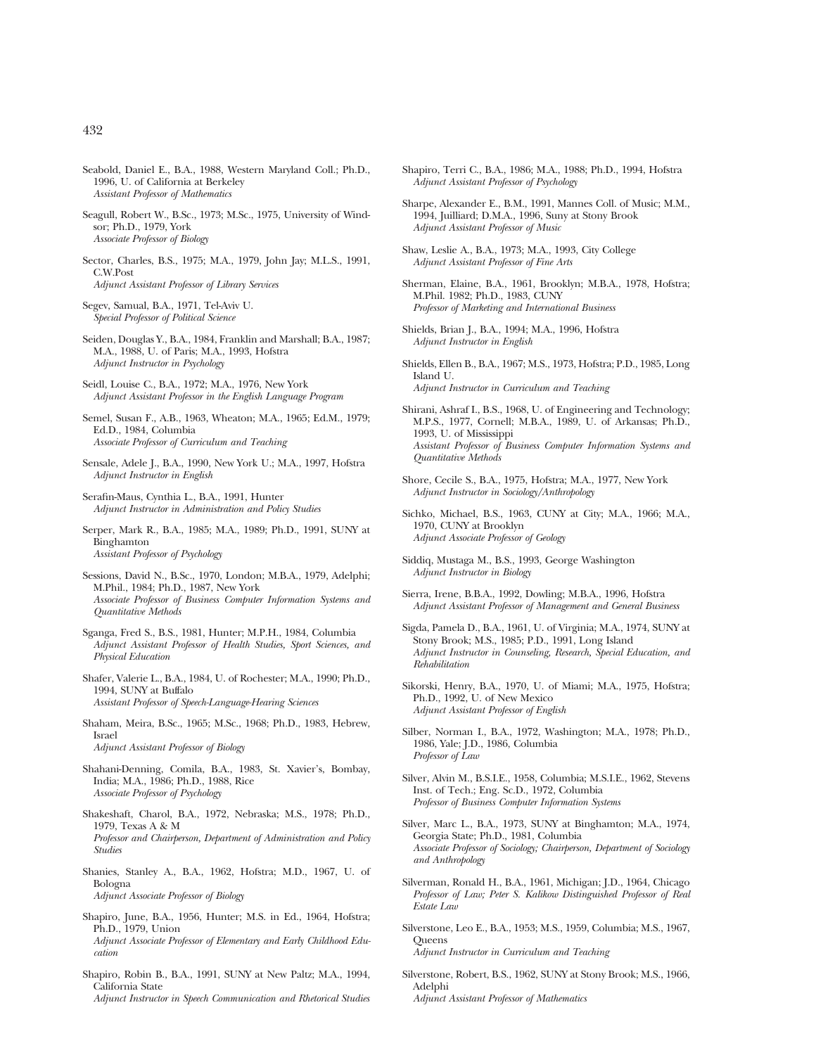Seabold, Daniel E., B.A., 1988, Western Maryland Coll.; Ph.D., 1996, U. of California at Berkeley
*Assistant Professor of Mathematics*

Seagull, Robert W., B.Sc., 1973; M.Sc., 1975, University of Windsor; Ph.D., 1979, York
*Associate Professor of Biology*

Sector, Charles, B.S., 1975; M.A., 1979, John Jay; M.L.S., 1991, C.W.Post
*Adjunct Assistant Professor of Library Services*

Segev, Samual, B.A., 1971, Tel-Aviv U.
*Special Professor of Political Science*

Seiden, Douglas Y., B.A., 1984, Franklin and Marshall; B.A., 1987; M.A., 1988, U. of Paris; M.A., 1993, Hofstra
*Adjunct Instructor in Psychology*

Seidl, Louise C., B.A., 1972; M.A., 1976, New York
*Adjunct Assistant Professor in the English Language Program*

Semel, Susan F., A.B., 1963, Wheaton; M.A., 1965; Ed.M., 1979; Ed.D., 1984, Columbia
*Associate Professor of Curriculum and Teaching*

Sensale, Adele J., B.A., 1990, New York U.; M.A., 1997, Hofstra
*Adjunct Instructor in English*

Serafin-Maus, Cynthia L., B.A., 1991, Hunter
*Adjunct Instructor in Administration and Policy Studies*

Serper, Mark R., B.A., 1985; M.A., 1989; Ph.D., 1991, SUNY at Binghamton
*Assistant Professor of Psychology*

Sessions, David N., B.Sc., 1970, London; M.B.A., 1979, Adelphi; M.Phil., 1984; Ph.D., 1987, New York
*Associate Professor of Business Computer Information Systems and Quantitative Methods*

Sganga, Fred S., B.S., 1981, Hunter; M.P.H., 1984, Columbia
*Adjunct Assistant Professor of Health Studies, Sport Sciences, and Physical Education*

Shafer, Valerie L., B.A., 1984, U. of Rochester; M.A., 1990; Ph.D., 1994, SUNY at Buffalo
*Assistant Professor of Speech-Language-Hearing Sciences*

Shaham, Meira, B.Sc., 1965; M.Sc., 1968; Ph.D., 1983, Hebrew, Israel
*Adjunct Assistant Professor of Biology*

Shahani-Denning, Comila, B.A., 1983, St. Xavier's, Bombay, India; M.A., 1986; Ph.D., 1988, Rice
*Associate Professor of Psychology*

Shakeshaft, Charol, B.A., 1972, Nebraska; M.S., 1978; Ph.D., 1979, Texas A & M
*Professor and Chairperson, Department of Administration and Policy Studies*

Shanies, Stanley A., B.A., 1962, Hofstra; M.D., 1967, U. of Bologna
*Adjunct Associate Professor of Biology*

Shapiro, June, B.A., 1956, Hunter; M.S. in Ed., 1964, Hofstra; Ph.D., 1979, Union
*Adjunct Associate Professor of Elementary and Early Childhood Education*

Shapiro, Robin B., B.A., 1991, SUNY at New Paltz; M.A., 1994, California State
*Adjunct Instructor in Speech Communication and Rhetorical Studies*

Shapiro, Terri C., B.A., 1986; M.A., 1988; Ph.D., 1994, Hofstra
*Adjunct Assistant Professor of Psychology*

Sharpe, Alexander E., B.M., 1991, Mannes Coll. of Music; M.M., 1994, Juilliard; D.M.A., 1996, Suny at Stony Brook
*Adjunct Assistant Professor of Music*

Shaw, Leslie A., B.A., 1973; M.A., 1993, City College
*Adjunct Assistant Professor of Fine Arts*

Sherman, Elaine, B.A., 1961, Brooklyn; M.B.A., 1978, Hofstra; M.Phil. 1982; Ph.D., 1983, CUNY
*Professor of Marketing and International Business*

Shields, Brian J., B.A., 1994; M.A., 1996, Hofstra
*Adjunct Instructor in English*

Shields, Ellen B., B.A., 1967; M.S., 1973, Hofstra; P.D., 1985, Long Island U.
*Adjunct Instructor in Curriculum and Teaching*

Shirani, Ashraf I., B.S., 1968, U. of Engineering and Technology; M.P.S., 1977, Cornell; M.B.A., 1989, U. of Arkansas; Ph.D., 1993, U. of Mississippi
*Assistant Professor of Business Computer Information Systems and Quantitative Methods*

Shore, Cecile S., B.A., 1975, Hofstra; M.A., 1977, New York
*Adjunct Instructor in Sociology/Anthropology*

Sichko, Michael, B.S., 1963, CUNY at City; M.A., 1966; M.A., 1970, CUNY at Brooklyn
*Adjunct Associate Professor of Geology*

Siddiq, Mustaga M., B.S., 1993, George Washington
*Adjunct Instructor in Biology*

Sierra, Irene, B.B.A., 1992, Dowling; M.B.A., 1996, Hofstra
*Adjunct Assistant Professor of Management and General Business*

Sigda, Pamela D., B.A., 1961, U. of Virginia; M.A., 1974, SUNY at Stony Brook; M.S., 1985; P.D., 1991, Long Island
*Adjunct Instructor in Counseling, Research, Special Education, and Rehabilitation*

Sikorski, Henry, B.A., 1970, U. of Miami; M.A., 1975, Hofstra; Ph.D., 1992, U. of New Mexico
*Adjunct Assistant Professor of English*

Silber, Norman I., B.A., 1972, Washington; M.A., 1978; Ph.D., 1986, Yale; J.D., 1986, Columbia
*Professor of Law*

Silver, Alvin M., B.S.I.E., 1958, Columbia; M.S.I.E., 1962, Stevens Inst. of Tech.; Eng. Sc.D., 1972, Columbia
*Professor of Business Computer Information Systems*

Silver, Marc L., B.A., 1973, SUNY at Binghamton; M.A., 1974, Georgia State; Ph.D., 1981, Columbia
*Associate Professor of Sociology; Chairperson, Department of Sociology and Anthropology*

Silverman, Ronald H., B.A., 1961, Michigan; J.D., 1964, Chicago
*Professor of Law; Peter S. Kalikow Distinguished Professor of Real Estate Law*

Silverstone, Leo E., B.A., 1953; M.S., 1959, Columbia; M.S., 1967, Queens
*Adjunct Instructor in Curriculum and Teaching*

Silverstone, Robert, B.S., 1962, SUNY at Stony Brook; M.S., 1966, Adelphi
*Adjunct Assistant Professor of Mathematics*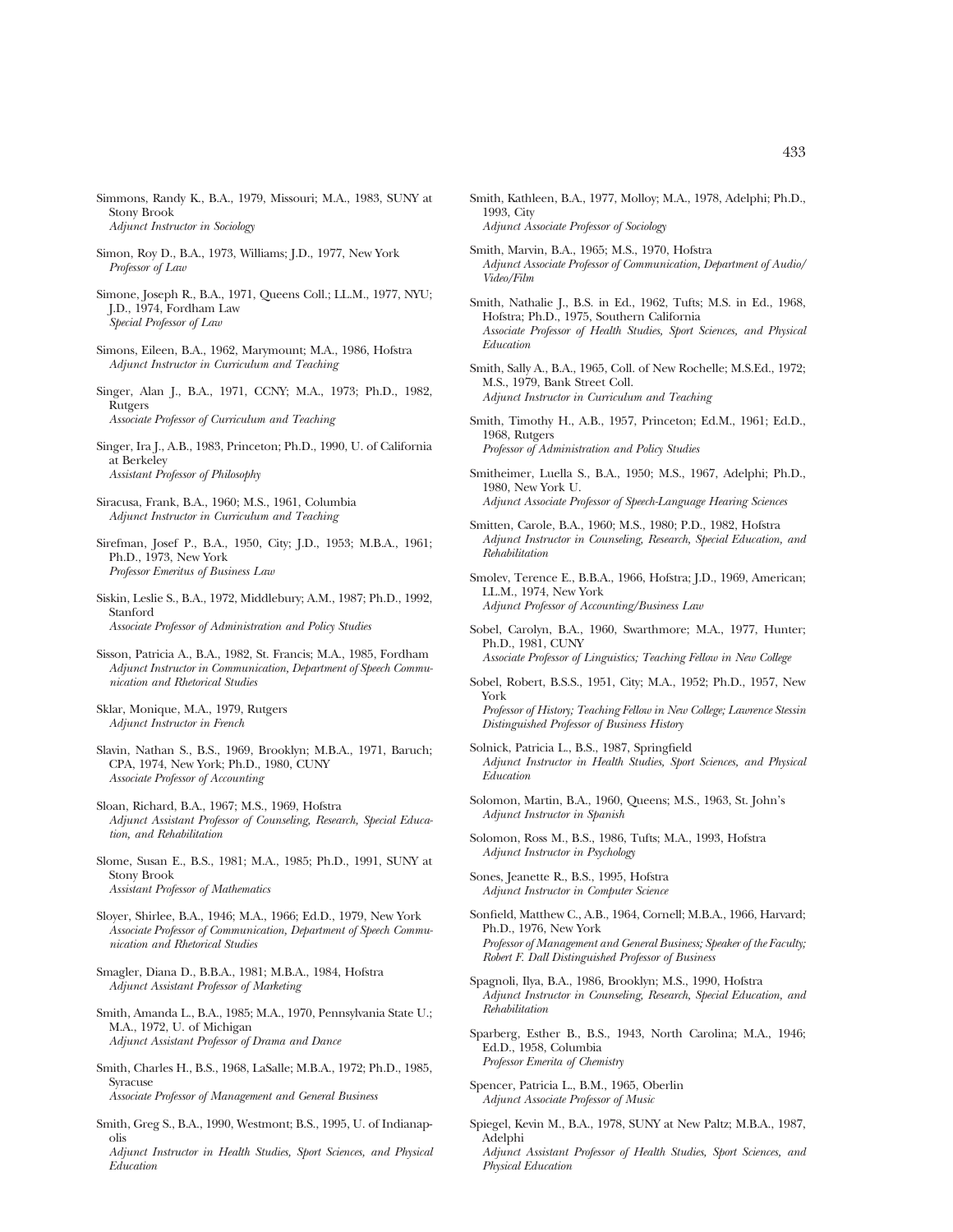Simmons, Randy K., B.A., 1979, Missouri; M.A., 1983, SUNY at Stony Brook
*Adjunct Instructor in Sociology*

Simon, Roy D., B.A., 1973, Williams; J.D., 1977, New York
*Professor of Law*

Simone, Joseph R., B.A., 1971, Queens Coll.; LL.M., 1977, NYU; J.D., 1974, Fordham Law
*Special Professor of Law*

Simons, Eileen, B.A., 1962, Marymount; M.A., 1986, Hofstra
*Adjunct Instructor in Curriculum and Teaching*

Singer, Alan J., B.A., 1971, CCNY; M.A., 1973; Ph.D., 1982, Rutgers
*Associate Professor of Curriculum and Teaching*

Singer, Ira J., A.B., 1983, Princeton; Ph.D., 1990, U. of California at Berkeley
*Assistant Professor of Philosophy*

Siracusa, Frank, B.A., 1960; M.S., 1961, Columbia
*Adjunct Instructor in Curriculum and Teaching*

Sirefman, Josef P., B.A., 1950, City; J.D., 1953; M.B.A., 1961; Ph.D., 1973, New York
*Professor Emeritus of Business Law*

Siskin, Leslie S., B.A., 1972, Middlebury; A.M., 1987; Ph.D., 1992, Stanford
*Associate Professor of Administration and Policy Studies*

Sisson, Patricia A., B.A., 1982, St. Francis; M.A., 1985, Fordham
*Adjunct Instructor in Communication, Department of Speech Communication and Rhetorical Studies*

Sklar, Monique, M.A., 1979, Rutgers
*Adjunct Instructor in French*

Slavin, Nathan S., B.S., 1969, Brooklyn; M.B.A., 1971, Baruch; CPA, 1974, New York; Ph.D., 1980, CUNY
*Associate Professor of Accounting*

Sloan, Richard, B.A., 1967; M.S., 1969, Hofstra
*Adjunct Assistant Professor of Counseling, Research, Special Education, and Rehabilitation*

Slome, Susan E., B.S., 1981; M.A., 1985; Ph.D., 1991, SUNY at Stony Brook
*Assistant Professor of Mathematics*

Sloyer, Shirlee, B.A., 1946; M.A., 1966; Ed.D., 1979, New York
*Associate Professor of Communication, Department of Speech Communication and Rhetorical Studies*

Smagler, Diana D., B.B.A., 1981; M.B.A., 1984, Hofstra
*Adjunct Assistant Professor of Marketing*

Smith, Amanda L., B.A., 1985; M.A., 1970, Pennsylvania State U.; M.A., 1972, U. of Michigan
*Adjunct Assistant Professor of Drama and Dance*

Smith, Charles H., B.S., 1968, LaSalle; M.B.A., 1972; Ph.D., 1985, Syracuse
*Associate Professor of Management and General Business*

Smith, Greg S., B.A., 1990, Westmont; B.S., 1995, U. of Indianapolis
*Adjunct Instructor in Health Studies, Sport Sciences, and Physical Education*

Smith, Kathleen, B.A., 1977, Molloy; M.A., 1978, Adelphi; Ph.D., 1993, City
*Adjunct Associate Professor of Sociology*

Smith, Marvin, B.A., 1965; M.S., 1970, Hofstra
*Adjunct Associate Professor of Communication, Department of Audio/Video/Film*

Smith, Nathalie J., B.S. in Ed., 1962, Tufts; M.S. in Ed., 1968, Hofstra; Ph.D., 1975, Southern California
*Associate Professor of Health Studies, Sport Sciences, and Physical Education*

Smith, Sally A., B.A., 1965, Coll. of New Rochelle; M.S.Ed., 1972; M.S., 1979, Bank Street Coll.
*Adjunct Instructor in Curriculum and Teaching*

Smith, Timothy H., A.B., 1957, Princeton; Ed.M., 1961; Ed.D., 1968, Rutgers
*Professor of Administration and Policy Studies*

Smitheimer, Luella S., B.A., 1950; M.S., 1967, Adelphi; Ph.D., 1980, New York U.
*Adjunct Associate Professor of Speech-Language Hearing Sciences*

Smitten, Carole, B.A., 1960; M.S., 1980; P.D., 1982, Hofstra
*Adjunct Instructor in Counseling, Research, Special Education, and Rehabilitation*

Smolev, Terence E., B.B.A., 1966, Hofstra; J.D., 1969, American; LL.M., 1974, New York
*Adjunct Professor of Accounting/Business Law*

Sobel, Carolyn, B.A., 1960, Swarthmore; M.A., 1977, Hunter; Ph.D., 1981, CUNY
*Associate Professor of Linguistics; Teaching Fellow in New College*

Sobel, Robert, B.S.S., 1951, City; M.A., 1952; Ph.D., 1957, New York
*Professor of History; Teaching Fellow in New College; Lawrence Stessin Distinguished Professor of Business History*

Solnick, Patricia L., B.S., 1987, Springfield
*Adjunct Instructor in Health Studies, Sport Sciences, and Physical Education*

Solomon, Martin, B.A., 1960, Queens; M.S., 1963, St. John's
*Adjunct Instructor in Spanish*

Solomon, Ross M., B.S., 1986, Tufts; M.A., 1993, Hofstra
*Adjunct Instructor in Psychology*

Sones, Jeanette R., B.S., 1995, Hofstra
*Adjunct Instructor in Computer Science*

Sonfield, Matthew C., A.B., 1964, Cornell; M.B.A., 1966, Harvard; Ph.D., 1976, New York
*Professor of Management and General Business; Speaker of the Faculty; Robert F. Dall Distinguished Professor of Business*

Spagnoli, Ilya, B.A., 1986, Brooklyn; M.S., 1990, Hofstra
*Adjunct Instructor in Counseling, Research, Special Education, and Rehabilitation*

Sparberg, Esther B., B.S., 1943, North Carolina; M.A., 1946; Ed.D., 1958, Columbia
*Professor Emerita of Chemistry*

Spencer, Patricia L., B.M., 1965, Oberlin
*Adjunct Associate Professor of Music*

Spiegel, Kevin M., B.A., 1978, SUNY at New Paltz; M.B.A., 1987, Adelphi
*Adjunct Assistant Professor of Health Studies, Sport Sciences, and Physical Education*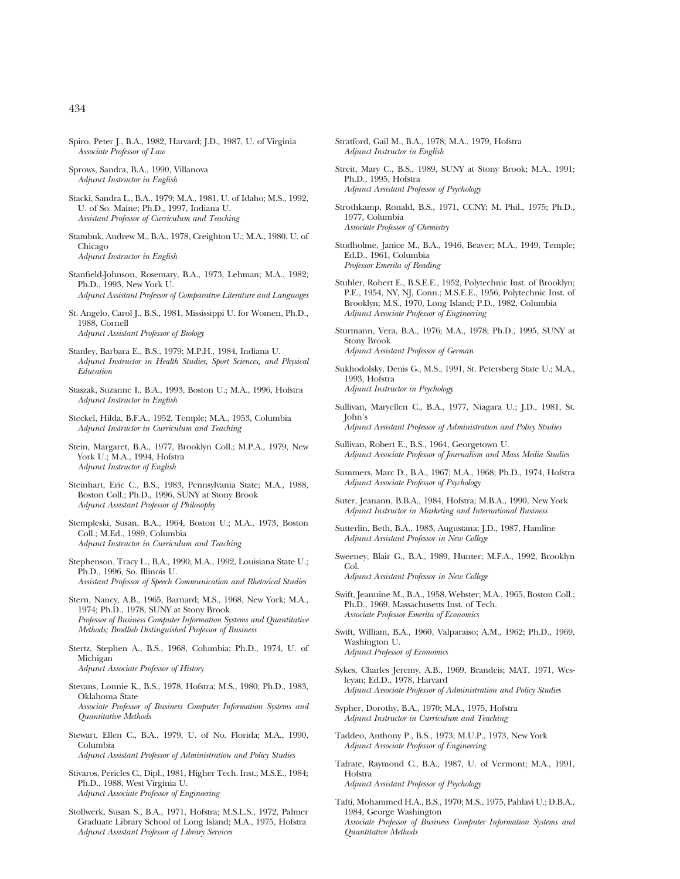Spiro, Peter J., B.A., 1982, Harvard; J.D., 1987, U. of Virginia
*Associate Professor of Law*

Sprows, Sandra, B.A., 1990, Villanova
*Adjunct Instructor in English*

Stacki, Sandra L., B.A., 1979; M.A., 1981, U. of Idaho; M.S., 1992, U. of So. Maine; Ph.D., 1997, Indiana U.
*Assistant Professor of Curriculum and Teaching*

Stambuk, Andrew M., B.A., 1978, Creighton U.; M.A., 1980, U. of Chicago
*Adjunct Instructor in English*

Stanfield-Johnson, Rosemary, B.A., 1973, Lehman; M.A., 1982; Ph.D., 1993, New York U.
*Adjunct Assistant Professor of Comparative Literature and Languages*

St. Angelo, Carol J., B.S., 1981, Mississippi U. for Women, Ph.D., 1988, Cornell
*Adjunct Assistant Professor of Biology*

Stanley, Barbara E., B.S., 1979; M.P.H., 1984, Indiana U.
*Adjunct Instructor in Health Studies, Sport Sciences, and Physical Education*

Staszak, Suzanne I., B.A., 1993, Boston U.; M.A., 1996, Hofstra
*Adjunct Instructor in English*

Steckel, Hilda, B.F.A., 1952, Temple; M.A., 1953, Columbia
*Adjunct Instructor in Curriculum and Teaching*

Stein, Margaret, B.A., 1977, Brooklyn Coll.; M.P.A., 1979, New York U.; M.A., 1994, Hofstra
*Adjunct Instructor of English*

Steinhart, Eric C., B.S., 1983, Pennsylvania State; M.A., 1988, Boston Coll.; Ph.D., 1996, SUNY at Stony Brook
*Adjunct Assistant Professor of Philosophy*

Stempleski, Susan, B.A., 1964, Boston U.; M.A., 1973, Boston Coll.; M.Ed., 1989, Columbia
*Adjunct Instructor in Curriculum and Teaching*

Stephenson, Tracy L., B.A., 1990; M.A., 1992, Louisiana State U.; Ph.D., 1996, So. Illinois U.
*Assistant Professor of Speech Communication and Rhetorical Studies*

Stern, Nancy, A.B., 1965, Barnard; M.S., 1968, New York; M.A., 1974; Ph.D., 1978, SUNY at Stony Brook
*Professor of Business Computer Information Systems and Quantitative Methods; Brodlieb Distinguished Professor of Business*

Stertz, Stephen A., B.S., 1968, Columbia; Ph.D., 1974, U. of Michigan
*Adjunct Associate Professor of History*

Stevans, Lonnie K., B.S., 1978, Hofstra; M.S., 1980; Ph.D., 1983, Oklahoma State
*Associate Professor of Business Computer Information Systems and Quantitative Methods*

Stewart, Ellen C., B.A., 1979, U. of No. Florida; M.A., 1990, Columbia
*Adjunct Assistant Professor of Administration and Policy Studies*

Stivaros, Pericles C., Dipl., 1981, Higher Tech. Inst.; M.S.E., 1984; Ph.D., 1988, West Virginia U.
*Adjunct Associate Professor of Engineering*

Stollwerk, Susan S., B.A., 1971, Hofstra; M.S.L.S., 1972, Palmer Graduate Library School of Long Island; M.A., 1975, Hofstra
*Adjunct Assistant Professor of Library Services*

Stratford, Gail M., B.A., 1978; M.A., 1979, Hofstra
*Adjunct Instructor in English*

Streit, Mary C., B.S., 1989, SUNY at Stony Brook; M.A., 1991; Ph.D., 1995, Hofstra
*Adjunct Assistant Professor of Psychology*

Strothkamp, Ronald, B.S., 1971, CCNY; M. Phil., 1975; Ph.D., 1977, Columbia
*Associate Professor of Chemistry*

Studholme, Janice M., B.A., 1946, Beaver; M.A., 1949, Temple; Ed.D., 1961, Columbia
*Professor Emerita of Reading*

Stuhler, Robert E., B.S.E.E., 1952, Polytechnic Inst. of Brooklyn; P.E., 1954, NY, NJ, Conn.; M.S.E.E., 1956, Polytechnic Inst. of Brooklyn; M.S., 1970, Long Island; P.D., 1982, Columbia
*Adjunct Associate Professor of Engineering*

Sturmann, Vera, B.A., 1976; M.A., 1978; Ph.D., 1995, SUNY at Stony Brook
*Adjunct Assistant Professor of German*

Sukhodolsky, Denis G., M.S., 1991, St. Petersberg State U.; M.A., 1993, Hofstra
*Adjunct Instructor in Psychology*

Sullivan, Maryellen C., B.A., 1977, Niagara U.; J.D., 1981, St. John's
*Adjunct Assistant Professor of Administration and Policy Studies*

Sullivan, Robert E., B.S., 1964, Georgetown U.
*Adjunct Associate Professor of Journalism and Mass Media Studies*

Summers, Marc D., B.A., 1967; M.A., 1968; Ph.D., 1974, Hofstra
*Adjunct Associate Professor of Psychology*

Suter, Jeanann, B.B.A., 1984, Hofstra; M.B.A., 1990, New York
*Adjunct Instructor in Marketing and International Business*

Sutterlin, Beth, B.A., 1983, Augustana; J.D., 1987, Hamline
*Adjunct Assistant Professor in New College*

Sweeney, Blair G., B.A., 1989, Hunter; M.F.A., 1992, Brooklyn Col.
*Adjunct Assistant Professor in New College*

Swift, Jeannine M., B.A., 1958, Webster; M.A., 1965, Boston Coll.; Ph.D., 1969, Massachusetts Inst. of Tech.
*Associate Professor Emerita of Economics*

Swift, William, B.A., 1960, Valparaiso; A.M., 1962; Ph.D., 1969, Washington U.
*Adjunct Professor of Economics*

Sykes, Charles Jeremy, A.B., 1969, Brandeis; MAT, 1971, Wesleyan; Ed.D., 1978, Harvard
*Adjunct Associate Professor of Administration and Policy Studies*

Sypher, Dorothy, B.A., 1970; M.A., 1975, Hofstra
*Adjunct Instructor in Curriculum and Teaching*

Taddeo, Anthony P., B.S., 1973; M.U.P., 1973, New York
*Adjunct Associate Professor of Engineering*

Tafrate, Raymond C., B.A., 1987, U. of Vermont; M.A., 1991, Hofstra
*Adjunct Assistant Professor of Psychology*

Tafti, Mohammed H.A., B.S., 1970; M.S., 1975, Pahlavi U.; D.B.A., 1984, George Washington
*Associate Professor of Business Computer Information Systems and Quantitative Methods*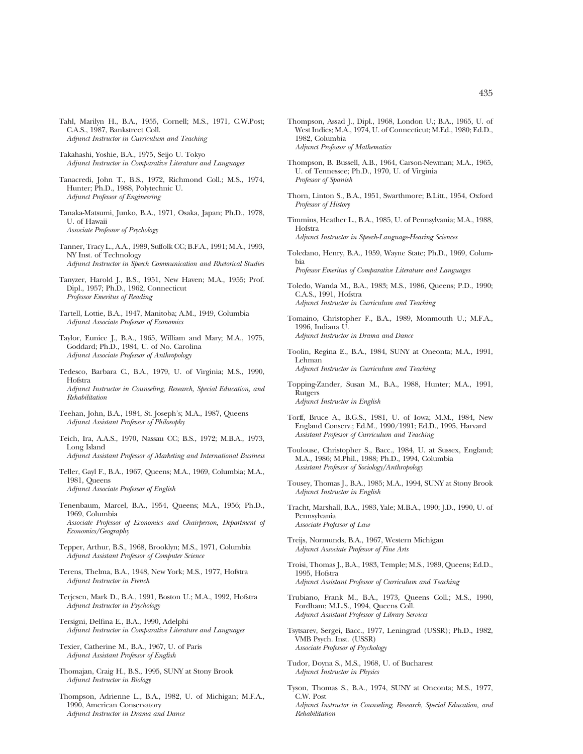Tahl, Marilyn H., B.A., 1955, Cornell; M.S., 1971, C.W.Post; C.A.S., 1987, Bankstreet Coll.
*Adjunct Instructor in Curriculum and Teaching*

Takahashi, Yoshie, B.A., 1975, Seijo U. Tokyo
*Adjunct Instructor in Comparative Literature and Languages*

Tanacredi, John T., B.S., 1972, Richmond Coll.; M.S., 1974, Hunter; Ph.D., 1988, Polytechnic U.
*Adjunct Professor of Engineering*

Tanaka-Matsumi, Junko, B.A., 1971, Osaka, Japan; Ph.D., 1978, U. of Hawaii
*Associate Professor of Psychology*

Tanner, Tracy L., A.A., 1989, Suffolk CC; B.F.A., 1991; M.A., 1993, NY Inst. of Technology
*Adjunct Instructor in Speech Communication and Rhetorical Studies*

Tanyzer, Harold J., B.S., 1951, New Haven; M.A., 1955; Prof. Dipl., 1957; Ph.D., 1962, Connecticut
*Professor Emeritus of Reading*

Tartell, Lottie, B.A., 1947, Manitoba; A.M., 1949, Columbia
*Adjunct Associate Professor of Economics*

Taylor, Eunice J., B.A., 1965, William and Mary; M.A., 1975, Goddard; Ph.D., 1984, U. of No. Carolina
*Adjunct Associate Professor of Anthropology*

Tedesco, Barbara C., B.A., 1979, U. of Virginia; M.S., 1990, Hofstra
*Adjunct Instructor in Counseling, Research, Special Education, and Rehabilitation*

Teehan, John, B.A., 1984, St. Joseph's; M.A., 1987, Queens
*Adjunct Assistant Professor of Philosophy*

Teich, Ira, A.A.S., 1970, Nassau CC; B.S., 1972; M.B.A., 1973, Long Island
*Adjunct Assistant Professor of Marketing and International Business*

Teller, Gayl F., B.A., 1967, Queens; M.A., 1969, Columbia; M.A., 1981, Queens
*Adjunct Associate Professor of English*

Tenenbaum, Marcel, B.A., 1954, Queens; M.A., 1956; Ph.D., 1969, Columbia
*Associate Professor of Economics and Chairperson, Department of Economics/Geography*

Tepper, Arthur, B.S., 1968, Brooklyn; M.S., 1971, Columbia
*Adjunct Assistant Professor of Computer Science*

Terens, Thelma, B.A., 1948, New York; M.S., 1977, Hofstra
*Adjunct Instructor in French*

Terjesen, Mark D., B.A., 1991, Boston U.; M.A., 1992, Hofstra
*Adjunct Instructor in Psychology*

Tersigni, Delfina E., B.A., 1990, Adelphi
*Adjunct Instructor in Comparative Literature and Languages*

Texier, Catherine M., B.A., 1967, U. of Paris
*Adjunct Assistant Professor of English*

Thomajan, Craig H., B.S., 1995, SUNY at Stony Brook
*Adjunct Instructor in Biology*

Thompson, Adrienne L., B.A., 1982, U. of Michigan; M.F.A., 1990, American Conservatory
*Adjunct Instructor in Drama and Dance*

Thompson, Assad J., Dipl., 1968, London U.; B.A., 1965, U. of West Indies; M.A., 1974, U. of Connecticut; M.Ed., 1980; Ed.D., 1982, Columbia
*Adjunct Professor of Mathematics*

Thompson, B. Bussell, A.B., 1964, Carson-Newman; M.A., 1965, U. of Tennessee; Ph.D., 1970, U. of Virginia
*Professor of Spanish*

Thorn, Linton S., B.A., 1951, Swarthmore; B.Litt., 1954, Oxford
*Professor of History*

Timmins, Heather L., B.A., 1985, U. of Pennsylvania; M.A., 1988, Hofstra
*Adjunct Instructor in Speech-Language-Hearing Sciences*

Toledano, Henry, B.A., 1959, Wayne State; Ph.D., 1969, Columbia
*Professor Emeritus of Comparative Literature and Languages*

Toledo, Wanda M., B.A., 1983; M.S., 1986, Queens; P.D., 1990; C.A.S., 1991, Hofstra
*Adjunct Instructor in Curriculum and Teaching*

Tomaino, Christopher F., B.A., 1989, Monmouth U.; M.F.A., 1996, Indiana U.
*Adjunct Instructor in Drama and Dance*

Toolin, Regina E., B.A., 1984, SUNY at Oneonta; M.A., 1991, Lehman
*Adjunct Instructor in Curriculum and Teaching*

Topping-Zander, Susan M., B.A., 1988, Hunter; M.A., 1991, Rutgers
*Adjunct Instructor in English*

Torff, Bruce A., B.G.S., 1981, U. of Iowa; M.M., 1984, New England Conserv.; Ed.M., 1990/1991; Ed.D., 1995, Harvard
*Assistant Professor of Curriculum and Teaching*

Toulouse, Christopher S., Bacc., 1984, U. at Sussex, England; M.A., 1986; M.Phil., 1988; Ph.D., 1994, Columbia
*Assistant Professor of Sociology/Anthropology*

Tousey, Thomas J., B.A., 1985; M.A., 1994, SUNY at Stony Brook
*Adjunct Instructor in English*

Tracht, Marshall, B.A., 1983, Yale; M.B.A., 1990; J.D., 1990, U. of Pennsylvania
*Associate Professor of Law*

Treijs, Normunds, B.A., 1967, Western Michigan
*Adjunct Associate Professor of Fine Arts*

Troisi, Thomas J., B.A., 1983, Temple; M.S., 1989, Queens; Ed.D., 1995, Hofstra
*Adjunct Assistant Professor of Curriculum and Teaching*

Trubiano, Frank M., B.A., 1973, Queens Coll.; M.S., 1990, Fordham; M.L.S., 1994, Queens Coll.
*Adjunct Assistant Professor of Library Services*

Tsytsarev, Sergei, Bacc., 1977, Leningrad (USSR); Ph.D., 1982, VMB Psych. Inst. (USSR)
*Associate Professor of Psychology*

Tudor, Doyna S., M.S., 1968, U. of Bucharest
*Adjunct Instructor in Physics*

Tyson, Thomas S., B.A., 1974, SUNY at Oneonta; M.S., 1977, C.W. Post
*Adjunct Instructor in Counseling, Research, Special Education, and Rehabilitation*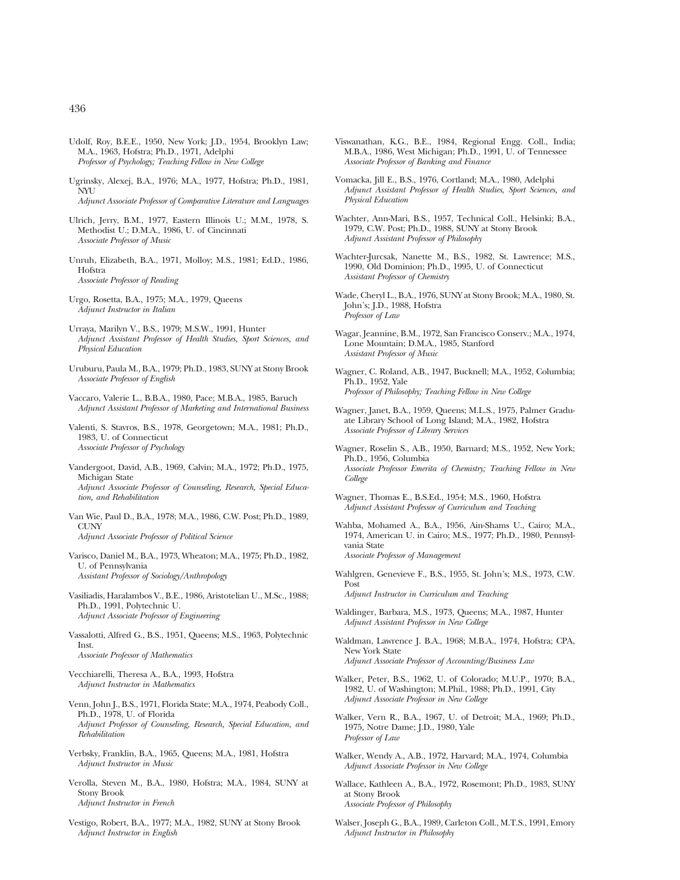Udolf, Roy, B.E.E., 1950, New York; J.D., 1954, Brooklyn Law; M.A., 1963, Hofstra; Ph.D., 1971, Adelphi
*Professor of Psychology; Teaching Fellow in New College*

Ugrinsky, Alexej, B.A., 1976; M.A., 1977, Hofstra; Ph.D., 1981, NYU
*Adjunct Associate Professor of Comparative Literature and Languages*

Ulrich, Jerry, B.M., 1977, Eastern Illinois U.; M.M., 1978, S. Methodist U.; D.M.A., 1986, U. of Cincinnati
*Associate Professor of Music*

Unruh, Elizabeth, B.A., 1971, Molloy; M.S., 1981; Ed.D., 1986, Hofstra
*Associate Professor of Reading*

Urgo, Rosetta, B.A., 1975; M.A., 1979, Queens
*Adjunct Instructor in Italian*

Urraya, Marilyn V., B.S., 1979; M.S.W., 1991, Hunter
*Adjunct Assistant Professor of Health Studies, Sport Sciences, and Physical Education*

Uruburu, Paula M., B.A., 1979; Ph.D., 1983, SUNY at Stony Brook
*Associate Professor of English*

Vaccaro, Valerie L., B.B.A., 1980, Pace; M.B.A., 1985, Baruch
*Adjunct Assistant Professor of Marketing and International Business*

Valenti, S. Stavros, B.S., 1978, Georgetown; M.A., 1981; Ph.D., 1983, U. of Connecticut
*Associate Professor of Psychology*

Vandergoot, David, A.B., 1969, Calvin; M.A., 1972; Ph.D., 1975, Michigan State
*Adjunct Associate Professor of Counseling, Research, Special Education, and Rehabilitation*

Van Wie, Paul D., B.A., 1978; M.A., 1986, C.W. Post; Ph.D., 1989, CUNY
*Adjunct Associate Professor of Political Science*

Varisco, Daniel M., B.A., 1973, Wheaton; M.A., 1975; Ph.D., 1982, U. of Pennsylvania
*Assistant Professor of Sociology/Anthropology*

Vasiliadis, Haralambos V., B.E., 1986, Aristotelian U., M.Sc., 1988; Ph.D., 1991, Polytechnic U.
*Adjunct Associate Professor of Engineering*

Vassalotti, Alfred G., B.S., 1951, Queens; M.S., 1963, Polytechnic Inst.
*Associate Professor of Mathematics*

Vecchiarelli, Theresa A., B.A., 1993, Hofstra
*Adjunct Instructor in Mathematics*

Venn, John J., B.S., 1971, Florida State; M.A., 1974, Peabody Coll., Ph.D., 1978, U. of Florida
*Adjunct Professor of Counseling, Research, Special Education, and Rehabilitation*

Verbsky, Franklin, B.A., 1965, Queens; M.A., 1981, Hofstra
*Adjunct Instructor in Music*

Verolla, Steven M., B.A., 1980, Hofstra; M.A., 1984, SUNY at Stony Brook
*Adjunct Instructor in French*

Vestigo, Robert, B.A., 1977; M.A., 1982, SUNY at Stony Brook
*Adjunct Instructor in English*

Viswanathan, K.G., B.E., 1984, Regional Engg. Coll., India; M.B.A., 1986, West Michigan; Ph.D., 1991, U. of Tennessee
*Associate Professor of Banking and Finance*

Vomacka, Jill E., B.S., 1976, Cortland; M.A., 1980, Adelphi
*Adjunct Assistant Professor of Health Studies, Sport Sciences, and Physical Education*

Wachter, Ann-Mari, B.S., 1957, Technical Coll., Helsinki; B.A., 1979, C.W. Post; Ph.D., 1988, SUNY at Stony Brook
*Adjunct Assistant Professor of Philosophy*

Wachter-Jurcsak, Nanette M., B.S., 1982, St. Lawrence; M.S., 1990, Old Dominion; Ph.D., 1995, U. of Connecticut
*Assistant Professor of Chemistry*

Wade, Cheryl L., B.A., 1976, SUNY at Stony Brook; M.A., 1980, St. John's; J.D., 1988, Hofstra
*Professor of Law*

Wagar, Jeannine, B.M., 1972, San Francisco Conserv.; M.A., 1974, Lone Mountain; D.M.A., 1985, Stanford
*Assistant Professor of Music*

Wagner, C. Roland, A.B., 1947, Bucknell; M.A., 1952, Columbia; Ph.D., 1952, Yale
*Professor of Philosophy; Teaching Fellow in New College*

Wagner, Janet, B.A., 1959, Queens; M.L.S., 1975, Palmer Graduate Library School of Long Island; M.A., 1982, Hofstra
*Associate Professor of Library Services*

Wagner, Roselin S., A.B., 1950, Barnard; M.S., 1952, New York; Ph.D., 1956, Columbia
*Associate Professor Emerita of Chemistry; Teaching Fellow in New College*

Wagner, Thomas E., B.S.Ed., 1954; M.S., 1960, Hofstra
*Adjunct Assistant Professor of Curriculum and Teaching*

Wahba, Mohamed A., B.A., 1956, Ain-Shams U., Cairo; M.A., 1974, American U. in Cairo; M.S., 1977; Ph.D., 1980, Pennsylvania State
*Associate Professor of Management*

Wahlgren, Genevieve F., B.S., 1955, St. John's; M.S., 1973, C.W. Post
*Adjunct Instructor in Curriculum and Teaching*

Waldinger, Barbara, M.S., 1973, Queens; M.A., 1987, Hunter
*Adjunct Assistant Professor in New College*

Waldman, Lawrence J. B.A., 1968; M.B.A., 1974, Hofstra; CPA, New York State
*Adjunct Associate Professor of Accounting/Business Law*

Walker, Peter, B.S., 1962, U. of Colorado; M.U.P., 1970; B.A., 1982, U. of Washington; M.Phil., 1988; Ph.D., 1991, City
*Adjunct Associate Professor in New College*

Walker, Vern R., B.A., 1967, U. of Detroit; M.A., 1969; Ph.D., 1975, Notre Dame; J.D., 1980, Yale
*Professor of Law*

Walker, Wendy A., A.B., 1972, Harvard; M.A., 1974, Columbia
*Adjunct Associate Professor in New College*

Wallace, Kathleen A., B.A., 1972, Rosemont; Ph.D., 1983, SUNY at Stony Brook
*Associate Professor of Philosophy*

Walser, Joseph G., B.A., 1989, Carleton Coll., M.T.S., 1991, Emory
*Adjunct Instructor in Philosophy*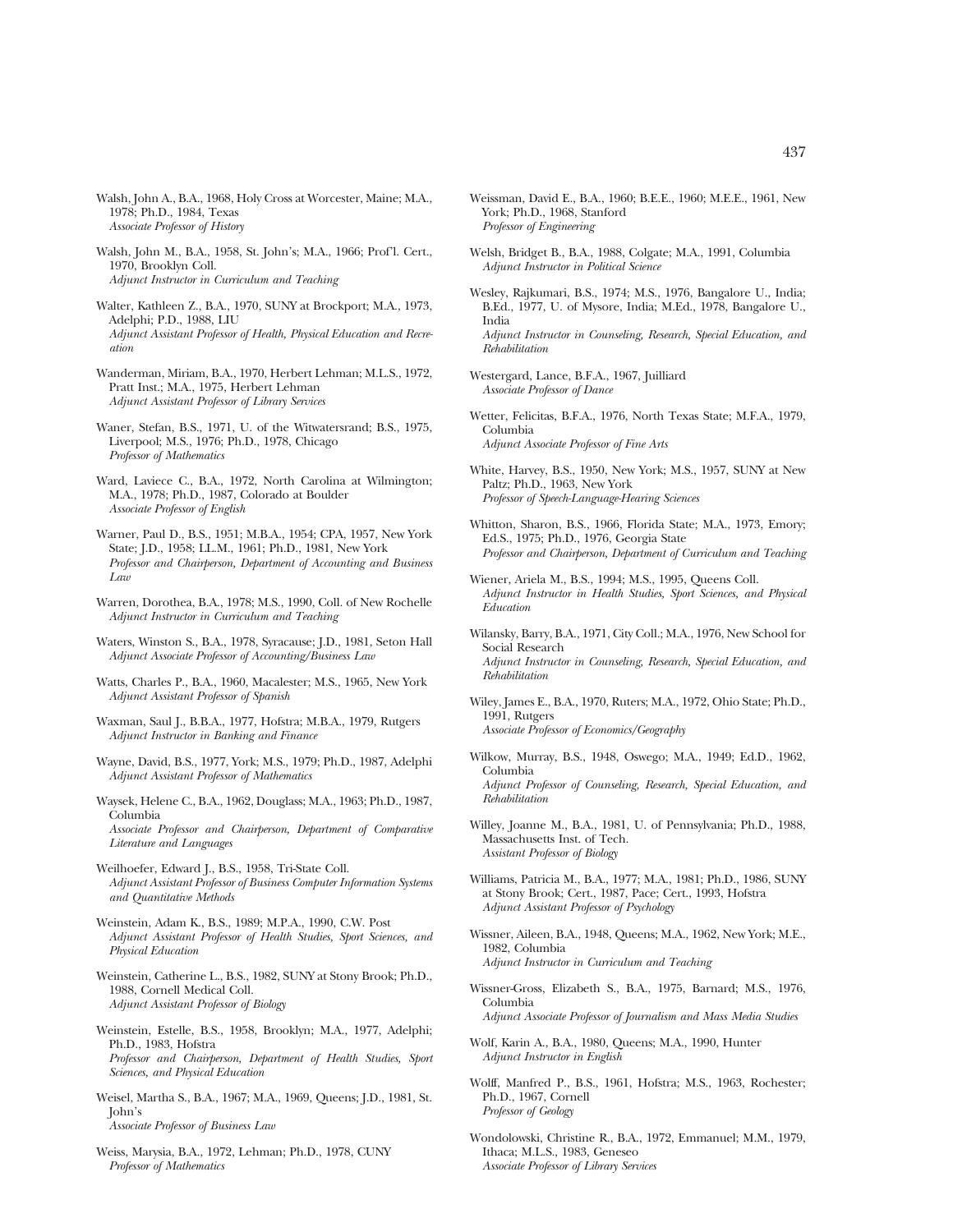Walsh, John A., B.A., 1968, Holy Cross at Worcester, Maine; M.A., 1978; Ph.D., 1984, Texas
*Associate Professor of History*

Walsh, John M., B.A., 1958, St. John's; M.A., 1966; Prof'l. Cert., 1970, Brooklyn Coll.
*Adjunct Instructor in Curriculum and Teaching*

Walter, Kathleen Z., B.A., 1970, SUNY at Brockport; M.A., 1973, Adelphi; P.D., 1988, LIU
*Adjunct Assistant Professor of Health, Physical Education and Recreation*

Wanderman, Miriam, B.A., 1970, Herbert Lehman; M.L.S., 1972, Pratt Inst.; M.A., 1975, Herbert Lehman
*Adjunct Assistant Professor of Library Services*

Waner, Stefan, B.S., 1971, U. of the Witwatersrand; B.S., 1975, Liverpool; M.S., 1976; Ph.D., 1978, Chicago
*Professor of Mathematics*

Ward, Laviece C., B.A., 1972, North Carolina at Wilmington; M.A., 1978; Ph.D., 1987, Colorado at Boulder
*Associate Professor of English*

Warner, Paul D., B.S., 1951; M.B.A., 1954; CPA, 1957, New York State; J.D., 1958; LL.M., 1961; Ph.D., 1981, New York
*Professor and Chairperson, Department of Accounting and Business Law*

Warren, Dorothea, B.A., 1978; M.S., 1990, Coll. of New Rochelle
*Adjunct Instructor in Curriculum and Teaching*

Waters, Winston S., B.A., 1978, Syracause; J.D., 1981, Seton Hall
*Adjunct Associate Professor of Accounting/Business Law*

Watts, Charles P., B.A., 1960, Macalester; M.S., 1965, New York
*Adjunct Assistant Professor of Spanish*

Waxman, Saul J., B.B.A., 1977, Hofstra; M.B.A., 1979, Rutgers
*Adjunct Instructor in Banking and Finance*

Wayne, David, B.S., 1977, York; M.S., 1979; Ph.D., 1987, Adelphi
*Adjunct Assistant Professor of Mathematics*

Waysek, Helene C., B.A., 1962, Douglass; M.A., 1963; Ph.D., 1987, Columbia
*Associate Professor and Chairperson, Department of Comparative Literature and Languages*

Weilhoefer, Edward J., B.S., 1958, Tri-State Coll.
*Adjunct Assistant Professor of Business Computer Information Systems and Quantitative Methods*

Weinstein, Adam K., B.S., 1989; M.P.A., 1990, C.W. Post
*Adjunct Assistant Professor of Health Studies, Sport Sciences, and Physical Education*

Weinstein, Catherine L., B.S., 1982, SUNY at Stony Brook; Ph.D., 1988, Cornell Medical Coll.
*Adjunct Assistant Professor of Biology*

Weinstein, Estelle, B.S., 1958, Brooklyn; M.A., 1977, Adelphi; Ph.D., 1983, Hofstra
*Professor and Chairperson, Department of Health Studies, Sport Sciences, and Physical Education*

Weisel, Martha S., B.A., 1967; M.A., 1969, Queens; J.D., 1981, St. John's
*Associate Professor of Business Law*

Weiss, Marysia, B.A., 1972, Lehman; Ph.D., 1978, CUNY
*Professor of Mathematics*

Weissman, David E., B.A., 1960; B.E.E., 1960; M.E.E., 1961, New York; Ph.D., 1968, Stanford
*Professor of Engineering*

Welsh, Bridget B., B.A., 1988, Colgate; M.A., 1991, Columbia
*Adjunct Instructor in Political Science*

Wesley, Rajkumari, B.S., 1974; M.S., 1976, Bangalore U., India; B.Ed., 1977, U. of Mysore, India; M.Ed., 1978, Bangalore U., India
*Adjunct Instructor in Counseling, Research, Special Education, and Rehabilitation*

Westergard, Lance, B.F.A., 1967, Juilliard
*Associate Professor of Dance*

Wetter, Felicitas, B.F.A., 1976, North Texas State; M.F.A., 1979, Columbia
*Adjunct Associate Professor of Fine Arts*

White, Harvey, B.S., 1950, New York; M.S., 1957, SUNY at New Paltz; Ph.D., 1963, New York
*Professor of Speech-Language-Hearing Sciences*

Whitton, Sharon, B.S., 1966, Florida State; M.A., 1973, Emory; Ed.S., 1975; Ph.D., 1976, Georgia State
*Professor and Chairperson, Department of Curriculum and Teaching*

Wiener, Ariela M., B.S., 1994; M.S., 1995, Queens Coll.
*Adjunct Instructor in Health Studies, Sport Sciences, and Physical Education*

Wilansky, Barry, B.A., 1971, City Coll.; M.A., 1976, New School for Social Research
*Adjunct Instructor in Counseling, Research, Special Education, and Rehabilitation*

Wiley, James E., B.A., 1970, Ruters; M.A., 1972, Ohio State; Ph.D., 1991, Rutgers
*Associate Professor of Economics/Geography*

Wilkow, Murray, B.S., 1948, Oswego; M.A., 1949; Ed.D., 1962, Columbia
*Adjunct Professor of Counseling, Research, Special Education, and Rehabilitation*

Willey, Joanne M., B.A., 1981, U. of Pennsylvania; Ph.D., 1988, Massachusetts Inst. of Tech.
*Assistant Professor of Biology*

Williams, Patricia M., B.A., 1977; M.A., 1981; Ph.D., 1986, SUNY at Stony Brook; Cert., 1987, Pace; Cert., 1993, Hofstra
*Adjunct Assistant Professor of Psychology*

Wissner, Aileen, B.A., 1948, Queens; M.A., 1962, New York; M.E., 1982, Columbia
*Adjunct Instructor in Curriculum and Teaching*

Wissner-Gross, Elizabeth S., B.A., 1975, Barnard; M.S., 1976, Columbia
*Adjunct Associate Professor of Journalism and Mass Media Studies*

Wolf, Karin A., B.A., 1980, Queens; M.A., 1990, Hunter
*Adjunct Instructor in English*

Wolff, Manfred P., B.S., 1961, Hofstra; M.S., 1963, Rochester; Ph.D., 1967, Cornell
*Professor of Geology*

Wondolowski, Christine R., B.A., 1972, Emmanuel; M.M., 1979, Ithaca; M.L.S., 1983, Geneseo
*Associate Professor of Library Services*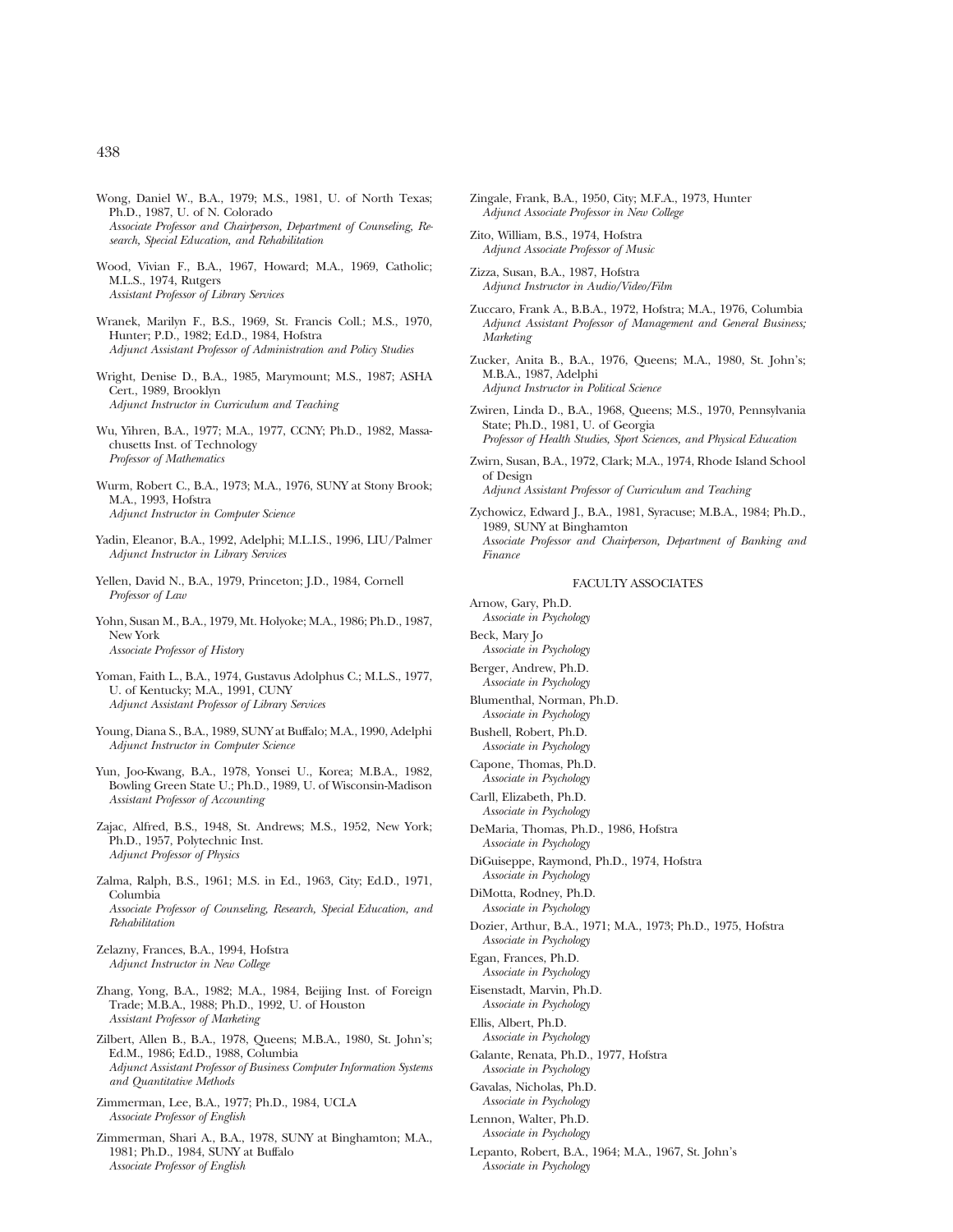Wong, Daniel W., B.A., 1979; M.S., 1981, U. of North Texas; Ph.D., 1987, U. of N. Colorado
*Associate Professor and Chairperson, Department of Counseling, Research, Special Education, and Rehabilitation*

Wood, Vivian F., B.A., 1967, Howard; M.A., 1969, Catholic; M.L.S., 1974, Rutgers
*Assistant Professor of Library Services*

Wranek, Marilyn F., B.S., 1969, St. Francis Coll.; M.S., 1970, Hunter; P.D., 1982; Ed.D., 1984, Hofstra
*Adjunct Assistant Professor of Administration and Policy Studies*

Wright, Denise D., B.A., 1985, Marymount; M.S., 1987; ASHA Cert., 1989, Brooklyn
*Adjunct Instructor in Curriculum and Teaching*

Wu, Yihren, B.A., 1977; M.A., 1977, CCNY; Ph.D., 1982, Massachusetts Inst. of Technology
*Professor of Mathematics*

Wurm, Robert C., B.A., 1973; M.A., 1976, SUNY at Stony Brook; M.A., 1993, Hofstra
*Adjunct Instructor in Computer Science*

Yadin, Eleanor, B.A., 1992, Adelphi; M.L.I.S., 1996, LIU/Palmer
*Adjunct Instructor in Library Services*

Yellen, David N., B.A., 1979, Princeton; J.D., 1984, Cornell
*Professor of Law*

Yohn, Susan M., B.A., 1979, Mt. Holyoke; M.A., 1986; Ph.D., 1987, New York
*Associate Professor of History*

Yoman, Faith L., B.A., 1974, Gustavus Adolphus C.; M.L.S., 1977, U. of Kentucky; M.A., 1991, CUNY
*Adjunct Assistant Professor of Library Services*

Young, Diana S., B.A., 1989, SUNY at Buffalo; M.A., 1990, Adelphi
*Adjunct Instructor in Computer Science*

Yun, Joo-Kwang, B.A., 1978, Yonsei U., Korea; M.B.A., 1982, Bowling Green State U.; Ph.D., 1989, U. of Wisconsin-Madison
*Assistant Professor of Accounting*

Zajac, Alfred, B.S., 1948, St. Andrews; M.S., 1952, New York; Ph.D., 1957, Polytechnic Inst.
*Adjunct Professor of Physics*

Zalma, Ralph, B.S., 1961; M.S. in Ed., 1963, City; Ed.D., 1971, Columbia
*Associate Professor of Counseling, Research, Special Education, and Rehabilitation*

Zelazny, Frances, B.A., 1994, Hofstra
*Adjunct Instructor in New College*

Zhang, Yong, B.A., 1982; M.A., 1984, Beijing Inst. of Foreign Trade; M.B.A., 1988; Ph.D., 1992, U. of Houston
*Assistant Professor of Marketing*

Zilbert, Allen B., B.A., 1978, Queens; M.B.A., 1980, St. John's; Ed.M., 1986; Ed.D., 1988, Columbia
*Adjunct Assistant Professor of Business Computer Information Systems and Quantitative Methods*

Zimmerman, Lee, B.A., 1977; Ph.D., 1984, UCLA
*Associate Professor of English*

Zimmerman, Shari A., B.A., 1978, SUNY at Binghamton; M.A., 1981; Ph.D., 1984, SUNY at Buffalo
*Associate Professor of English*

Zingale, Frank, B.A., 1950, City; M.F.A., 1973, Hunter
*Adjunct Associate Professor in New College*

Zito, William, B.S., 1974, Hofstra
*Adjunct Associate Professor of Music*

Zizza, Susan, B.A., 1987, Hofstra
*Adjunct Instructor in Audio/Video/Film*

Zuccaro, Frank A., B.B.A., 1972, Hofstra; M.A., 1976, Columbia
*Adjunct Assistant Professor of Management and General Business; Marketing*

Zucker, Anita B., B.A., 1976, Queens; M.A., 1980, St. John's; M.B.A., 1987, Adelphi
*Adjunct Instructor in Political Science*

Zwiren, Linda D., B.A., 1968, Queens; M.S., 1970, Pennsylvania State; Ph.D., 1981, U. of Georgia
*Professor of Health Studies, Sport Sciences, and Physical Education*

Zwirn, Susan, B.A., 1972, Clark; M.A., 1974, Rhode Island School of Design
*Adjunct Assistant Professor of Curriculum and Teaching*

Zychowicz, Edward J., B.A., 1981, Syracuse; M.B.A., 1984; Ph.D., 1989, SUNY at Binghamton
*Associate Professor and Chairperson, Department of Banking and Finance*

## FACULTY ASSOCIATES

Arnow, Gary, Ph.D.
*Associate in Psychology*

Beck, Mary Jo
*Associate in Psychology*

Berger, Andrew, Ph.D.
*Associate in Psychology*

Blumenthal, Norman, Ph.D.
*Associate in Psychology*

Bushell, Robert, Ph.D.
*Associate in Psychology*

Capone, Thomas, Ph.D.
*Associate in Psychology*

Carll, Elizabeth, Ph.D.
*Associate in Psychology*

DeMaria, Thomas, Ph.D., 1986, Hofstra
*Associate in Psychology*

DiGuiseppe, Raymond, Ph.D., 1974, Hofstra
*Associate in Psychology*

DiMotta, Rodney, Ph.D.
*Associate in Psychology*

Dozier, Arthur, B.A., 1971; M.A., 1973; Ph.D., 1975, Hofstra
*Associate in Psychology*

Egan, Frances, Ph.D.
*Associate in Psychology*

Eisenstadt, Marvin, Ph.D.
*Associate in Psychology*

Ellis, Albert, Ph.D.
*Associate in Psychology*

Galante, Renata, Ph.D., 1977, Hofstra
*Associate in Psychology*

Gavalas, Nicholas, Ph.D.
*Associate in Psychology*

Lennon, Walter, Ph.D.
*Associate in Psychology*

Lepanto, Robert, B.A., 1964; M.A., 1967, St. John's
*Associate in Psychology*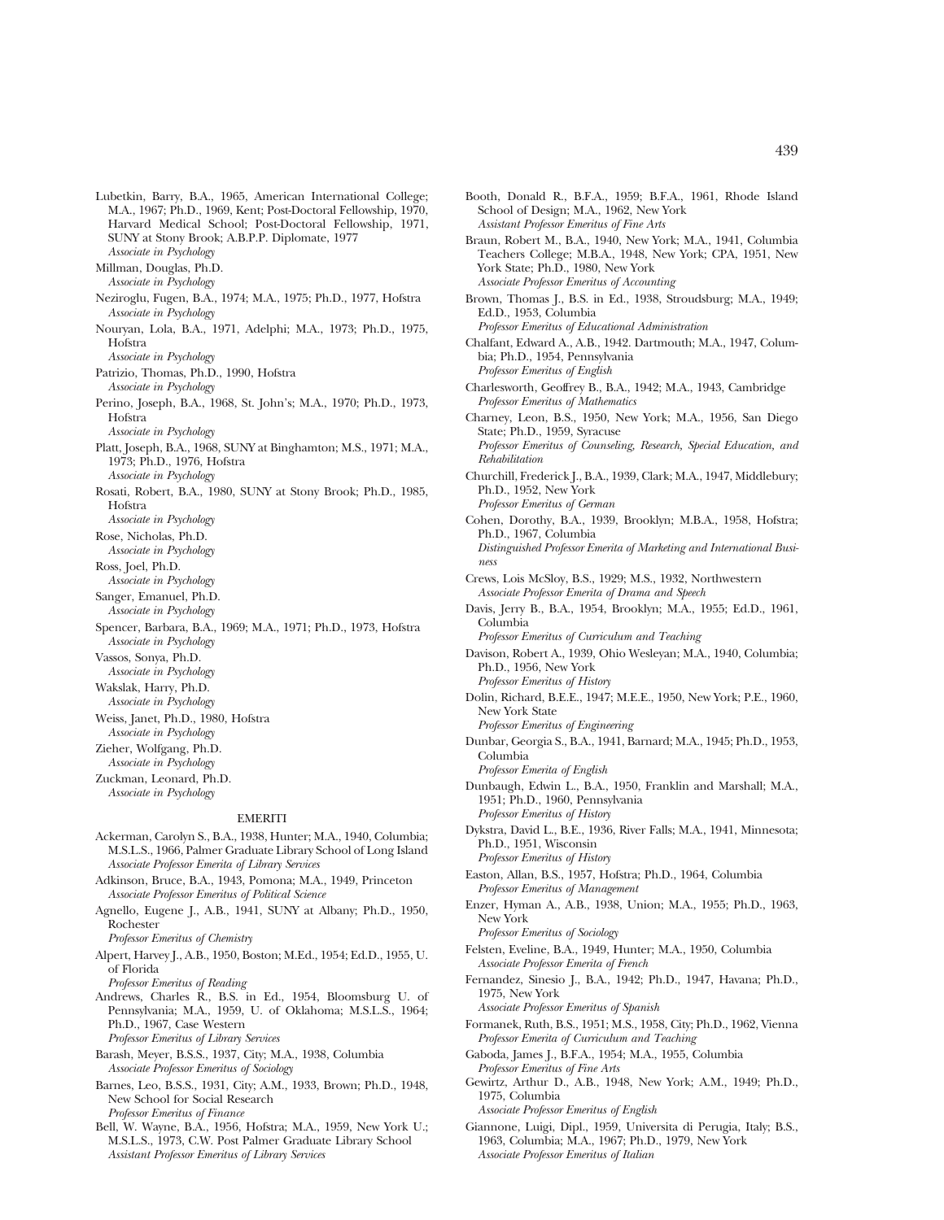Lubetkin, Barry, B.A., 1965, American International College; M.A., 1967; Ph.D., 1969, Kent; Post-Doctoral Fellowship, 1970, Harvard Medical School; Post-Doctoral Fellowship, 1971, SUNY at Stony Brook; A.B.P.P. Diplomate, 1977
*Associate in Psychology*

Millman, Douglas, Ph.D.
*Associate in Psychology*

Neziroglu, Fugen, B.A., 1974; M.A., 1975; Ph.D., 1977, Hofstra
*Associate in Psychology*

Nouryan, Lola, B.A., 1971, Adelphi; M.A., 1973; Ph.D., 1975, Hofstra
*Associate in Psychology*

Patrizio, Thomas, Ph.D., 1990, Hofstra
*Associate in Psychology*

Perino, Joseph, B.A., 1968, St. John's; M.A., 1970; Ph.D., 1973, Hofstra
*Associate in Psychology*

Platt, Joseph, B.A., 1968, SUNY at Binghamton; M.S., 1971; M.A., 1973; Ph.D., 1976, Hofstra
*Associate in Psychology*

Rosati, Robert, B.A., 1980, SUNY at Stony Brook; Ph.D., 1985, Hofstra
*Associate in Psychology*

Rose, Nicholas, Ph.D.
*Associate in Psychology*

Ross, Joel, Ph.D.
*Associate in Psychology*

Sanger, Emanuel, Ph.D.
*Associate in Psychology*

Spencer, Barbara, B.A., 1969; M.A., 1971; Ph.D., 1973, Hofstra
*Associate in Psychology*

Vassos, Sonya, Ph.D.
*Associate in Psychology*

Wakslak, Harry, Ph.D.
*Associate in Psychology*

Weiss, Janet, Ph.D., 1980, Hofstra
*Associate in Psychology*

Zieher, Wolfgang, Ph.D.
*Associate in Psychology*

Zuckman, Leonard, Ph.D.
*Associate in Psychology*

## EMERITI

Ackerman, Carolyn S., B.A., 1938, Hunter; M.A., 1940, Columbia; M.S.L.S., 1966, Palmer Graduate Library School of Long Island
*Associate Professor Emerita of Library Services*

Adkinson, Bruce, B.A., 1943, Pomona; M.A., 1949, Princeton
*Associate Professor Emeritus of Political Science*

Agnello, Eugene J., A.B., 1941, SUNY at Albany; Ph.D., 1950, Rochester
*Professor Emeritus of Chemistry*

Alpert, Harvey J., A.B., 1950, Boston; M.Ed., 1954; Ed.D., 1955, U. of Florida
*Professor Emeritus of Reading*

Andrews, Charles R., B.S. in Ed., 1954, Bloomsburg U. of Pennsylvania; M.A., 1959, U. of Oklahoma; M.S.L.S., 1964; Ph.D., 1967, Case Western
*Professor Emeritus of Library Services*

Barash, Meyer, B.S.S., 1937, City; M.A., 1938, Columbia
*Associate Professor Emeritus of Sociology*

Barnes, Leo, B.S.S., 1931, City; A.M., 1933, Brown; Ph.D., 1948, New School for Social Research
*Professor Emeritus of Finance*

Bell, W. Wayne, B.A., 1956, Hofstra; M.A., 1959, New York U.; M.S.L.S., 1973, C.W. Post Palmer Graduate Library School
*Assistant Professor Emeritus of Library Services*

Booth, Donald R., B.F.A., 1959; B.F.A., 1961, Rhode Island School of Design; M.A., 1962, New York
*Assistant Professor Emeritus of Fine Arts*

Braun, Robert M., B.A., 1940, New York; M.A., 1941, Columbia Teachers College; M.B.A., 1948, New York; CPA, 1951, New York State; Ph.D., 1980, New York
*Associate Professor Emeritus of Accounting*

Brown, Thomas J., B.S. in Ed., 1938, Stroudsburg; M.A., 1949; Ed.D., 1953, Columbia
*Professor Emeritus of Educational Administration*

Chalfant, Edward A., A.B., 1942. Dartmouth; M.A., 1947, Columbia; Ph.D., 1954, Pennsylvania
*Professor Emeritus of English*

Charlesworth, Geoffrey B., B.A., 1942; M.A., 1943, Cambridge
*Professor Emeritus of Mathematics*

Charney, Leon, B.S., 1950, New York; M.A., 1956, San Diego State; Ph.D., 1959, Syracuse
*Professor Emeritus of Counseling, Research, Special Education, and Rehabilitation*

Churchill, Frederick J., B.A., 1939, Clark; M.A., 1947, Middlebury; Ph.D., 1952, New York
*Professor Emeritus of German*

Cohen, Dorothy, B.A., 1939, Brooklyn; M.B.A., 1958, Hofstra; Ph.D., 1967, Columbia
*Distinguished Professor Emerita of Marketing and International Business*

Crews, Lois McSloy, B.S., 1929; M.S., 1932, Northwestern
*Associate Professor Emerita of Drama and Speech*

Davis, Jerry B., B.A., 1954, Brooklyn; M.A., 1955; Ed.D., 1961, Columbia
*Professor Emeritus of Curriculum and Teaching*

Davison, Robert A., 1939, Ohio Wesleyan; M.A., 1940, Columbia; Ph.D., 1956, New York
*Professor Emeritus of History*

Dolin, Richard, B.E.E., 1947; M.E.E., 1950, New York; P.E., 1960, New York State
*Professor Emeritus of Engineering*

Dunbar, Georgia S., B.A., 1941, Barnard; M.A., 1945; Ph.D., 1953, Columbia
*Professor Emerita of English*

Dunbaugh, Edwin L., B.A., 1950, Franklin and Marshall; M.A., 1951; Ph.D., 1960, Pennsylvania
*Professor Emeritus of History*

Dykstra, David L., B.E., 1936, River Falls; M.A., 1941, Minnesota; Ph.D., 1951, Wisconsin
*Professor Emeritus of History*

Easton, Allan, B.S., 1957, Hofstra; Ph.D., 1964, Columbia
*Professor Emeritus of Management*

Enzer, Hyman A., A.B., 1938, Union; M.A., 1955; Ph.D., 1963, New York
*Professor Emeritus of Sociology*

Felsten, Eveline, B.A., 1949, Hunter; M.A., 1950, Columbia
*Associate Professor Emerita of French*

Fernandez, Sinesio J., B.A., 1942; Ph.D., 1947, Havana; Ph.D., 1975, New York
*Associate Professor Emeritus of Spanish*

Formanek, Ruth, B.S., 1951; M.S., 1958, City; Ph.D., 1962, Vienna
*Professor Emerita of Curriculum and Teaching*

Gaboda, James J., B.F.A., 1954; M.A., 1955, Columbia
*Professor Emeritus of Fine Arts*

Gewirtz, Arthur D., A.B., 1948, New York; A.M., 1949; Ph.D., 1975, Columbia
*Associate Professor Emeritus of English*

Giannone, Luigi, Dipl., 1959, Universita di Perugia, Italy; B.S., 1963, Columbia; M.A., 1967; Ph.D., 1979, New York
*Associate Professor Emeritus of Italian*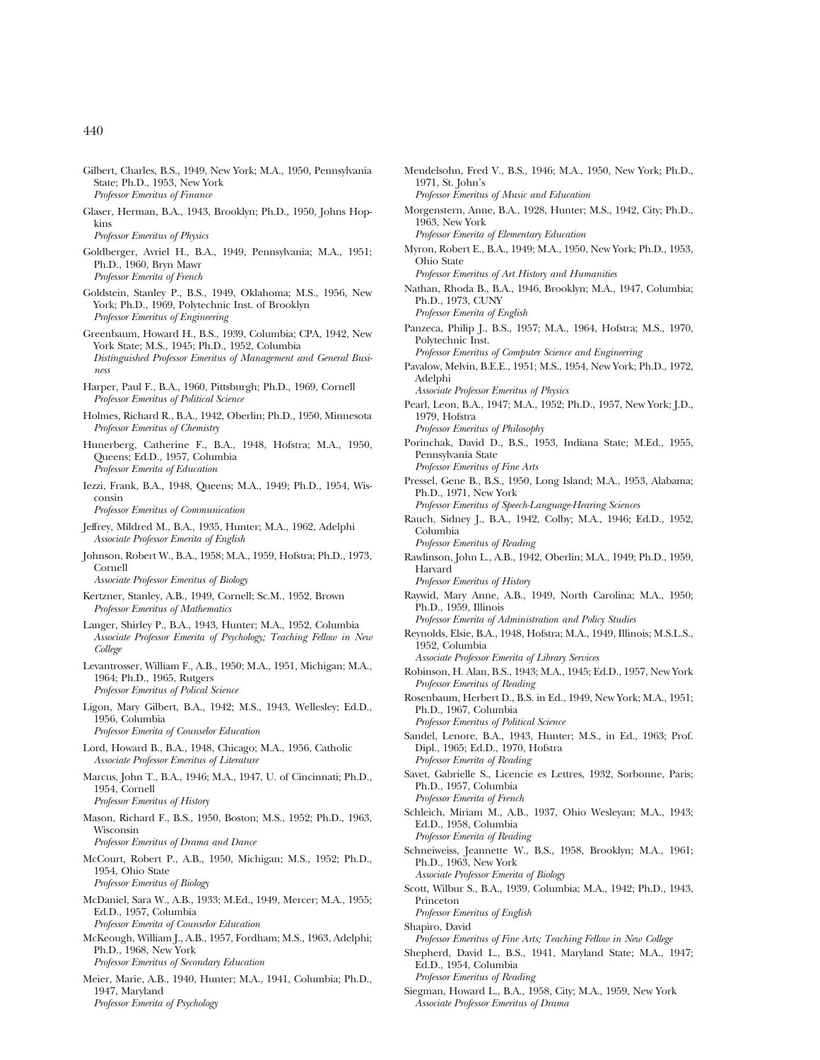Gilbert, Charles, B.S., 1949, New York; M.A., 1950, Pennsylvania State; Ph.D., 1953, New York
*Professor Emeritus of Finance*

Glaser, Herman, B.A., 1943, Brooklyn; Ph.D., 1950, Johns Hopkins
*Professor Emeritus of Physics*

Goldberger, Avriel H., B.A., 1949, Pennsylvania; M.A., 1951; Ph.D., 1960, Bryn Mawr
*Professor Emerita of French*

Goldstein, Stanley P., B.S., 1949, Oklahoma; M.S., 1956, New York; Ph.D., 1969, Polytechnic Inst. of Brooklyn
*Professor Emeritus of Engineering*

Greenbaum, Howard H., B.S., 1939, Columbia; CPA, 1942, New York State; M.S., 1945; Ph.D., 1952, Columbia
*Distinguished Professor Emeritus of Management and General Business*

Harper, Paul F., B.A., 1960, Pittsburgh; Ph.D., 1969, Cornell
*Professor Emeritus of Political Science*

Holmes, Richard R., B.A., 1942, Oberlin; Ph.D., 1950, Minnesota
*Professor Emeritus of Chemistry*

Hunerberg, Catherine F., B.A., 1948, Hofstra; M.A., 1950, Queens; Ed.D., 1957, Columbia
*Professor Emerita of Education*

Iezzi, Frank, B.A., 1948, Queens; M.A., 1949; Ph.D., 1954, Wisconsin
*Professor Emeritus of Communication*

Jeffrey, Mildred M., B.A., 1935, Hunter; M.A., 1962, Adelphi
*Associate Professor Emerita of English*

Johnson, Robert W., B.A., 1958; M.A., 1959, Hofstra; Ph.D., 1973, Cornell
*Associate Professor Emeritus of Biology*

Kertzner, Stanley, A.B., 1949, Cornell; Sc.M., 1952, Brown
*Professor Emeritus of Mathematics*

Langer, Shirley P., B.A., 1943, Hunter; M.A., 1952, Columbia
*Associate Professor Emerita of Psychology; Teaching Fellow in New College*

Levantrosser, William F., A.B., 1950; M.A., 1951, Michigan; M.A., 1964; Ph.D., 1965, Rutgers
*Professor Emeritus of Polical Science*

Ligon, Mary Gilbert, B.A., 1942; M.S., 1943, Wellesley; Ed.D., 1956, Columbia
*Professor Emerita of Counselor Education*

Lord, Howard B., B.A., 1948, Chicago; M.A., 1956, Catholic
*Associate Professor Emeritus of Literature*

Marcus, John T., B.A., 1946; M.A., 1947, U. of Cincinnati; Ph.D., 1954, Cornell
*Professor Emeritus of History*

Mason, Richard F., B.S., 1950, Boston; M.S., 1952; Ph.D., 1963, Wisconsin
*Professor Emeritus of Drama and Dance*

McCourt, Robert P., A.B., 1950, Michigan; M.S., 1952; Ph.D., 1954, Ohio State
*Professor Emeritus of Biology*

McDaniel, Sara W., A.B., 1933; M.Ed., 1949, Mercer; M.A., 1955; Ed.D., 1957, Columbia
*Professor Emerita of Counselor Education*

McKeough, William J., A.B., 1957, Fordham; M.S., 1963, Adelphi; Ph.D., 1968, New York
*Professor Emeritus of Secondary Education*

Meier, Marie, A.B., 1940, Hunter; M.A., 1941, Columbia; Ph.D., 1947, Maryland
*Professor Emerita of Psychology*

Mendelsohn, Fred V., B.S., 1946; M.A., 1950, New York; Ph.D., 1971, St. John's
*Professor Emeritus of Music and Education*

Morgenstern, Anne, B.A., 1928, Hunter; M.S., 1942, City; Ph.D., 1963, New York
*Professor Emerita of Elementary Education*

Myron, Robert E., B.A., 1949; M.A., 1950, New York; Ph.D., 1953, Ohio State
*Professor Emeritus of Art History and Humanities*

Nathan, Rhoda B., B.A., 1946, Brooklyn; M.A., 1947, Columbia; Ph.D., 1973, CUNY
*Professor Emerita of English*

Panzeca, Philip J., B.S., 1957; M.A., 1964, Hofstra; M.S., 1970, Polytechnic Inst.
*Professor Emeritus of Computer Science and Engineering*

Pavalow, Melvin, B.E.E., 1951; M.S., 1954, New York; Ph.D., 1972, Adelphi
*Associate Professor Emeritus of Physics*

Pearl, Leon, B.A., 1947; M.A., 1952; Ph.D., 1957, New York; J.D., 1979, Hofstra
*Professor Emeritus of Philosophy*

Porinchak, David D., B.S., 1953, Indiana State; M.Ed., 1955, Pennsylvania State
*Professor Emeritus of Fine Arts*

Pressel, Gene B., B.S., 1950, Long Island; M.A., 1953, Alabama; Ph.D., 1971, New York
*Professor Emeritus of Speech-Language-Hearing Sciences*

Rauch, Sidney J., B.A., 1942, Colby; M.A., 1946; Ed.D., 1952, Columbia
*Professor Emeritus of Reading*

Rawlinson, John L., A.B., 1942, Oberlin; M.A., 1949; Ph.D., 1959, Harvard
*Professor Emeritus of History*

Raywid, Mary Anne, A.B., 1949, North Carolina; M.A., 1950; Ph.D., 1959, Illinois
*Professor Emerita of Administration and Policy Studies*

Reynolds, Elsie, B.A., 1948, Hofstra; M.A., 1949, Illinois; M.S.L.S., 1952, Columbia
*Associate Professor Emerita of Library Services*

Robinson, H. Alan, B.S., 1943; M.A., 1945; Ed.D., 1957, New York
*Professor Emeritus of Reading*

Rosenbaum, Herbert D., B.S. in Ed., 1949, New York; M.A., 1951; Ph.D., 1967, Columbia
*Professor Emeritus of Political Science*

Sandel, Lenore, B.A., 1943, Hunter; M.S., in Ed., 1963; Prof. Dipl., 1965; Ed.D., 1970, Hofstra
*Professor Emerita of Reading*

Savet, Gabrielle S., Licencie es Lettres, 1932, Sorbonne, Paris; Ph.D., 1957, Columbia
*Professor Emerita of French*

Schleich, Miriam M., A.B., 1937, Ohio Wesleyan; M.A., 1943; Ed.D., 1958, Columbia
*Professor Emerita of Reading*

Schneiweiss, Jeannette W., B.S., 1958, Brooklyn; M.A., 1961; Ph.D., 1963, New York
*Associate Professor Emerita of Biology*

Scott, Wilbur S., B.A., 1939, Columbia; M.A., 1942; Ph.D., 1943, Princeton
*Professor Emeritus of English*

Shapiro, David
*Professor Emeritus of Fine Arts; Teaching Fellow in New College*

Shepherd, David L., B.S., 1941, Maryland State; M.A., 1947; Ed.D., 1954, Columbia
*Professor Emeritus of Reading*

Siegman, Howard L., B.A., 1958, City; M.A., 1959, New York
*Associate Professor Emeritus of Drama*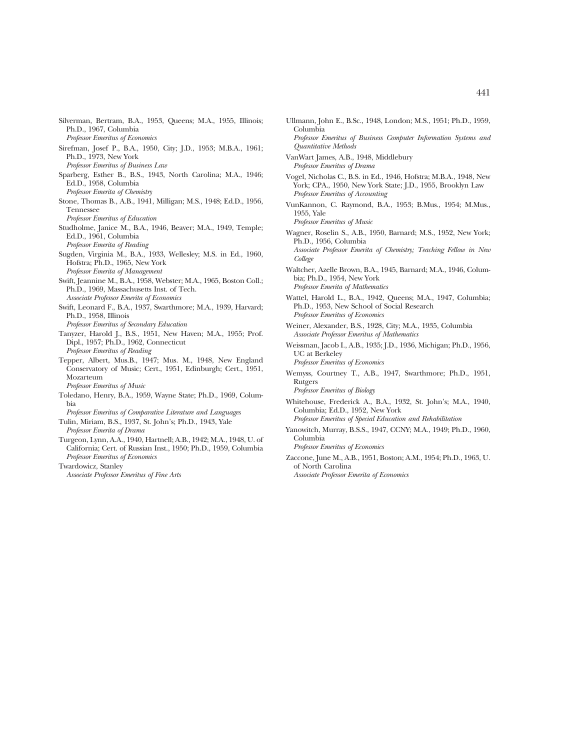Silverman, Bertram, B.A., 1953, Queens; M.A., 1955, Illinois; Ph.D., 1967, Columbia
*Professor Emeritus of Economics*

Sirefman, Josef P., B.A., 1950, City; J.D., 1953; M.B.A., 1961; Ph.D., 1973, New York
*Professor Emeritus of Business Law*

Sparberg, Esther B., B.S., 1943, North Carolina; M.A., 1946; Ed.D., 1958, Columbia
*Professor Emerita of Chemistry*

Stone, Thomas B., A.B., 1941, Milligan; M.S., 1948; Ed.D., 1956, Tennessee
*Professor Emeritus of Education*

Studholme, Janice M., B.A., 1946, Beaver; M.A., 1949, Temple; Ed.D., 1961, Columbia
*Professor Emerita of Reading*

Sugden, Virginia M., B.A., 1933, Wellesley; M.S. in Ed., 1960, Hofstra; Ph.D., 1965, New York
*Professor Emerita of Management*

Swift, Jeannine M., B.A., 1958, Webster; M.A., 1965, Boston Coll.; Ph.D., 1969, Massachusetts Inst. of Tech.
*Associate Professor Emerita of Economics*

Swift, Leonard F., B.A., 1937, Swarthmore; M.A., 1939, Harvard; Ph.D., 1958, Illinois
*Professor Emeritus of Secondary Education*

Tanyzer, Harold J., B.S., 1951, New Haven; M.A., 1955; Prof. Dipl., 1957; Ph.D., 1962, Connecticut
*Professor Emeritus of Reading*

Tepper, Albert, Mus.B., 1947; Mus. M., 1948, New England Conservatory of Music; Cert., 1951, Edinburgh; Cert., 1951, Mozarteum
*Professor Emeritus of Music*

Toledano, Henry, B.A., 1959, Wayne State; Ph.D., 1969, Columbia
*Professor Emeritus of Comparative Literature and Languages*

Tulin, Miriam, B.S., 1937, St. John's; Ph.D., 1943, Yale
*Professor Emerita of Drama*

Turgeon, Lynn, A.A., 1940, Hartnell; A.B., 1942; M.A., 1948, U. of California; Cert. of Russian Inst., 1950; Ph.D., 1959, Columbia
*Professor Emeritus of Economics*

Twardowicz, Stanley
*Associate Professor Emeritus of Fine Arts*

Ullmann, John E., B.Sc., 1948, London; M.S., 1951; Ph.D., 1959, Columbia
*Professor Emeritus of Business Computer Information Systems and Quantitative Methods*

VanWart James, A.B., 1948, Middlebury
*Professor Emeritus of Drama*

Vogel, Nicholas C., B.S. in Ed., 1946, Hofstra; M.B.A., 1948, New York; CPA., 1950, New York State; J.D., 1955, Brooklyn Law
*Professor Emeritus of Accounting*

VunKannon, C. Raymond, B.A., 1953; B.Mus., 1954; M.Mus., 1955, Yale
*Professor Emeritus of Music*

Wagner, Roselin S., A.B., 1950, Barnard; M.S., 1952, New York; Ph.D., 1956, Columbia
*Associate Professor Emerita of Chemistry; Teaching Fellow in New College*

Waltcher, Azelle Brown, B.A., 1945, Barnard; M.A., 1946, Columbia; Ph.D., 1954, New York
*Professor Emerita of Mathematics*

Wattel, Harold L., B.A., 1942, Queens; M.A., 1947, Columbia; Ph.D., 1953, New School of Social Research
*Professor Emeritus of Economics*

Weiner, Alexander, B.S., 1928, City; M.A., 1935, Columbia
*Associate Professor Emeritus of Mathematics*

Weissman, Jacob I., A.B., 1935; J.D., 1936, Michigan; Ph.D., 1956, UC at Berkeley
*Professor Emeritus of Economics*

Wemyss, Courtney T., A.B., 1947, Swarthmore; Ph.D., 1951, Rutgers
*Professor Emeritus of Biology*

Whitehouse, Frederick A., B.A., 1932, St. John's; M.A., 1940, Columbia; Ed.D., 1952, New York
*Professor Emeritus of Special Education and Rehabilitation*

Yanowitch, Murray, B.S.S., 1947, CCNY; M.A., 1949; Ph.D., 1960, Columbia
*Professor Emeritus of Economics*

Zaccone, June M., A.B., 1951, Boston; A.M., 1954; Ph.D., 1963, U. of North Carolina
*Associate Professor Emerita of Economics*